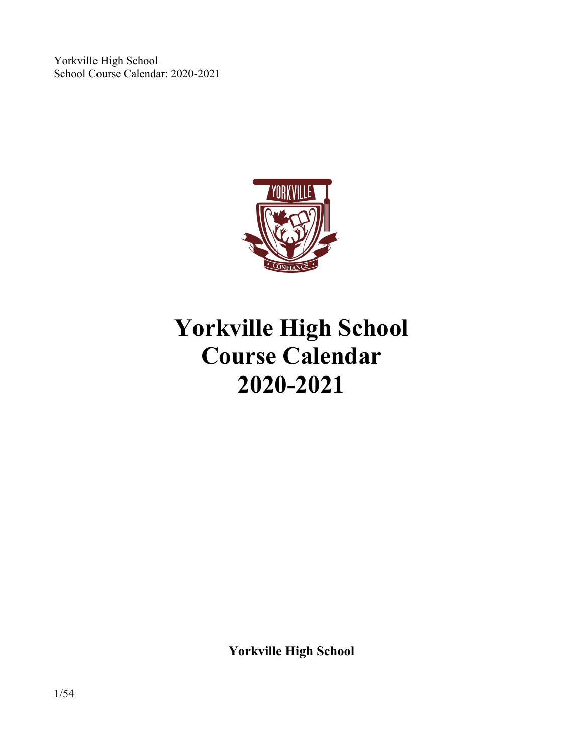# Yorkville High School Course Calendar 2020-2021

**Yorkville High School**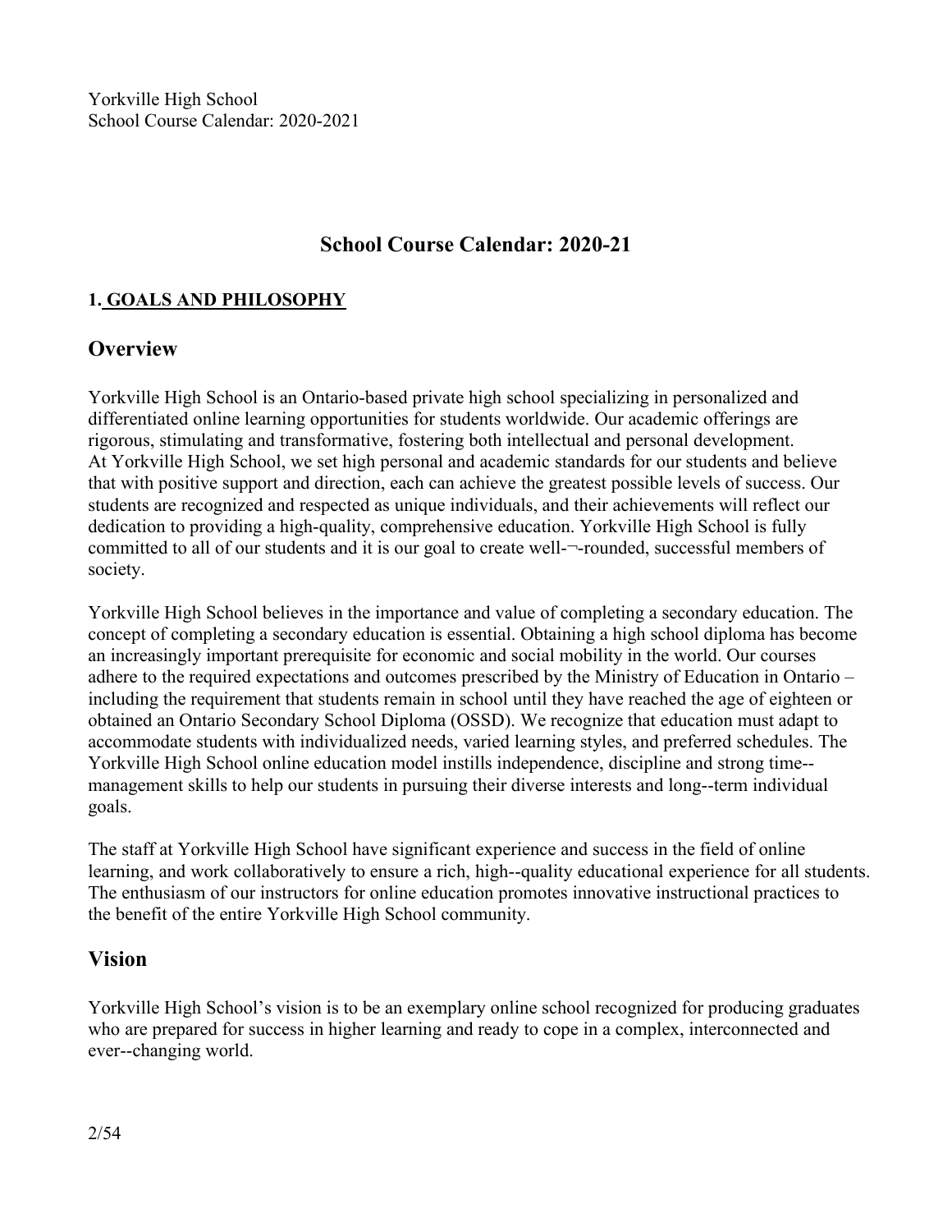# School Course Calendar: 2020-21

## 1. GOALS AND PHILOSOPHY

## Overview

Yorkville High School is an Ontario-based private high school specializing in personalized and differentiated online learning opportunities for students worldwide. Our academic offerings are rigorous, stimulating and transformative, fostering both intellectual and personal development. At Yorkville High School, we set high personal and academic standards for our students and believe that with positive support and direction, each can achieve the greatest possible levels of success. Our students are recognized and respected as unique individuals, and their achievements will reflect our dedication to providing a high-quality, comprehensive education. Yorkville High School is fully committed to all of our students and it is our goal to create well-¬-rounded, successful members of society.

Yorkville High School believes in the importance and value of completing a secondary education. The concept of completing a secondary education is essential. Obtaining a high school diploma has become an increasingly important prerequisite for economic and social mobility in the world. Our courses adhere to the required expectations and outcomes prescribed by the Ministry of Education in Ontario – including the requirement that students remain in school until they have reached the age of eighteen or obtained an Ontario Secondary School Diploma (OSSD). We recognize that education must adapt to accommodate students with individualized needs, varied learning styles, and preferred schedules. The Yorkville High School online education model instills independence, discipline and strong time--management skills to help our students in pursuing their diverse interests and long--term individual goals.

The staff at Yorkville High School have significant experience and success in the field of online learning, and work collaboratively to ensure a rich, high--quality educational experience for all students. The enthusiasm of our instructors for online education promotes innovative instructional practices to the benefit of the entire Yorkville High School community.

## Vision

Yorkville High School's vision is to be an exemplary online school recognized for producing graduates who are prepared for success in higher learning and ready to cope in a complex, interconnected and ever--changing world.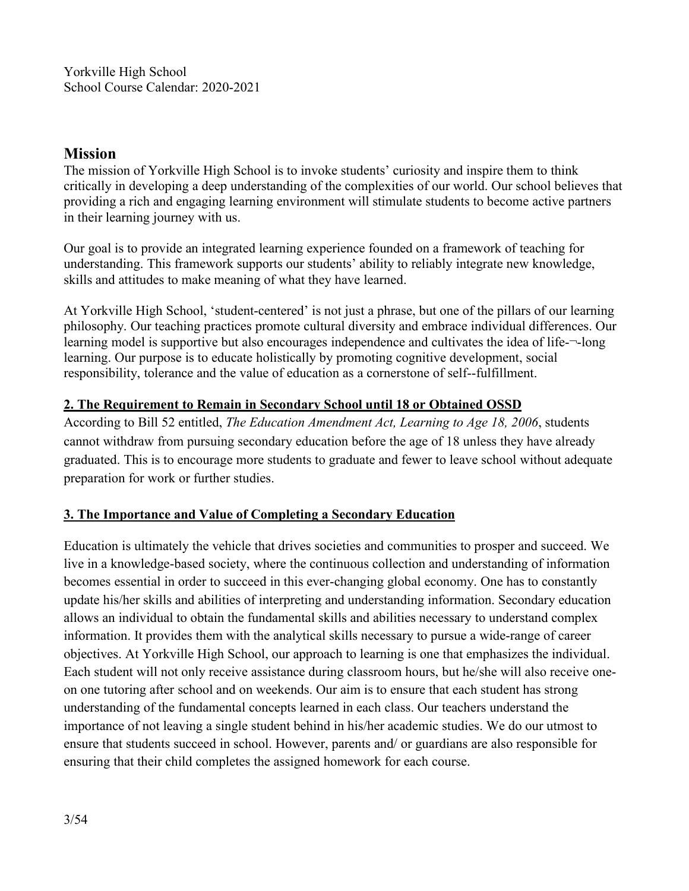Yorkville High School
School Course Calendar: 2020-2021

## Mission

The mission of Yorkville High School is to invoke students' curiosity and inspire them to think critically in developing a deep understanding of the complexities of our world. Our school believes that providing a rich and engaging learning environment will stimulate students to become active partners in their learning journey with us.

Our goal is to provide an integrated learning experience founded on a framework of teaching for understanding. This framework supports our students' ability to reliably integrate new knowledge, skills and attitudes to make meaning of what they have learned.

At Yorkville High School, 'student-centered' is not just a phrase, but one of the pillars of our learning philosophy. Our teaching practices promote cultural diversity and embrace individual differences. Our learning model is supportive but also encourages independence and cultivates the idea of life-¬-long learning. Our purpose is to educate holistically by promoting cognitive development, social responsibility, tolerance and the value of education as a cornerstone of self--fulfillment.

### 2. The Requirement to Remain in Secondary School until 18 or Obtained OSSD

According to Bill 52 entitled, *The Education Amendment Act, Learning to Age 18, 2006*, students cannot withdraw from pursuing secondary education before the age of 18 unless they have already graduated. This is to encourage more students to graduate and fewer to leave school without adequate preparation for work or further studies.

### 3. The Importance and Value of Completing a Secondary Education

Education is ultimately the vehicle that drives societies and communities to prosper and succeed. We live in a knowledge-based society, where the continuous collection and understanding of information becomes essential in order to succeed in this ever-changing global economy. One has to constantly update his/her skills and abilities of interpreting and understanding information. Secondary education allows an individual to obtain the fundamental skills and abilities necessary to understand complex information. It provides them with the analytical skills necessary to pursue a wide-range of career objectives. At Yorkville High School, our approach to learning is one that emphasizes the individual. Each student will not only receive assistance during classroom hours, but he/she will also receive one-on one tutoring after school and on weekends. Our aim is to ensure that each student has strong understanding of the fundamental concepts learned in each class. Our teachers understand the importance of not leaving a single student behind in his/her academic studies. We do our utmost to ensure that students succeed in school. However, parents and/ or guardians are also responsible for ensuring that their child completes the assigned homework for each course.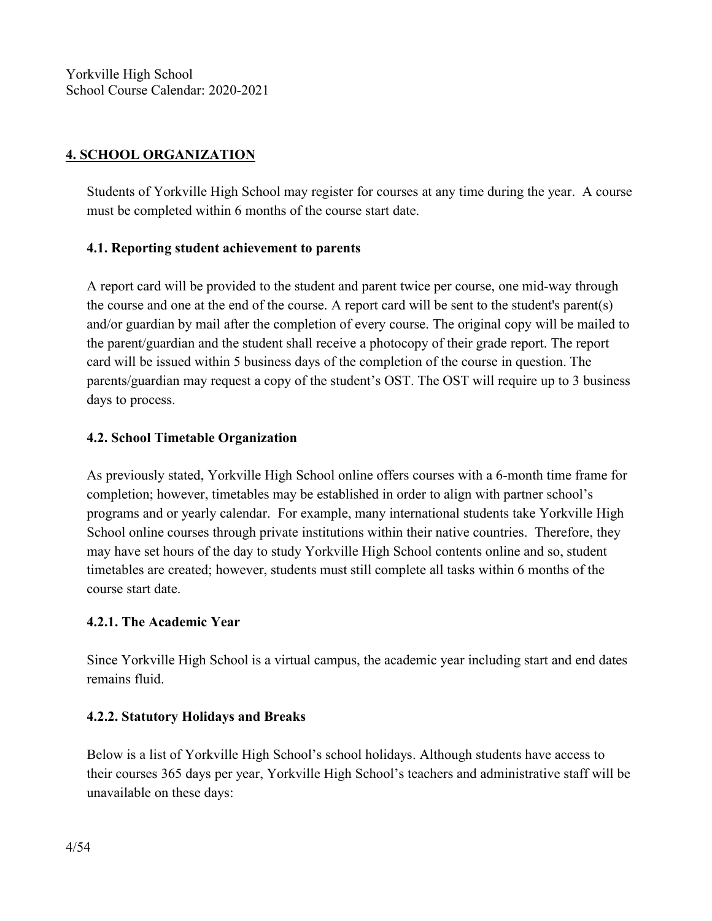## 4. SCHOOL ORGANIZATION

Students of Yorkville High School may register for courses at any time during the year. A course must be completed within 6 months of the course start date.

### 4.1. Reporting student achievement to parents

A report card will be provided to the student and parent twice per course, one mid-way through the course and one at the end of the course. A report card will be sent to the student's parent(s) and/or guardian by mail after the completion of every course. The original copy will be mailed to the parent/guardian and the student shall receive a photocopy of their grade report. The report card will be issued within 5 business days of the completion of the course in question. The parents/guardian may request a copy of the student's OST. The OST will require up to 3 business days to process.

### 4.2. School Timetable Organization

As previously stated, Yorkville High School online offers courses with a 6-month time frame for completion; however, timetables may be established in order to align with partner school's programs and or yearly calendar. For example, many international students take Yorkville High School online courses through private institutions within their native countries. Therefore, they may have set hours of the day to study Yorkville High School contents online and so, student timetables are created; however, students must still complete all tasks within 6 months of the course start date.

#### 4.2.1. The Academic Year

Since Yorkville High School is a virtual campus, the academic year including start and end dates remains fluid.

#### 4.2.2. Statutory Holidays and Breaks

Below is a list of Yorkville High School's school holidays. Although students have access to their courses 365 days per year, Yorkville High School's teachers and administrative staff will be unavailable on these days: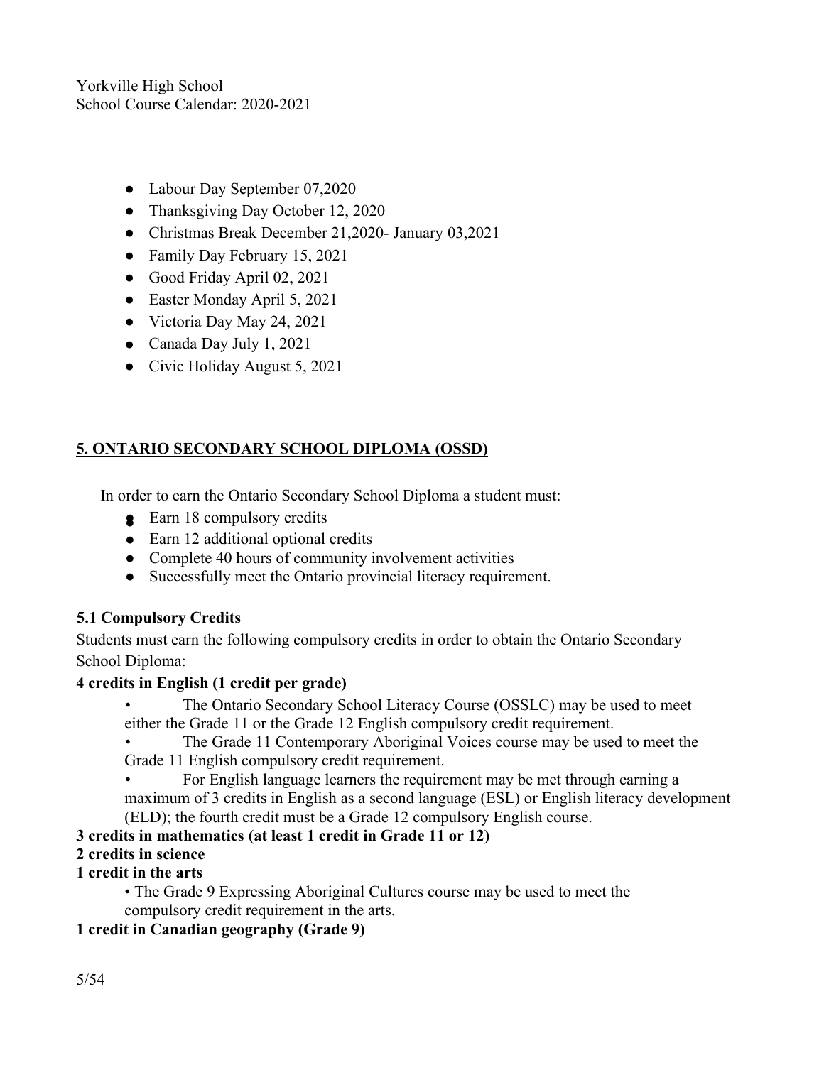- Labour Day September 07,2020
- Thanksgiving Day October 12, 2020
- Christmas Break December 21,2020- January 03,2021
- Family Day February 15, 2021
- Good Friday April 02, 2021
- Easter Monday April 5, 2021
- Victoria Day May 24, 2021
- Canada Day July 1, 2021
- Civic Holiday August 5, 2021

## 5. ONTARIO SECONDARY SCHOOL DIPLOMA (OSSD)

In order to earn the Ontario Secondary School Diploma a student must:

- Earn 18 compulsory credits
- Earn 12 additional optional credits
- Complete 40 hours of community involvement activities
- Successfully meet the Ontario provincial literacy requirement.

### 5.1 Compulsory Credits

Students must earn the following compulsory credits in order to obtain the Ontario Secondary School Diploma:

**4 credits in English (1 credit per grade)**

- The Ontario Secondary School Literacy Course (OSSLC) may be used to meet either the Grade 11 or the Grade 12 English compulsory credit requirement.
- The Grade 11 Contemporary Aboriginal Voices course may be used to meet the Grade 11 English compulsory credit requirement.
- For English language learners the requirement may be met through earning a maximum of 3 credits in English as a second language (ESL) or English literacy development (ELD); the fourth credit must be a Grade 12 compulsory English course.

**3 credits in mathematics (at least 1 credit in Grade 11 or 12)**

**2 credits in science**

**1 credit in the arts**

- The Grade 9 Expressing Aboriginal Cultures course may be used to meet the compulsory credit requirement in the arts.

**1 credit in Canadian geography (Grade 9)**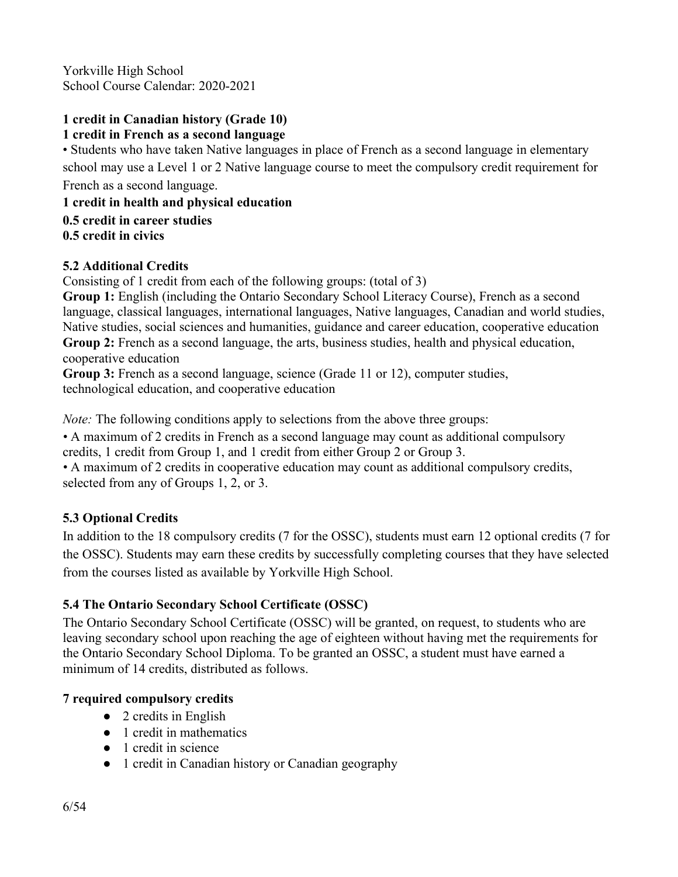**1 credit in Canadian history (Grade 10)**

**1 credit in French as a second language**

• Students who have taken Native languages in place of French as a second language in elementary school may use a Level 1 or 2 Native language course to meet the compulsory credit requirement for French as a second language.

**1 credit in health and physical education**

**0.5 credit in career studies**

**0.5 credit in civics**

### 5.2 Additional Credits

Consisting of 1 credit from each of the following groups: (total of 3)

**Group 1:** English (including the Ontario Secondary School Literacy Course), French as a second language, classical languages, international languages, Native languages, Canadian and world studies, Native studies, social sciences and humanities, guidance and career education, cooperative education

**Group 2:** French as a second language, the arts, business studies, health and physical education, cooperative education

**Group 3:** French as a second language, science (Grade 11 or 12), computer studies, technological education, and cooperative education

*Note:* The following conditions apply to selections from the above three groups:

• A maximum of 2 credits in French as a second language may count as additional compulsory credits, 1 credit from Group 1, and 1 credit from either Group 2 or Group 3.

• A maximum of 2 credits in cooperative education may count as additional compulsory credits, selected from any of Groups 1, 2, or 3.

### 5.3 Optional Credits

In addition to the 18 compulsory credits (7 for the OSSC), students must earn 12 optional credits (7 for the OSSC). Students may earn these credits by successfully completing courses that they have selected from the courses listed as available by Yorkville High School.

### 5.4 The Ontario Secondary School Certificate (OSSC)

The Ontario Secondary School Certificate (OSSC) will be granted, on request, to students who are leaving secondary school upon reaching the age of eighteen without having met the requirements for the Ontario Secondary School Diploma. To be granted an OSSC, a student must have earned a minimum of 14 credits, distributed as follows.

**7 required compulsory credits**

- 2 credits in English
- 1 credit in mathematics
- 1 credit in science
- 1 credit in Canadian history or Canadian geography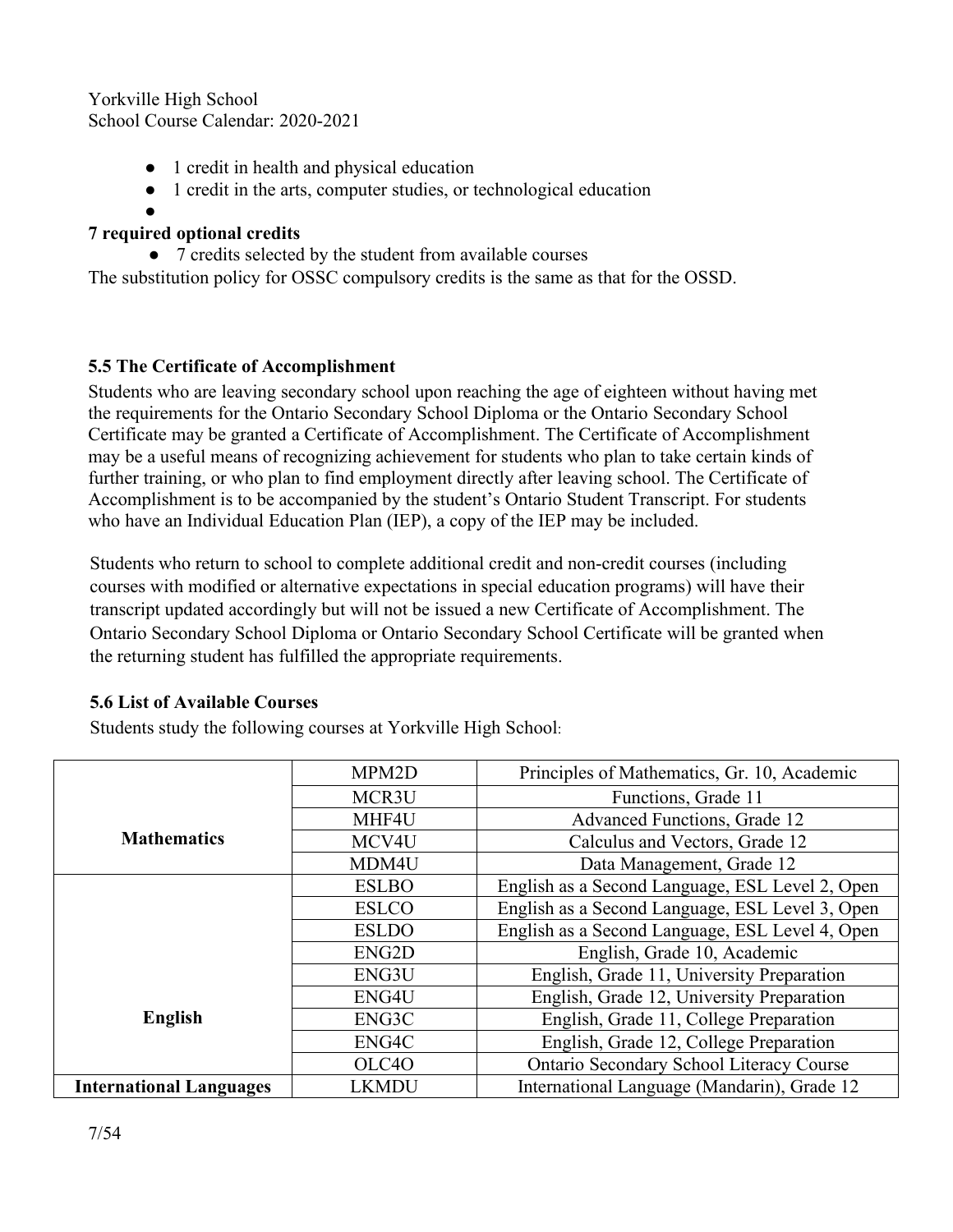- 1 credit in health and physical education
- 1 credit in the arts, computer studies, or technological education

**7 required optional credits**

- 7 credits selected by the student from available courses

The substitution policy for OSSC compulsory credits is the same as that for the OSSD.

### 5.5 The Certificate of Accomplishment

Students who are leaving secondary school upon reaching the age of eighteen without having met the requirements for the Ontario Secondary School Diploma or the Ontario Secondary School Certificate may be granted a Certificate of Accomplishment. The Certificate of Accomplishment may be a useful means of recognizing achievement for students who plan to take certain kinds of further training, or who plan to find employment directly after leaving school. The Certificate of Accomplishment is to be accompanied by the student's Ontario Student Transcript. For students who have an Individual Education Plan (IEP), a copy of the IEP may be included.

Students who return to school to complete additional credit and non-credit courses (including courses with modified or alternative expectations in special education programs) will have their transcript updated accordingly but will not be issued a new Certificate of Accomplishment. The Ontario Secondary School Diploma or Ontario Secondary School Certificate will be granted when the returning student has fulfilled the appropriate requirements.

### 5.6 List of Available Courses

Students study the following courses at Yorkville High School:

| | | |
|---|---|---|
| **Mathematics** | MPM2D | Principles of Mathematics, Gr. 10, Academic |
| | MCR3U | Functions, Grade 11 |
| | MHF4U | Advanced Functions, Grade 12 |
| | MCV4U | Calculus and Vectors, Grade 12 |
| | MDM4U | Data Management, Grade 12 |
| **English** | ESLBO | English as a Second Language, ESL Level 2, Open |
| | ESLCO | English as a Second Language, ESL Level 3, Open |
| | ESLDO | English as a Second Language, ESL Level 4, Open |
| | ENG2D | English, Grade 10, Academic |
| | ENG3U | English, Grade 11, University Preparation |
| | ENG4U | English, Grade 12, University Preparation |
| | ENG3C | English, Grade 11, College Preparation |
| | ENG4C | English, Grade 12, College Preparation |
| | OLC4O | Ontario Secondary School Literacy Course |
| **International Languages** | LKMDU | International Language (Mandarin), Grade 12 |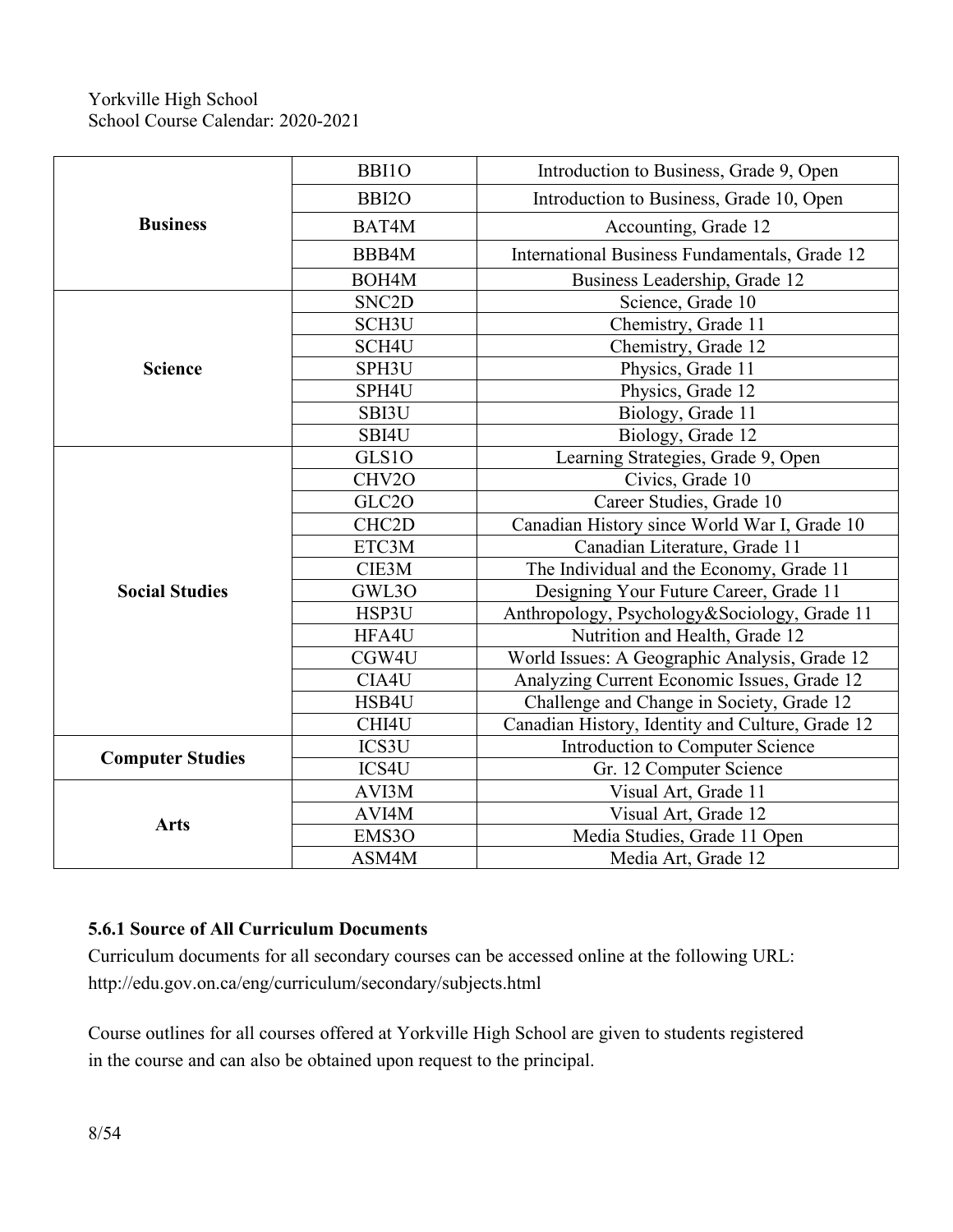| | | |
|---|---|---|
| **Business** | BBI1O | Introduction to Business, Grade 9, Open |
| | BBI2O | Introduction to Business, Grade 10, Open |
| | BAT4M | Accounting, Grade 12 |
| | BBB4M | International Business Fundamentals, Grade 12 |
| | BOH4M | Business Leadership, Grade 12 |
| **Science** | SNC2D | Science, Grade 10 |
| | SCH3U | Chemistry, Grade 11 |
| | SCH4U | Chemistry, Grade 12 |
| | SPH3U | Physics, Grade 11 |
| | SPH4U | Physics, Grade 12 |
| | SBI3U | Biology, Grade 11 |
| | SBI4U | Biology, Grade 12 |
| **Social Studies** | GLS1O | Learning Strategies, Grade 9, Open |
| | CHV2O | Civics, Grade 10 |
| | GLC2O | Career Studies, Grade 10 |
| | CHC2D | Canadian History since World War I, Grade 10 |
| | ETC3M | Canadian Literature, Grade 11 |
| | CIE3M | The Individual and the Economy, Grade 11 |
| | GWL3O | Designing Your Future Career, Grade 11 |
| | HSP3U | Anthropology, Psychology&Sociology, Grade 11 |
| | HFA4U | Nutrition and Health, Grade 12 |
| | CGW4U | World Issues: A Geographic Analysis, Grade 12 |
| | CIA4U | Analyzing Current Economic Issues, Grade 12 |
| | HSB4U | Challenge and Change in Society, Grade 12 |
| | CHI4U | Canadian History, Identity and Culture, Grade 12 |
| **Computer Studies** | ICS3U | Introduction to Computer Science |
| | ICS4U | Gr. 12 Computer Science |
| **Arts** | AVI3M | Visual Art, Grade 11 |
| | AVI4M | Visual Art, Grade 12 |
| | EMS3O | Media Studies, Grade 11 Open |
| | ASM4M | Media Art, Grade 12 |

### 5.6.1 Source of All Curriculum Documents

Curriculum documents for all secondary courses can be accessed online at the following URL: http://edu.gov.on.ca/eng/curriculum/secondary/subjects.html

Course outlines for all courses offered at Yorkville High School are given to students registered in the course and can also be obtained upon request to the principal.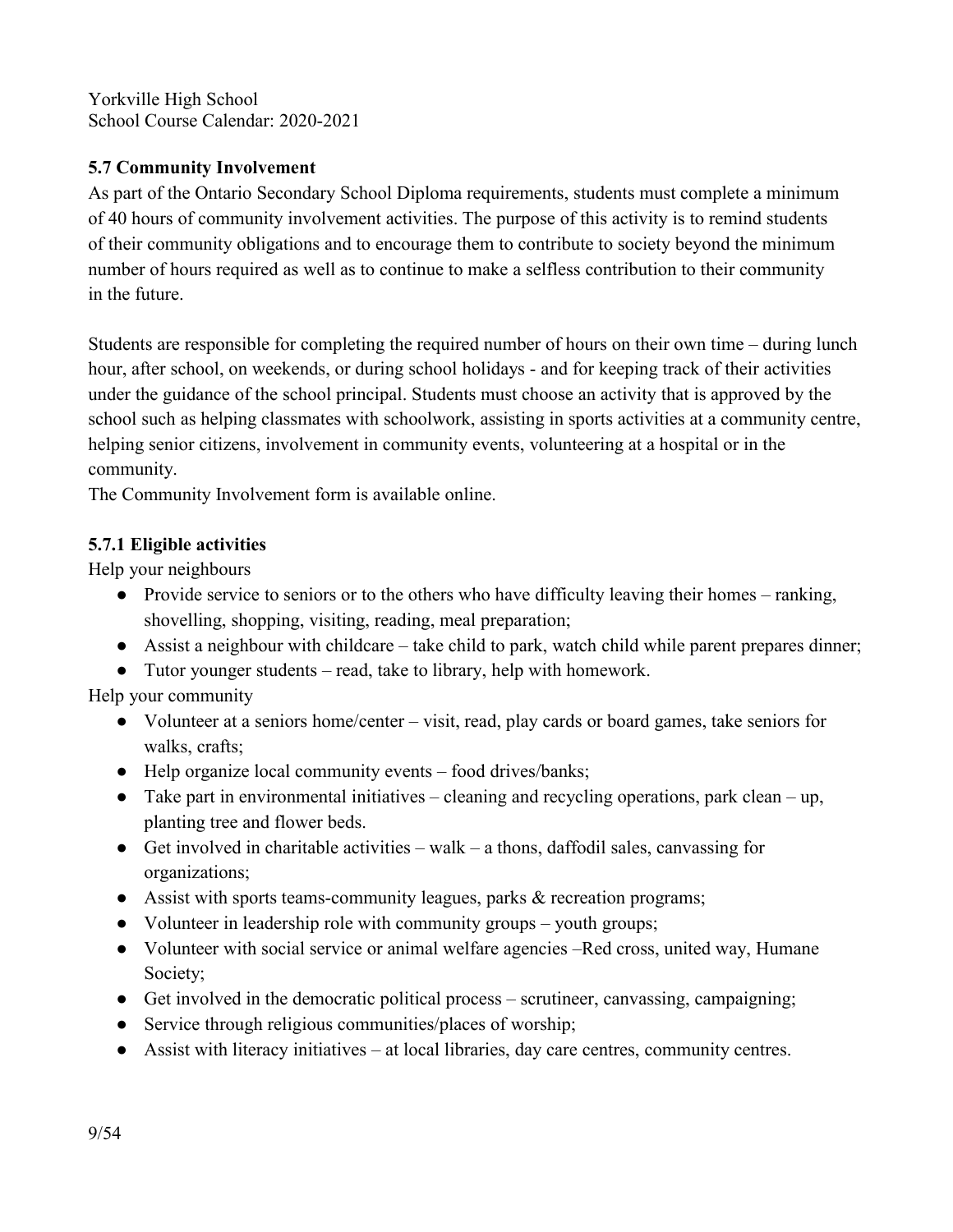Yorkville High School
School Course Calendar: 2020-2021

### 5.7 Community Involvement

As part of the Ontario Secondary School Diploma requirements, students must complete a minimum of 40 hours of community involvement activities. The purpose of this activity is to remind students of their community obligations and to encourage them to contribute to society beyond the minimum number of hours required as well as to continue to make a selfless contribution to their community in the future.

Students are responsible for completing the required number of hours on their own time – during lunch hour, after school, on weekends, or during school holidays - and for keeping track of their activities under the guidance of the school principal. Students must choose an activity that is approved by the school such as helping classmates with schoolwork, assisting in sports activities at a community centre, helping senior citizens, involvement in community events, volunteering at a hospital or in the community.
The Community Involvement form is available online.

#### 5.7.1 Eligible activities

Help your neighbours

- Provide service to seniors or to the others who have difficulty leaving their homes – ranking, shovelling, shopping, visiting, reading, meal preparation;
- Assist a neighbour with childcare – take child to park, watch child while parent prepares dinner;
- Tutor younger students – read, take to library, help with homework.

Help your community

- Volunteer at a seniors home/center – visit, read, play cards or board games, take seniors for walks, crafts;
- Help organize local community events – food drives/banks;
- Take part in environmental initiatives – cleaning and recycling operations, park clean – up, planting tree and flower beds.
- Get involved in charitable activities – walk – a thons, daffodil sales, canvassing for organizations;
- Assist with sports teams-community leagues, parks & recreation programs;
- Volunteer in leadership role with community groups – youth groups;
- Volunteer with social service or animal welfare agencies –Red cross, united way, Humane Society;
- Get involved in the democratic political process – scrutineer, canvassing, campaigning;
- Service through religious communities/places of worship;
- Assist with literacy initiatives – at local libraries, day care centres, community centres.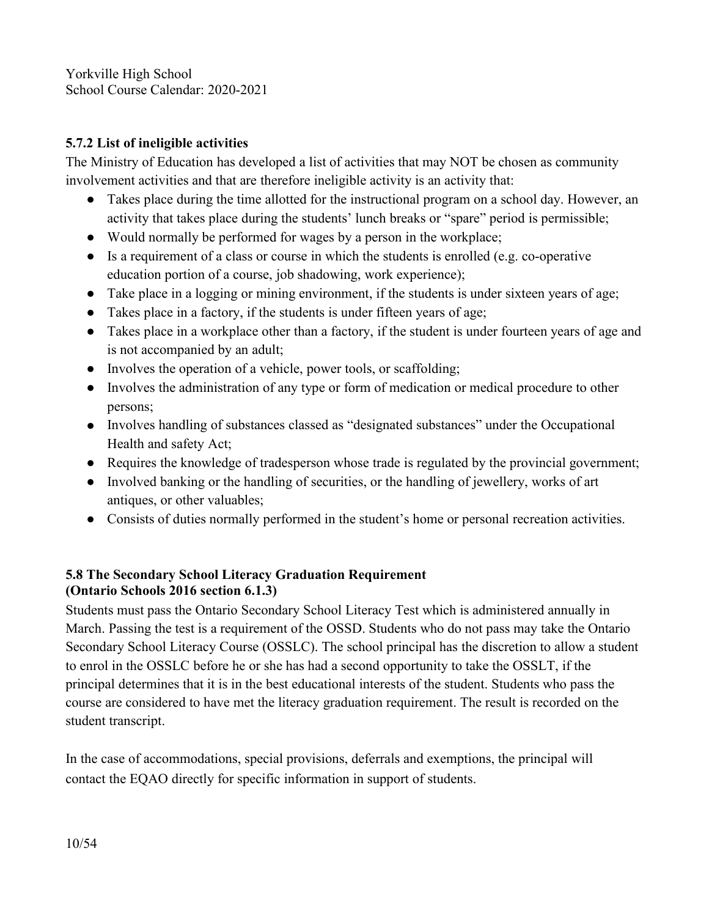### 5.7.2 List of ineligible activities

The Ministry of Education has developed a list of activities that may NOT be chosen as community involvement activities and that are therefore ineligible activity is an activity that:

- Takes place during the time allotted for the instructional program on a school day. However, an activity that takes place during the students' lunch breaks or "spare" period is permissible;
- Would normally be performed for wages by a person in the workplace;
- Is a requirement of a class or course in which the students is enrolled (e.g. co-operative education portion of a course, job shadowing, work experience);
- Take place in a logging or mining environment, if the students is under sixteen years of age;
- Takes place in a factory, if the students is under fifteen years of age;
- Takes place in a workplace other than a factory, if the student is under fourteen years of age and is not accompanied by an adult;
- Involves the operation of a vehicle, power tools, or scaffolding;
- Involves the administration of any type or form of medication or medical procedure to other persons;
- Involves handling of substances classed as "designated substances" under the Occupational Health and safety Act;
- Requires the knowledge of tradesperson whose trade is regulated by the provincial government;
- Involved banking or the handling of securities, or the handling of jewellery, works of art antiques, or other valuables;
- Consists of duties normally performed in the student's home or personal recreation activities.

### 5.8 The Secondary School Literacy Graduation Requirement (Ontario Schools 2016 section 6.1.3)

Students must pass the Ontario Secondary School Literacy Test which is administered annually in March. Passing the test is a requirement of the OSSD. Students who do not pass may take the Ontario Secondary School Literacy Course (OSSLC). The school principal has the discretion to allow a student to enrol in the OSSLC before he or she has had a second opportunity to take the OSSLT, if the principal determines that it is in the best educational interests of the student. Students who pass the course are considered to have met the literacy graduation requirement. The result is recorded on the student transcript.

In the case of accommodations, special provisions, deferrals and exemptions, the principal will contact the EQAO directly for specific information in support of students.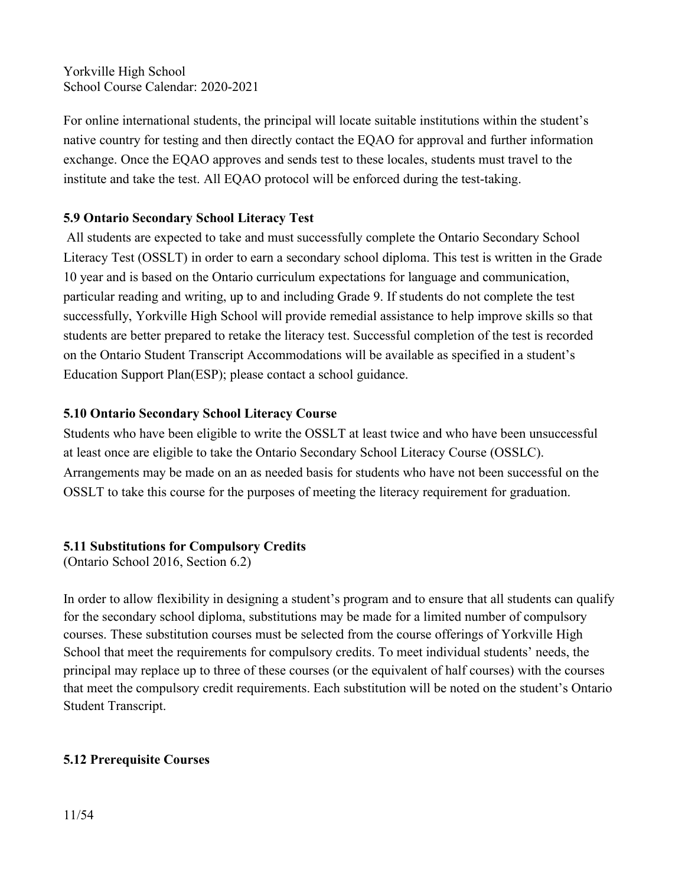For online international students, the principal will locate suitable institutions within the student's native country for testing and then directly contact the EQAO for approval and further information exchange. Once the EQAO approves and sends test to these locales, students must travel to the institute and take the test. All EQAO protocol will be enforced during the test-taking.

### 5.9 Ontario Secondary School Literacy Test

All students are expected to take and must successfully complete the Ontario Secondary School Literacy Test (OSSLT) in order to earn a secondary school diploma. This test is written in the Grade 10 year and is based on the Ontario curriculum expectations for language and communication, particular reading and writing, up to and including Grade 9. If students do not complete the test successfully, Yorkville High School will provide remedial assistance to help improve skills so that students are better prepared to retake the literacy test. Successful completion of the test is recorded on the Ontario Student Transcript Accommodations will be available as specified in a student's Education Support Plan(ESP); please contact a school guidance.

### 5.10 Ontario Secondary School Literacy Course

Students who have been eligible to write the OSSLT at least twice and who have been unsuccessful at least once are eligible to take the Ontario Secondary School Literacy Course (OSSLC). Arrangements may be made on an as needed basis for students who have not been successful on the OSSLT to take this course for the purposes of meeting the literacy requirement for graduation.

### 5.11 Substitutions for Compulsory Credits

(Ontario School 2016, Section 6.2)

In order to allow flexibility in designing a student's program and to ensure that all students can qualify for the secondary school diploma, substitutions may be made for a limited number of compulsory courses. These substitution courses must be selected from the course offerings of Yorkville High School that meet the requirements for compulsory credits. To meet individual students' needs, the principal may replace up to three of these courses (or the equivalent of half courses) with the courses that meet the compulsory credit requirements. Each substitution will be noted on the student's Ontario Student Transcript.

### 5.12 Prerequisite Courses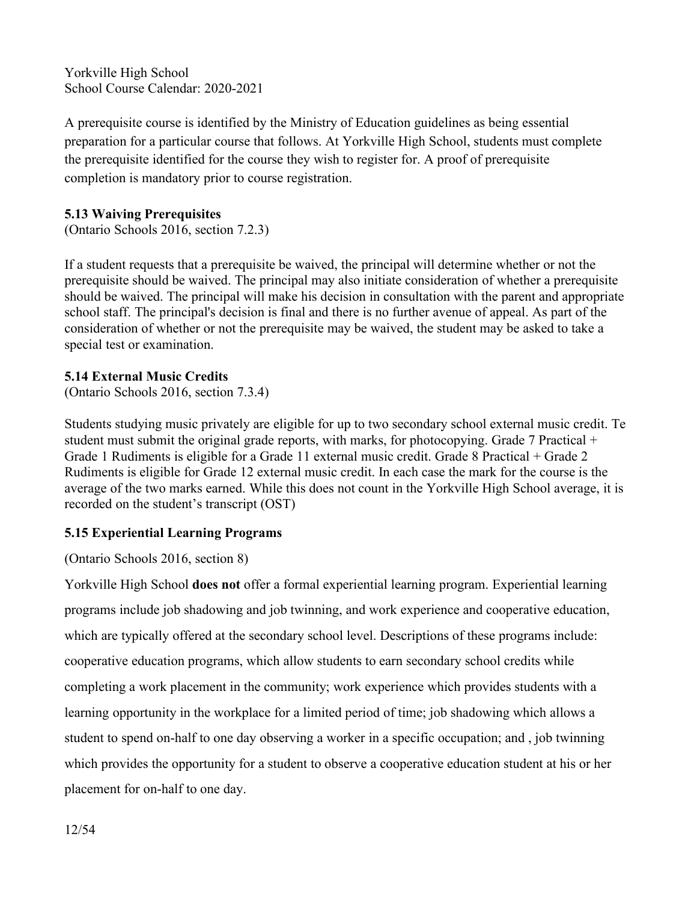A prerequisite course is identified by the Ministry of Education guidelines as being essential preparation for a particular course that follows. At Yorkville High School, students must complete the prerequisite identified for the course they wish to register for. A proof of prerequisite completion is mandatory prior to course registration.

### 5.13 Waiving Prerequisites

(Ontario Schools 2016, section 7.2.3)

If a student requests that a prerequisite be waived, the principal will determine whether or not the prerequisite should be waived. The principal may also initiate consideration of whether a prerequisite should be waived. The principal will make his decision in consultation with the parent and appropriate school staff. The principal's decision is final and there is no further avenue of appeal. As part of the consideration of whether or not the prerequisite may be waived, the student may be asked to take a special test or examination.

### 5.14 External Music Credits

(Ontario Schools 2016, section 7.3.4)

Students studying music privately are eligible for up to two secondary school external music credit. Te student must submit the original grade reports, with marks, for photocopying. Grade 7 Practical + Grade 1 Rudiments is eligible for a Grade 11 external music credit. Grade 8 Practical + Grade 2 Rudiments is eligible for Grade 12 external music credit. In each case the mark for the course is the average of the two marks earned. While this does not count in the Yorkville High School average, it is recorded on the student's transcript (OST)

### 5.15 Experiential Learning Programs

(Ontario Schools 2016, section 8)

Yorkville High School **does not** offer a formal experiential learning program. Experiential learning programs include job shadowing and job twinning, and work experience and cooperative education, which are typically offered at the secondary school level. Descriptions of these programs include: cooperative education programs, which allow students to earn secondary school credits while completing a work placement in the community; work experience which provides students with a learning opportunity in the workplace for a limited period of time; job shadowing which allows a student to spend on-half to one day observing a worker in a specific occupation; and , job twinning which provides the opportunity for a student to observe a cooperative education student at his or her placement for on-half to one day.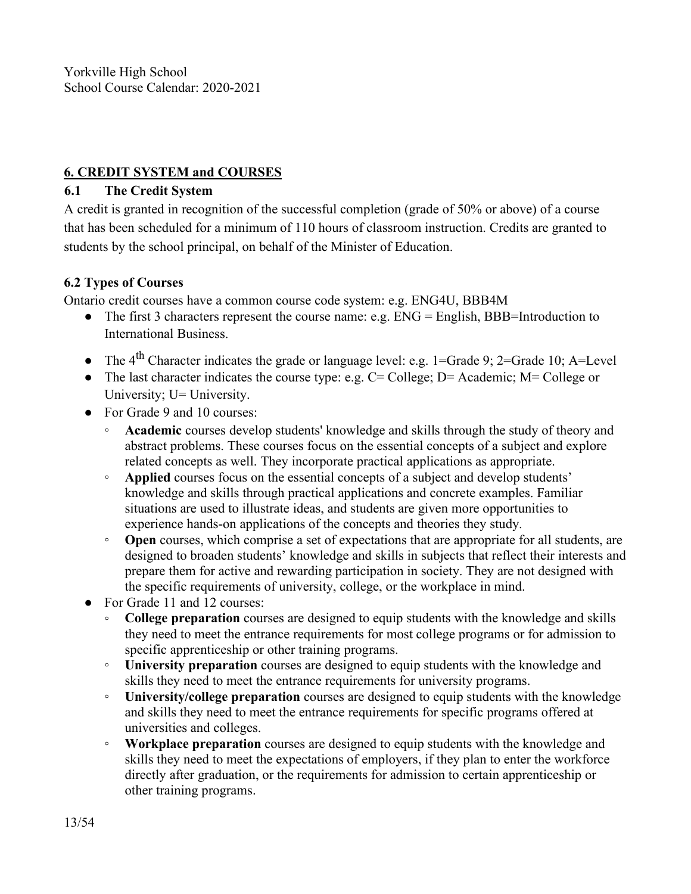Yorkville High School
School Course Calendar: 2020-2021

## 6. CREDIT SYSTEM and COURSES

### 6.1 The Credit System

A credit is granted in recognition of the successful completion (grade of 50% or above) of a course that has been scheduled for a minimum of 110 hours of classroom instruction. Credits are granted to students by the school principal, on behalf of the Minister of Education.

### 6.2 Types of Courses

Ontario credit courses have a common course code system: e.g. ENG4U, BBB4M

- The first 3 characters represent the course name: e.g. ENG = English, BBB=Introduction to International Business.
- The 4th Character indicates the grade or language level: e.g. 1=Grade 9; 2=Grade 10; A=Level
- The last character indicates the course type: e.g. C= College; D= Academic; M= College or University; U= University.
- For Grade 9 and 10 courses:
  - **Academic** courses develop students' knowledge and skills through the study of theory and abstract problems. These courses focus on the essential concepts of a subject and explore related concepts as well. They incorporate practical applications as appropriate.
  - **Applied** courses focus on the essential concepts of a subject and develop students' knowledge and skills through practical applications and concrete examples. Familiar situations are used to illustrate ideas, and students are given more opportunities to experience hands-on applications of the concepts and theories they study.
  - **Open** courses, which comprise a set of expectations that are appropriate for all students, are designed to broaden students' knowledge and skills in subjects that reflect their interests and prepare them for active and rewarding participation in society. They are not designed with the specific requirements of university, college, or the workplace in mind.
- For Grade 11 and 12 courses:
  - **College preparation** courses are designed to equip students with the knowledge and skills they need to meet the entrance requirements for most college programs or for admission to specific apprenticeship or other training programs.
  - **University preparation** courses are designed to equip students with the knowledge and skills they need to meet the entrance requirements for university programs.
  - **University/college preparation** courses are designed to equip students with the knowledge and skills they need to meet the entrance requirements for specific programs offered at universities and colleges.
  - **Workplace preparation** courses are designed to equip students with the knowledge and skills they need to meet the expectations of employers, if they plan to enter the workforce directly after graduation, or the requirements for admission to certain apprenticeship or other training programs.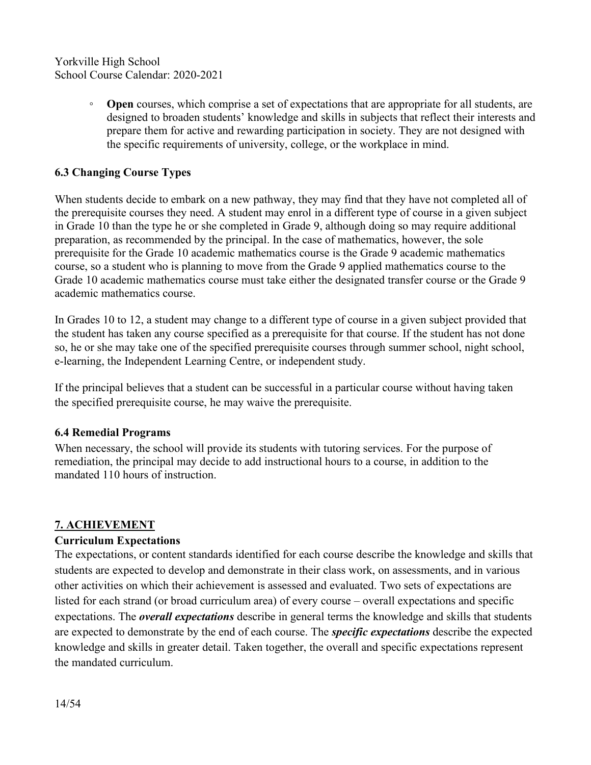- **Open** courses, which comprise a set of expectations that are appropriate for all students, are designed to broaden students' knowledge and skills in subjects that reflect their interests and prepare them for active and rewarding participation in society. They are not designed with the specific requirements of university, college, or the workplace in mind.

### 6.3 Changing Course Types

When students decide to embark on a new pathway, they may find that they have not completed all of the prerequisite courses they need. A student may enrol in a different type of course in a given subject in Grade 10 than the type he or she completed in Grade 9, although doing so may require additional preparation, as recommended by the principal. In the case of mathematics, however, the sole prerequisite for the Grade 10 academic mathematics course is the Grade 9 academic mathematics course, so a student who is planning to move from the Grade 9 applied mathematics course to the Grade 10 academic mathematics course must take either the designated transfer course or the Grade 9 academic mathematics course.

In Grades 10 to 12, a student may change to a different type of course in a given subject provided that the student has taken any course specified as a prerequisite for that course. If the student has not done so, he or she may take one of the specified prerequisite courses through summer school, night school, e-learning, the Independent Learning Centre, or independent study.

If the principal believes that a student can be successful in a particular course without having taken the specified prerequisite course, he may waive the prerequisite.

### 6.4 Remedial Programs

When necessary, the school will provide its students with tutoring services. For the purpose of remediation, the principal may decide to add instructional hours to a course, in addition to the mandated 110 hours of instruction.

## 7. ACHIEVEMENT

### Curriculum Expectations

The expectations, or content standards identified for each course describe the knowledge and skills that students are expected to develop and demonstrate in their class work, on assessments, and in various other activities on which their achievement is assessed and evaluated. Two sets of expectations are listed for each strand (or broad curriculum area) of every course – overall expectations and specific expectations. The ***overall expectations*** describe in general terms the knowledge and skills that students are expected to demonstrate by the end of each course. The ***specific expectations*** describe the expected knowledge and skills in greater detail. Taken together, the overall and specific expectations represent the mandated curriculum.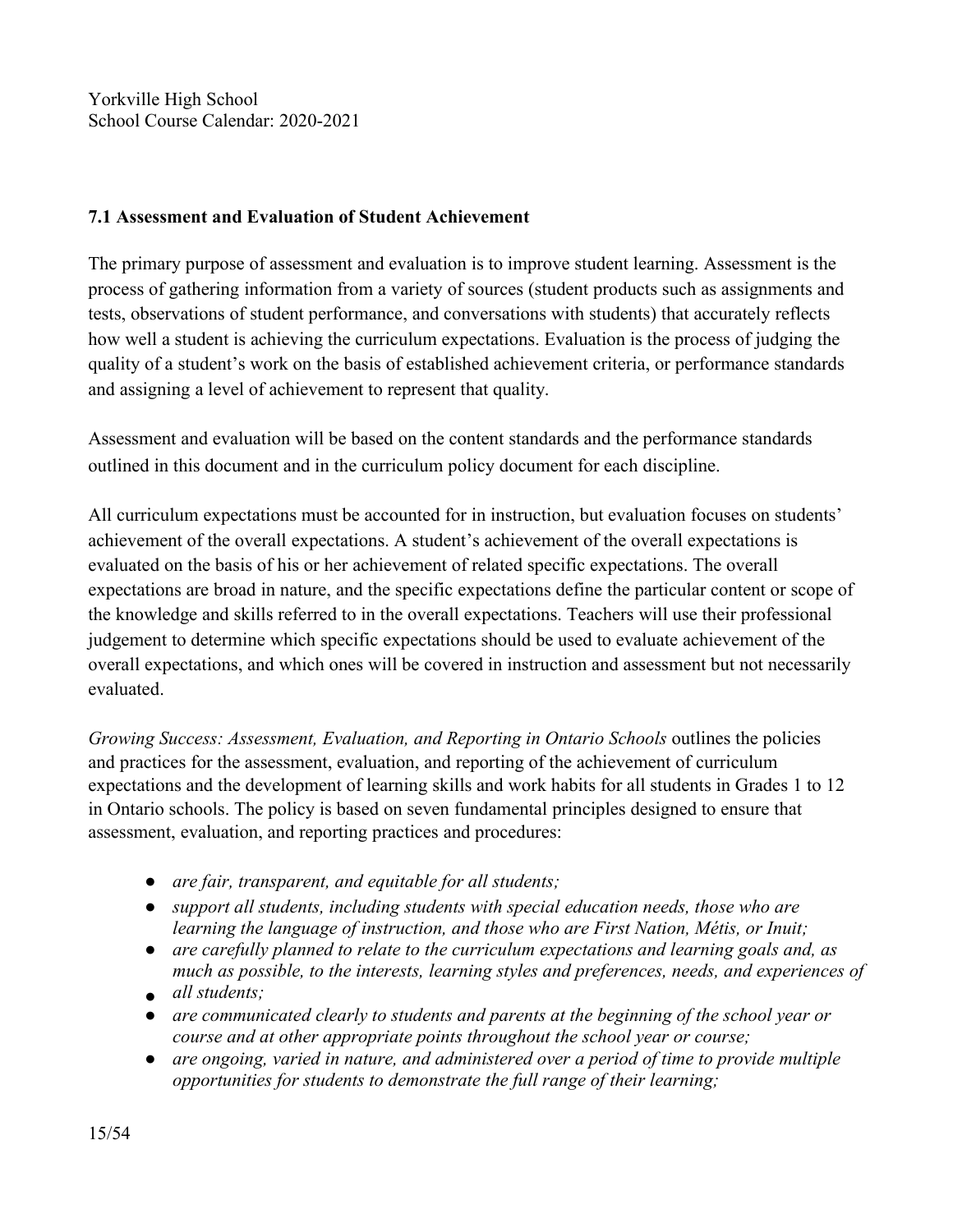### 7.1 Assessment and Evaluation of Student Achievement

The primary purpose of assessment and evaluation is to improve student learning. Assessment is the process of gathering information from a variety of sources (student products such as assignments and tests, observations of student performance, and conversations with students) that accurately reflects how well a student is achieving the curriculum expectations. Evaluation is the process of judging the quality of a student's work on the basis of established achievement criteria, or performance standards and assigning a level of achievement to represent that quality.

Assessment and evaluation will be based on the content standards and the performance standards outlined in this document and in the curriculum policy document for each discipline.

All curriculum expectations must be accounted for in instruction, but evaluation focuses on students' achievement of the overall expectations. A student's achievement of the overall expectations is evaluated on the basis of his or her achievement of related specific expectations. The overall expectations are broad in nature, and the specific expectations define the particular content or scope of the knowledge and skills referred to in the overall expectations. Teachers will use their professional judgement to determine which specific expectations should be used to evaluate achievement of the overall expectations, and which ones will be covered in instruction and assessment but not necessarily evaluated.

*Growing Success: Assessment, Evaluation, and Reporting in Ontario Schools* outlines the policies and practices for the assessment, evaluation, and reporting of the achievement of curriculum expectations and the development of learning skills and work habits for all students in Grades 1 to 12 in Ontario schools. The policy is based on seven fundamental principles designed to ensure that assessment, evaluation, and reporting practices and procedures:

- *are fair, transparent, and equitable for all students;*
- *support all students, including students with special education needs, those who are learning the language of instruction, and those who are First Nation, Métis, or Inuit;*
- *are carefully planned to relate to the curriculum expectations and learning goals and, as much as possible, to the interests, learning styles and preferences, needs, and experiences of all students;*
- *are communicated clearly to students and parents at the beginning of the school year or course and at other appropriate points throughout the school year or course;*
- *are ongoing, varied in nature, and administered over a period of time to provide multiple opportunities for students to demonstrate the full range of their learning;*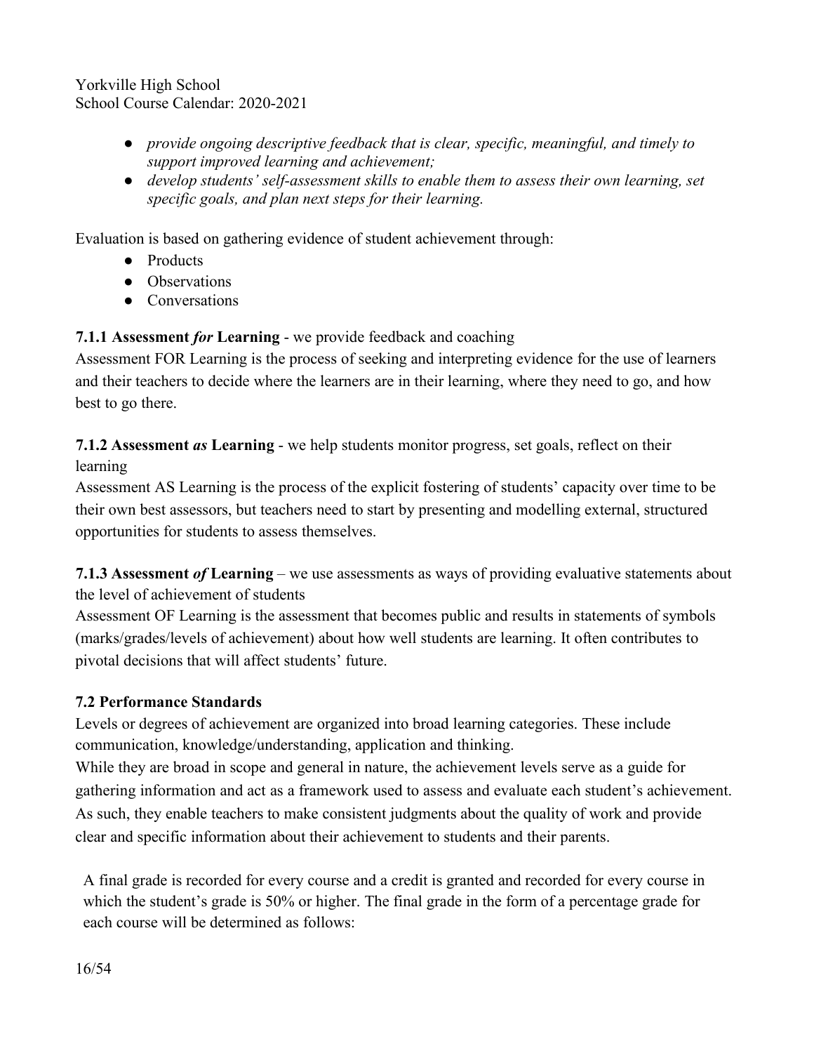- *provide ongoing descriptive feedback that is clear, specific, meaningful, and timely to support improved learning and achievement;*
- *develop students' self-assessment skills to enable them to assess their own learning, set specific goals, and plan next steps for their learning.*

Evaluation is based on gathering evidence of student achievement through:

- Products
- Observations
- Conversations

**7.1.1 Assessment *for* Learning** - we provide feedback and coaching

Assessment FOR Learning is the process of seeking and interpreting evidence for the use of learners and their teachers to decide where the learners are in their learning, where they need to go, and how best to go there.

**7.1.2 Assessment *as* Learning** - we help students monitor progress, set goals, reflect on their learning

Assessment AS Learning is the process of the explicit fostering of students' capacity over time to be their own best assessors, but teachers need to start by presenting and modelling external, structured opportunities for students to assess themselves.

**7.1.3 Assessment *of* Learning** – we use assessments as ways of providing evaluative statements about the level of achievement of students

Assessment OF Learning is the assessment that becomes public and results in statements of symbols (marks/grades/levels of achievement) about how well students are learning. It often contributes to pivotal decisions that will affect students' future.

**7.2 Performance Standards**

Levels or degrees of achievement are organized into broad learning categories. These include communication, knowledge/understanding, application and thinking.

While they are broad in scope and general in nature, the achievement levels serve as a guide for gathering information and act as a framework used to assess and evaluate each student's achievement. As such, they enable teachers to make consistent judgments about the quality of work and provide clear and specific information about their achievement to students and their parents.

A final grade is recorded for every course and a credit is granted and recorded for every course in which the student's grade is 50% or higher. The final grade in the form of a percentage grade for each course will be determined as follows: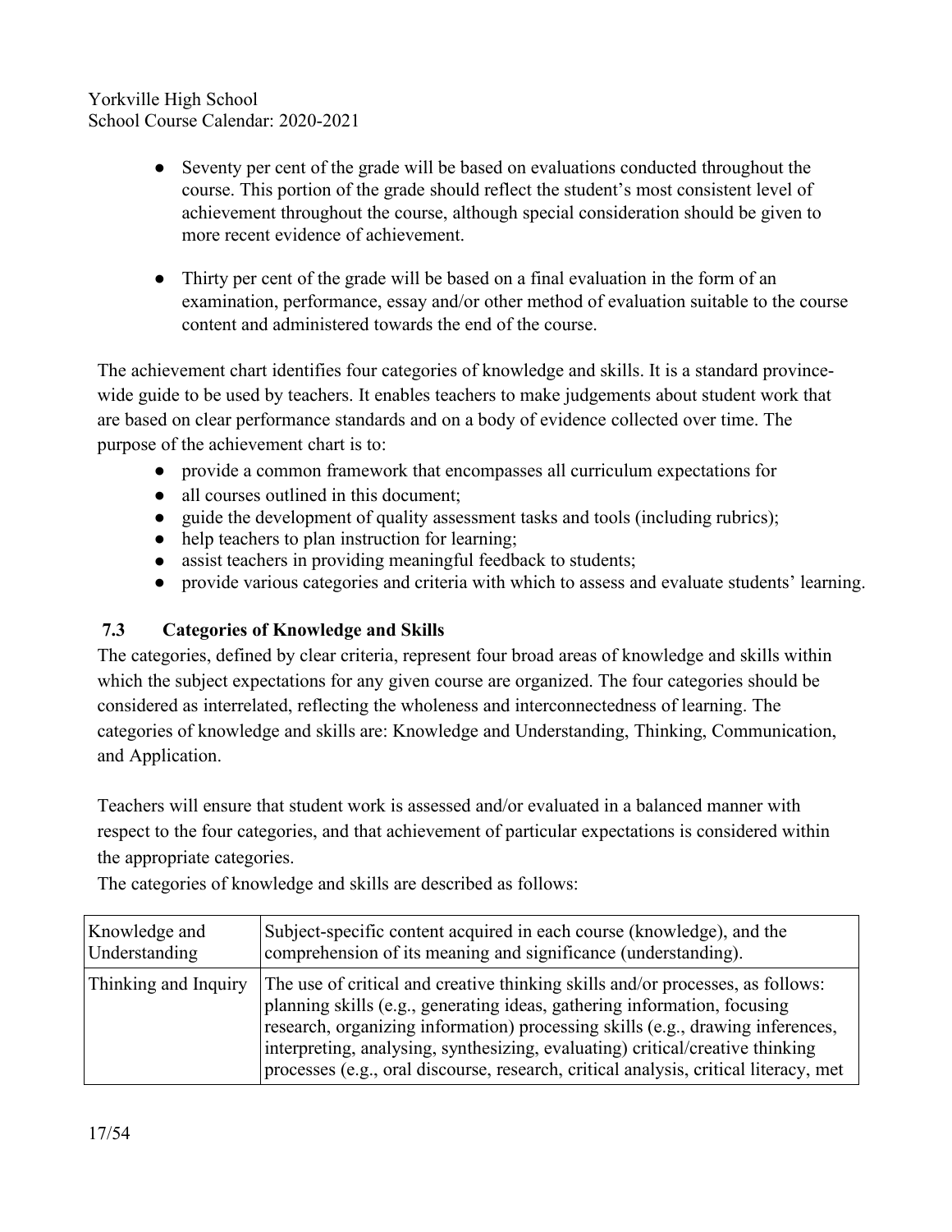- Seventy per cent of the grade will be based on evaluations conducted throughout the course. This portion of the grade should reflect the student's most consistent level of achievement throughout the course, although special consideration should be given to more recent evidence of achievement.

- Thirty per cent of the grade will be based on a final evaluation in the form of an examination, performance, essay and/or other method of evaluation suitable to the course content and administered towards the end of the course.

The achievement chart identifies four categories of knowledge and skills. It is a standard province-wide guide to be used by teachers. It enables teachers to make judgements about student work that are based on clear performance standards and on a body of evidence collected over time. The purpose of the achievement chart is to:

- provide a common framework that encompasses all curriculum expectations for
- all courses outlined in this document;
- guide the development of quality assessment tasks and tools (including rubrics);
- help teachers to plan instruction for learning;
- assist teachers in providing meaningful feedback to students;
- provide various categories and criteria with which to assess and evaluate students' learning.

### 7.3 Categories of Knowledge and Skills

The categories, defined by clear criteria, represent four broad areas of knowledge and skills within which the subject expectations for any given course are organized. The four categories should be considered as interrelated, reflecting the wholeness and interconnectedness of learning. The categories of knowledge and skills are: Knowledge and Understanding, Thinking, Communication, and Application.

Teachers will ensure that student work is assessed and/or evaluated in a balanced manner with respect to the four categories, and that achievement of particular expectations is considered within the appropriate categories.

The categories of knowledge and skills are described as follows:

| | |
|---|---|
| Knowledge and Understanding | Subject-specific content acquired in each course (knowledge), and the comprehension of its meaning and significance (understanding). |
| Thinking and Inquiry | The use of critical and creative thinking skills and/or processes, as follows: planning skills (e.g., generating ideas, gathering information, focusing research, organizing information) processing skills (e.g., drawing inferences, interpreting, analysing, synthesizing, evaluating) critical/creative thinking processes (e.g., oral discourse, research, critical analysis, critical literacy, met |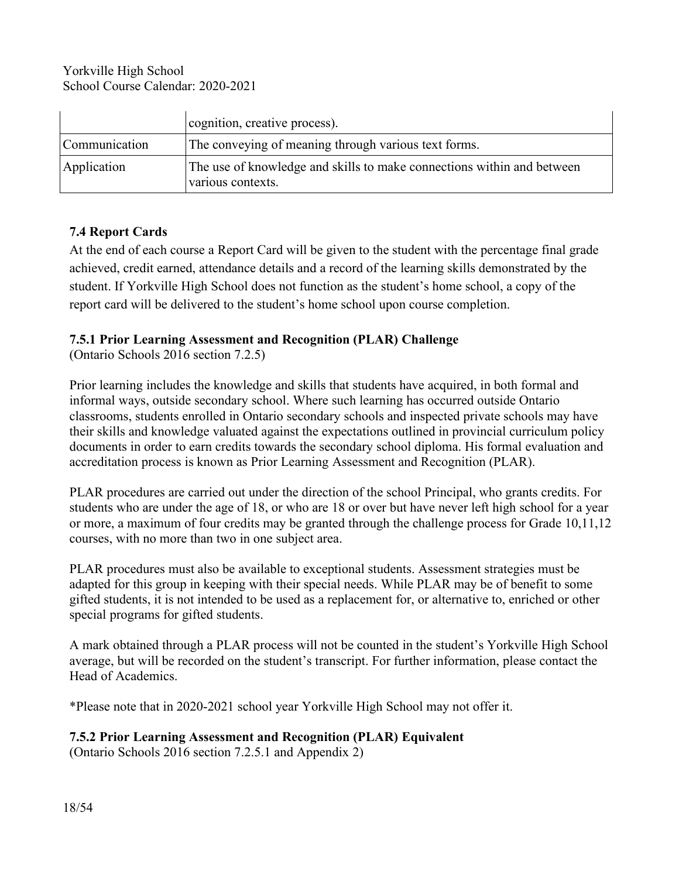| | |
|---|---|
| | cognition, creative process). |
| Communication | The conveying of meaning through various text forms. |
| Application | The use of knowledge and skills to make connections within and between various contexts. |

### 7.4 Report Cards

At the end of each course a Report Card will be given to the student with the percentage final grade achieved, credit earned, attendance details and a record of the learning skills demonstrated by the student. If Yorkville High School does not function as the student's home school, a copy of the report card will be delivered to the student's home school upon course completion.

### 7.5.1 Prior Learning Assessment and Recognition (PLAR) Challenge

(Ontario Schools 2016 section 7.2.5)

Prior learning includes the knowledge and skills that students have acquired, in both formal and informal ways, outside secondary school. Where such learning has occurred outside Ontario classrooms, students enrolled in Ontario secondary schools and inspected private schools may have their skills and knowledge valuated against the expectations outlined in provincial curriculum policy documents in order to earn credits towards the secondary school diploma. His formal evaluation and accreditation process is known as Prior Learning Assessment and Recognition (PLAR).

PLAR procedures are carried out under the direction of the school Principal, who grants credits. For students who are under the age of 18, or who are 18 or over but have never left high school for a year or more, a maximum of four credits may be granted through the challenge process for Grade 10,11,12 courses, with no more than two in one subject area.

PLAR procedures must also be available to exceptional students. Assessment strategies must be adapted for this group in keeping with their special needs. While PLAR may be of benefit to some gifted students, it is not intended to be used as a replacement for, or alternative to, enriched or other special programs for gifted students.

A mark obtained through a PLAR process will not be counted in the student's Yorkville High School average, but will be recorded on the student's transcript. For further information, please contact the Head of Academics.

*Please note that in 2020-2021 school year Yorkville High School may not offer it.

### 7.5.2 Prior Learning Assessment and Recognition (PLAR) Equivalent

(Ontario Schools 2016 section 7.2.5.1 and Appendix 2)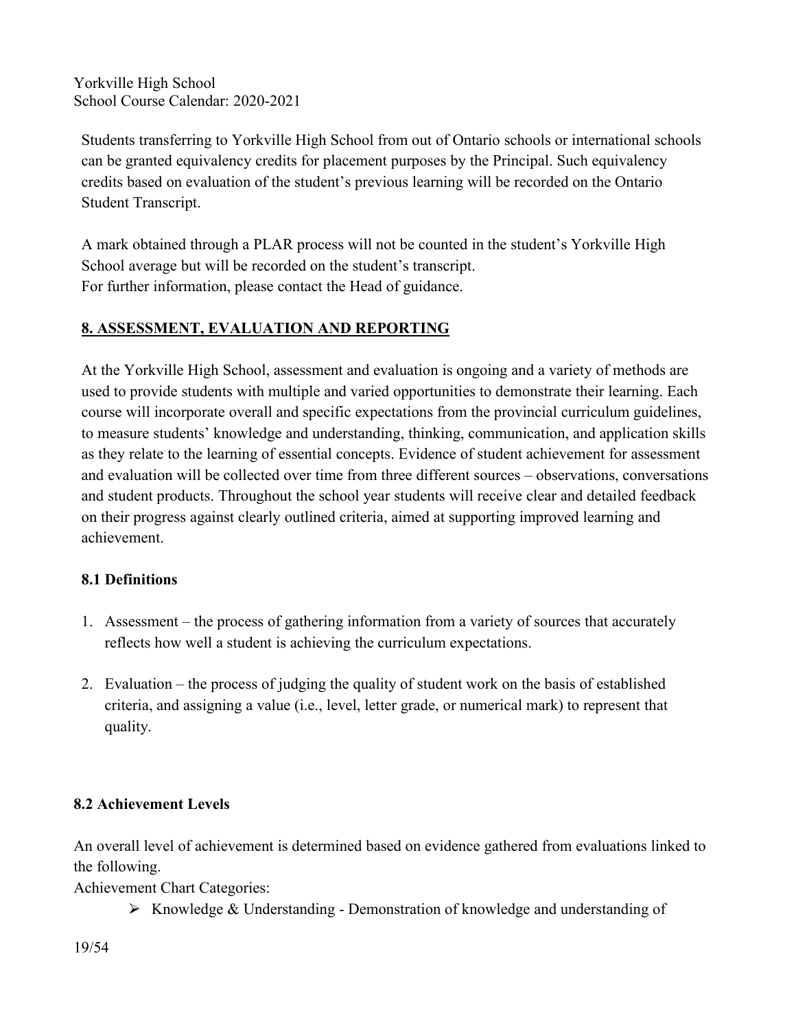Students transferring to Yorkville High School from out of Ontario schools or international schools can be granted equivalency credits for placement purposes by the Principal. Such equivalency credits based on evaluation of the student's previous learning will be recorded on the Ontario Student Transcript.

A mark obtained through a PLAR process will not be counted in the student's Yorkville High School average but will be recorded on the student's transcript.
For further information, please contact the Head of guidance.

## 8. ASSESSMENT, EVALUATION AND REPORTING

At the Yorkville High School, assessment and evaluation is ongoing and a variety of methods are used to provide students with multiple and varied opportunities to demonstrate their learning. Each course will incorporate overall and specific expectations from the provincial curriculum guidelines, to measure students' knowledge and understanding, thinking, communication, and application skills as they relate to the learning of essential concepts. Evidence of student achievement for assessment and evaluation will be collected over time from three different sources – observations, conversations and student products. Throughout the school year students will receive clear and detailed feedback on their progress against clearly outlined criteria, aimed at supporting improved learning and achievement.

### 8.1 Definitions

1. Assessment – the process of gathering information from a variety of sources that accurately reflects how well a student is achieving the curriculum expectations.

2. Evaluation – the process of judging the quality of student work on the basis of established criteria, and assigning a value (i.e., level, letter grade, or numerical mark) to represent that quality.

### 8.2 Achievement Levels

An overall level of achievement is determined based on evidence gathered from evaluations linked to the following.
Achievement Chart Categories:

- Knowledge & Understanding - Demonstration of knowledge and understanding of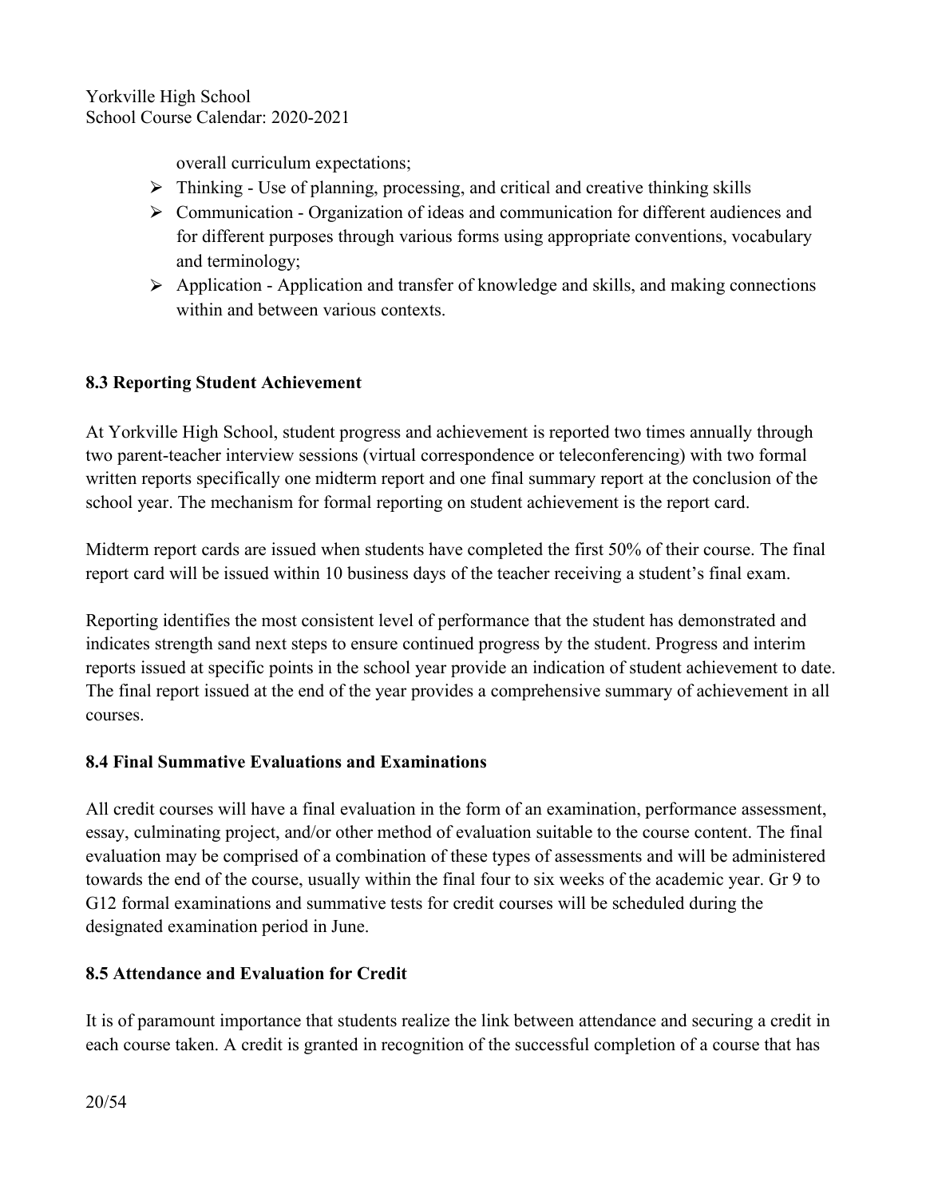overall curriculum expectations;

- Thinking - Use of planning, processing, and critical and creative thinking skills
- Communication - Organization of ideas and communication for different audiences and for different purposes through various forms using appropriate conventions, vocabulary and terminology;
- Application - Application and transfer of knowledge and skills, and making connections within and between various contexts.

## 8.3 Reporting Student Achievement

At Yorkville High School, student progress and achievement is reported two times annually through two parent-teacher interview sessions (virtual correspondence or teleconferencing) with two formal written reports specifically one midterm report and one final summary report at the conclusion of the school year. The mechanism for formal reporting on student achievement is the report card.

Midterm report cards are issued when students have completed the first 50% of their course. The final report card will be issued within 10 business days of the teacher receiving a student's final exam.

Reporting identifies the most consistent level of performance that the student has demonstrated and indicates strength sand next steps to ensure continued progress by the student. Progress and interim reports issued at specific points in the school year provide an indication of student achievement to date. The final report issued at the end of the year provides a comprehensive summary of achievement in all courses.

## 8.4 Final Summative Evaluations and Examinations

All credit courses will have a final evaluation in the form of an examination, performance assessment, essay, culminating project, and/or other method of evaluation suitable to the course content. The final evaluation may be comprised of a combination of these types of assessments and will be administered towards the end of the course, usually within the final four to six weeks of the academic year. Gr 9 to G12 formal examinations and summative tests for credit courses will be scheduled during the designated examination period in June.

## 8.5 Attendance and Evaluation for Credit

It is of paramount importance that students realize the link between attendance and securing a credit in each course taken. A credit is granted in recognition of the successful completion of a course that has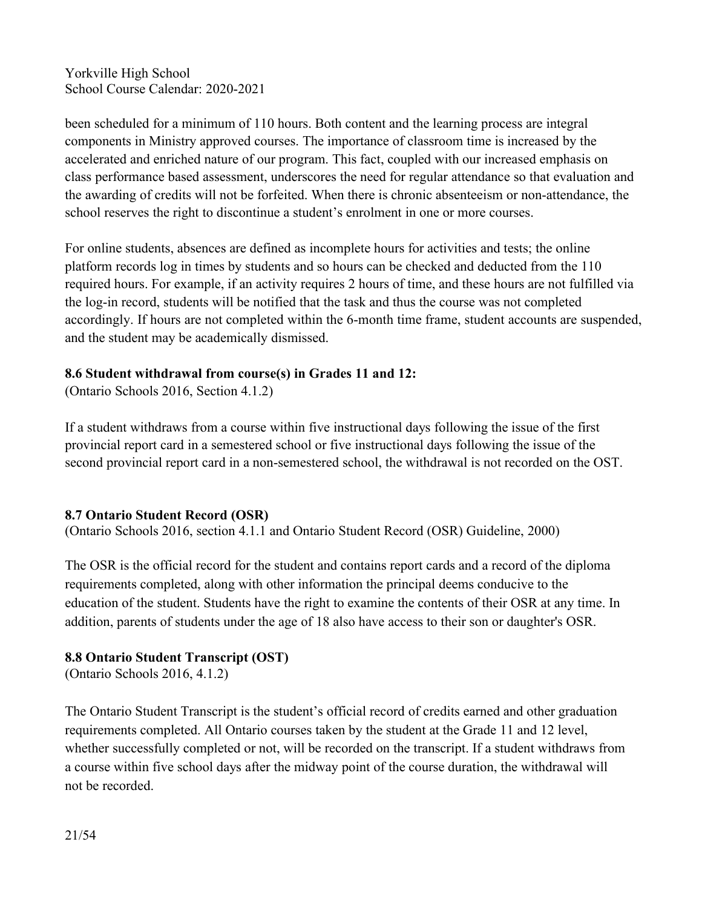been scheduled for a minimum of 110 hours. Both content and the learning process are integral components in Ministry approved courses. The importance of classroom time is increased by the accelerated and enriched nature of our program. This fact, coupled with our increased emphasis on class performance based assessment, underscores the need for regular attendance so that evaluation and the awarding of credits will not be forfeited. When there is chronic absenteeism or non-attendance, the school reserves the right to discontinue a student's enrolment in one or more courses.

For online students, absences are defined as incomplete hours for activities and tests; the online platform records log in times by students and so hours can be checked and deducted from the 110 required hours. For example, if an activity requires 2 hours of time, and these hours are not fulfilled via the log-in record, students will be notified that the task and thus the course was not completed accordingly. If hours are not completed within the 6-month time frame, student accounts are suspended, and the student may be academically dismissed.

### 8.6 Student withdrawal from course(s) in Grades 11 and 12:

(Ontario Schools 2016, Section 4.1.2)

If a student withdraws from a course within five instructional days following the issue of the first provincial report card in a semestered school or five instructional days following the issue of the second provincial report card in a non-semestered school, the withdrawal is not recorded on the OST.

### 8.7 Ontario Student Record (OSR)

(Ontario Schools 2016, section 4.1.1 and Ontario Student Record (OSR) Guideline, 2000)

The OSR is the official record for the student and contains report cards and a record of the diploma requirements completed, along with other information the principal deems conducive to the education of the student. Students have the right to examine the contents of their OSR at any time. In addition, parents of students under the age of 18 also have access to their son or daughter's OSR.

### 8.8 Ontario Student Transcript (OST)

(Ontario Schools 2016, 4.1.2)

The Ontario Student Transcript is the student's official record of credits earned and other graduation requirements completed. All Ontario courses taken by the student at the Grade 11 and 12 level, whether successfully completed or not, will be recorded on the transcript. If a student withdraws from a course within five school days after the midway point of the course duration, the withdrawal will not be recorded.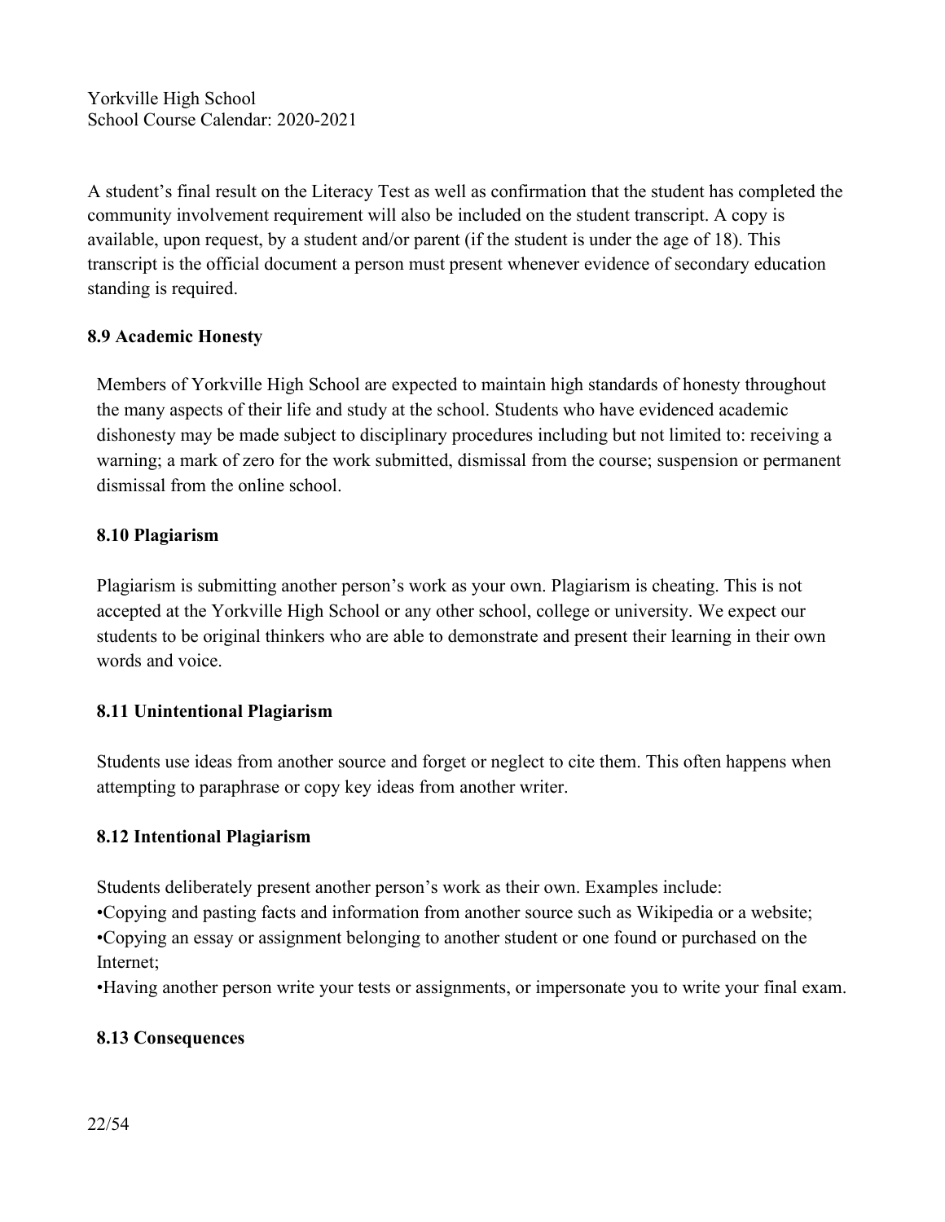A student's final result on the Literacy Test as well as confirmation that the student has completed the community involvement requirement will also be included on the student transcript. A copy is available, upon request, by a student and/or parent (if the student is under the age of 18). This transcript is the official document a person must present whenever evidence of secondary education standing is required.

### 8.9 Academic Honesty

Members of Yorkville High School are expected to maintain high standards of honesty throughout the many aspects of their life and study at the school. Students who have evidenced academic dishonesty may be made subject to disciplinary procedures including but not limited to: receiving a warning; a mark of zero for the work submitted, dismissal from the course; suspension or permanent dismissal from the online school.

### 8.10 Plagiarism

Plagiarism is submitting another person's work as your own. Plagiarism is cheating. This is not accepted at the Yorkville High School or any other school, college or university. We expect our students to be original thinkers who are able to demonstrate and present their learning in their own words and voice.

### 8.11 Unintentional Plagiarism

Students use ideas from another source and forget or neglect to cite them. This often happens when attempting to paraphrase or copy key ideas from another writer.

### 8.12 Intentional Plagiarism

Students deliberately present another person's work as their own. Examples include:

- Copying and pasting facts and information from another source such as Wikipedia or a website;
- Copying an essay or assignment belonging to another student or one found or purchased on the Internet;
- Having another person write your tests or assignments, or impersonate you to write your final exam.

### 8.13 Consequences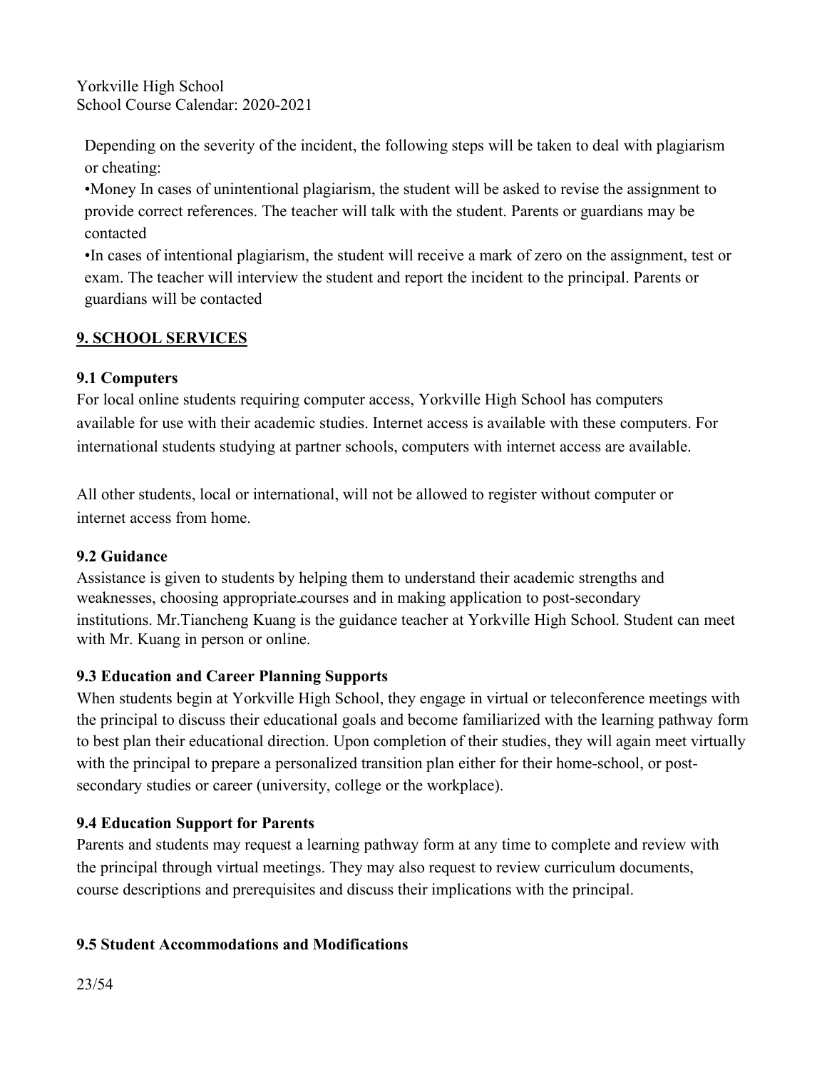Depending on the severity of the incident, the following steps will be taken to deal with plagiarism or cheating:

- Money In cases of unintentional plagiarism, the student will be asked to revise the assignment to provide correct references. The teacher will talk with the student. Parents or guardians may be contacted
- In cases of intentional plagiarism, the student will receive a mark of zero on the assignment, test or exam. The teacher will interview the student and report the incident to the principal. Parents or guardians will be contacted

## 9. SCHOOL SERVICES

### 9.1 Computers

For local online students requiring computer access, Yorkville High School has computers available for use with their academic studies. Internet access is available with these computers. For international students studying at partner schools, computers with internet access are available.

All other students, local or international, will not be allowed to register without computer or internet access from home.

### 9.2 Guidance

Assistance is given to students by helping them to understand their academic strengths and weaknesses, choosing appropriate courses and in making application to post-secondary institutions. Mr.Tiancheng Kuang is the guidance teacher at Yorkville High School. Student can meet with Mr. Kuang in person or online.

### 9.3 Education and Career Planning Supports

When students begin at Yorkville High School, they engage in virtual or teleconference meetings with the principal to discuss their educational goals and become familiarized with the learning pathway form to best plan their educational direction. Upon completion of their studies, they will again meet virtually with the principal to prepare a personalized transition plan either for their home-school, or post-secondary studies or career (university, college or the workplace).

### 9.4 Education Support for Parents

Parents and students may request a learning pathway form at any time to complete and review with the principal through virtual meetings. They may also request to review curriculum documents, course descriptions and prerequisites and discuss their implications with the principal.

### 9.5 Student Accommodations and Modifications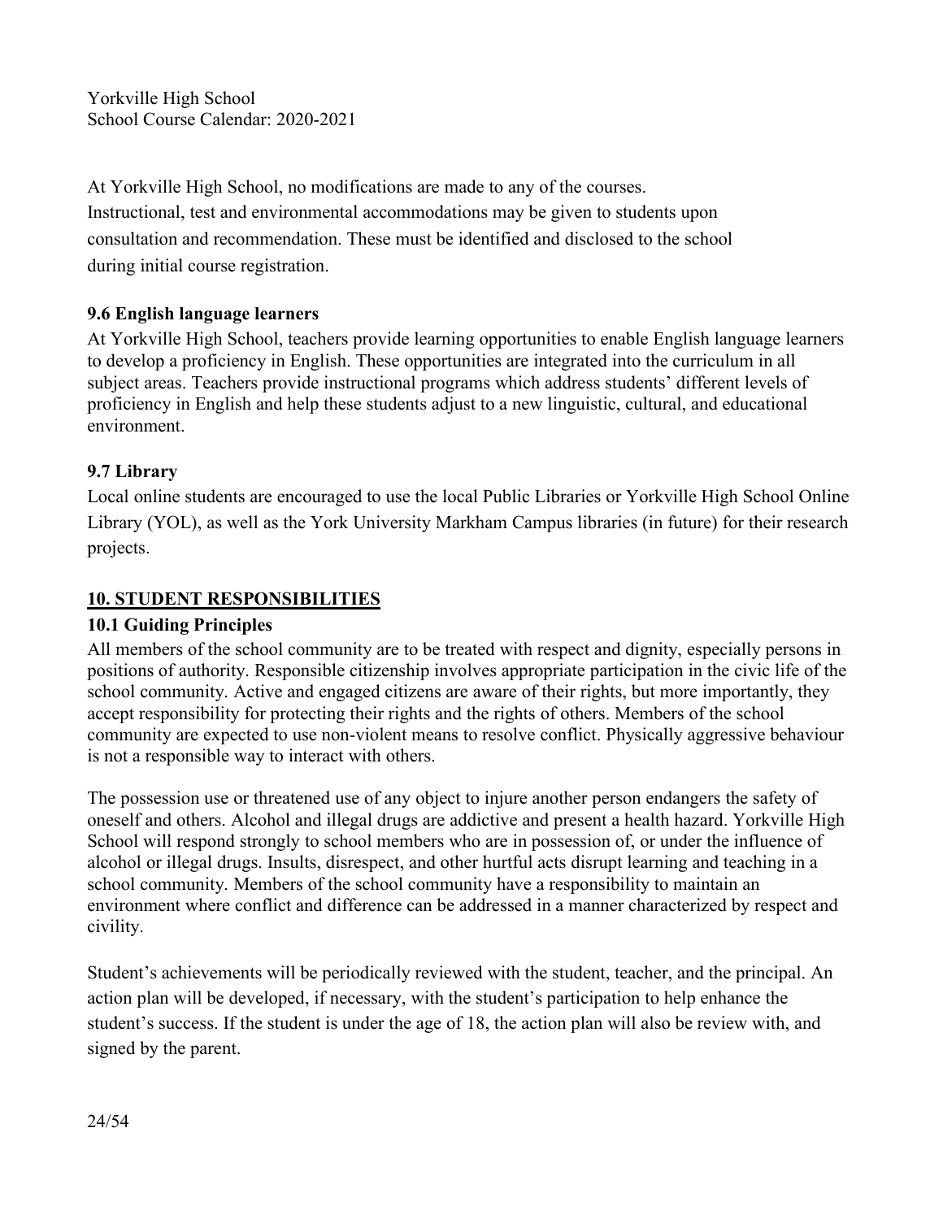At Yorkville High School, no modifications are made to any of the courses. Instructional, test and environmental accommodations may be given to students upon consultation and recommendation. These must be identified and disclosed to the school during initial course registration.

### 9.6 English language learners

At Yorkville High School, teachers provide learning opportunities to enable English language learners to develop a proficiency in English. These opportunities are integrated into the curriculum in all subject areas. Teachers provide instructional programs which address students' different levels of proficiency in English and help these students adjust to a new linguistic, cultural, and educational environment.

### 9.7 Library

Local online students are encouraged to use the local Public Libraries or Yorkville High School Online Library (YOL), as well as the York University Markham Campus libraries (in future) for their research projects.

## 10. STUDENT RESPONSIBILITIES

### 10.1 Guiding Principles

All members of the school community are to be treated with respect and dignity, especially persons in positions of authority. Responsible citizenship involves appropriate participation in the civic life of the school community. Active and engaged citizens are aware of their rights, but more importantly, they accept responsibility for protecting their rights and the rights of others. Members of the school community are expected to use non-violent means to resolve conflict. Physically aggressive behaviour is not a responsible way to interact with others.

The possession use or threatened use of any object to injure another person endangers the safety of oneself and others. Alcohol and illegal drugs are addictive and present a health hazard. Yorkville High School will respond strongly to school members who are in possession of, or under the influence of alcohol or illegal drugs. Insults, disrespect, and other hurtful acts disrupt learning and teaching in a school community. Members of the school community have a responsibility to maintain an environment where conflict and difference can be addressed in a manner characterized by respect and civility.

Student's achievements will be periodically reviewed with the student, teacher, and the principal. An action plan will be developed, if necessary, with the student's participation to help enhance the student's success. If the student is under the age of 18, the action plan will also be review with, and signed by the parent.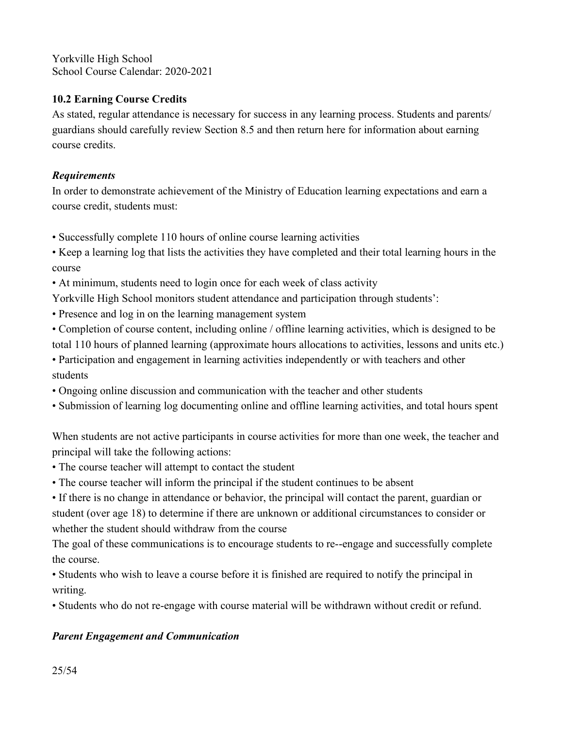### 10.2 Earning Course Credits

As stated, regular attendance is necessary for success in any learning process. Students and parents/ guardians should carefully review Section 8.5 and then return here for information about earning course credits.

#### *Requirements*

In order to demonstrate achievement of the Ministry of Education learning expectations and earn a course credit, students must:

- Successfully complete 110 hours of online course learning activities
- Keep a learning log that lists the activities they have completed and their total learning hours in the course
- At minimum, students need to login once for each week of class activity

Yorkville High School monitors student attendance and participation through students':

- Presence and log in on the learning management system
- Completion of course content, including online / offline learning activities, which is designed to be total 110 hours of planned learning (approximate hours allocations to activities, lessons and units etc.)
- Participation and engagement in learning activities independently or with teachers and other students
- Ongoing online discussion and communication with the teacher and other students
- Submission of learning log documenting online and offline learning activities, and total hours spent

When students are not active participants in course activities for more than one week, the teacher and principal will take the following actions:

- The course teacher will attempt to contact the student
- The course teacher will inform the principal if the student continues to be absent
- If there is no change in attendance or behavior, the principal will contact the parent, guardian or student (over age 18) to determine if there are unknown or additional circumstances to consider or whether the student should withdraw from the course

The goal of these communications is to encourage students to re--engage and successfully complete the course.

- Students who wish to leave a course before it is finished are required to notify the principal in writing.
- Students who do not re-engage with course material will be withdrawn without credit or refund.

#### *Parent Engagement and Communication*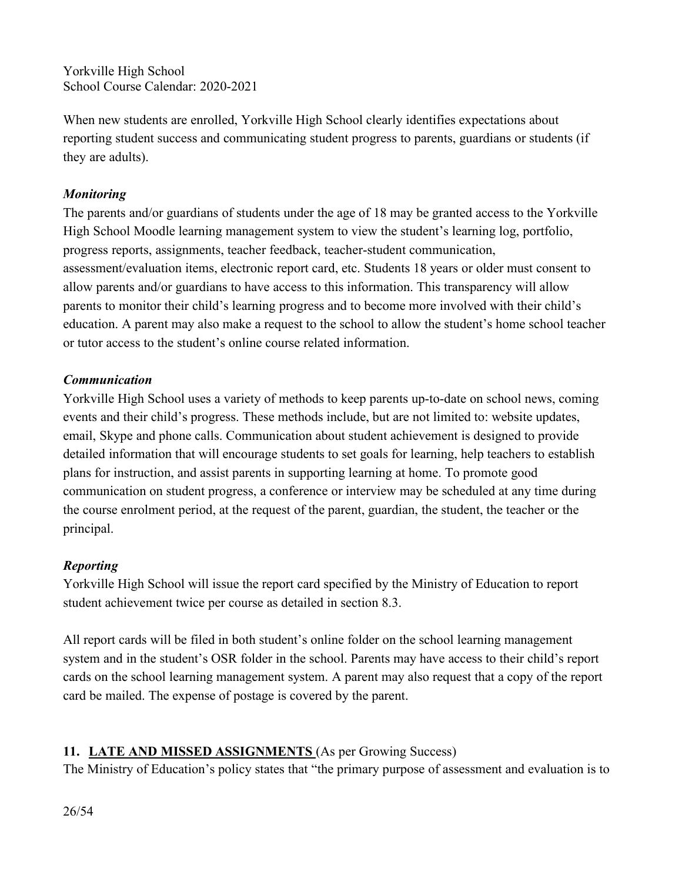When new students are enrolled, Yorkville High School clearly identifies expectations about reporting student success and communicating student progress to parents, guardians or students (if they are adults).

***Monitoring***

The parents and/or guardians of students under the age of 18 may be granted access to the Yorkville High School Moodle learning management system to view the student's learning log, portfolio, progress reports, assignments, teacher feedback, teacher-student communication, assessment/evaluation items, electronic report card, etc. Students 18 years or older must consent to allow parents and/or guardians to have access to this information. This transparency will allow parents to monitor their child's learning progress and to become more involved with their child's education. A parent may also make a request to the school to allow the student's home school teacher or tutor access to the student's online course related information.

***Communication***

Yorkville High School uses a variety of methods to keep parents up-to-date on school news, coming events and their child's progress. These methods include, but are not limited to: website updates, email, Skype and phone calls. Communication about student achievement is designed to provide detailed information that will encourage students to set goals for learning, help teachers to establish plans for instruction, and assist parents in supporting learning at home. To promote good communication on student progress, a conference or interview may be scheduled at any time during the course enrolment period, at the request of the parent, guardian, the student, the teacher or the principal.

***Reporting***

Yorkville High School will issue the report card specified by the Ministry of Education to report student achievement twice per course as detailed in section 8.3.

All report cards will be filed in both student's online folder on the school learning management system and in the student's OSR folder in the school. Parents may have access to their child's report cards on the school learning management system. A parent may also request that a copy of the report card be mailed. The expense of postage is covered by the parent.

## 11. LATE AND MISSED ASSIGNMENTS (As per Growing Success)

The Ministry of Education's policy states that "the primary purpose of assessment and evaluation is to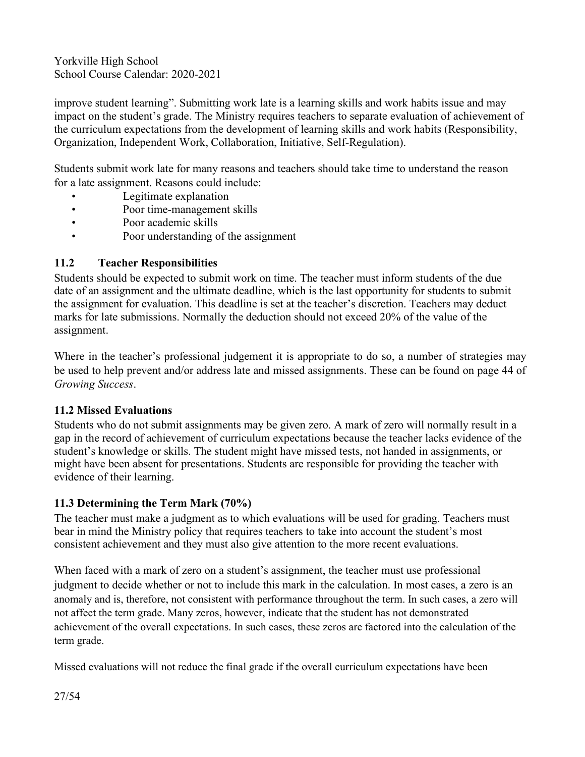improve student learning". Submitting work late is a learning skills and work habits issue and may impact on the student's grade. The Ministry requires teachers to separate evaluation of achievement of the curriculum expectations from the development of learning skills and work habits (Responsibility, Organization, Independent Work, Collaboration, Initiative, Self-Regulation).

Students submit work late for many reasons and teachers should take time to understand the reason for a late assignment. Reasons could include:

- Legitimate explanation
- Poor time-management skills
- Poor academic skills
- Poor understanding of the assignment

### 11.2 Teacher Responsibilities

Students should be expected to submit work on time. The teacher must inform students of the due date of an assignment and the ultimate deadline, which is the last opportunity for students to submit the assignment for evaluation. This deadline is set at the teacher's discretion. Teachers may deduct marks for late submissions. Normally the deduction should not exceed 20% of the value of the assignment.

Where in the teacher's professional judgement it is appropriate to do so, a number of strategies may be used to help prevent and/or address late and missed assignments. These can be found on page 44 of *Growing Success*.

### 11.2 Missed Evaluations

Students who do not submit assignments may be given zero. A mark of zero will normally result in a gap in the record of achievement of curriculum expectations because the teacher lacks evidence of the student's knowledge or skills. The student might have missed tests, not handed in assignments, or might have been absent for presentations. Students are responsible for providing the teacher with evidence of their learning.

### 11.3 Determining the Term Mark (70%)

The teacher must make a judgment as to which evaluations will be used for grading. Teachers must bear in mind the Ministry policy that requires teachers to take into account the student's most consistent achievement and they must also give attention to the more recent evaluations.

When faced with a mark of zero on a student's assignment, the teacher must use professional judgment to decide whether or not to include this mark in the calculation. In most cases, a zero is an anomaly and is, therefore, not consistent with performance throughout the term. In such cases, a zero will not affect the term grade. Many zeros, however, indicate that the student has not demonstrated achievement of the overall expectations. In such cases, these zeros are factored into the calculation of the term grade.

Missed evaluations will not reduce the final grade if the overall curriculum expectations have been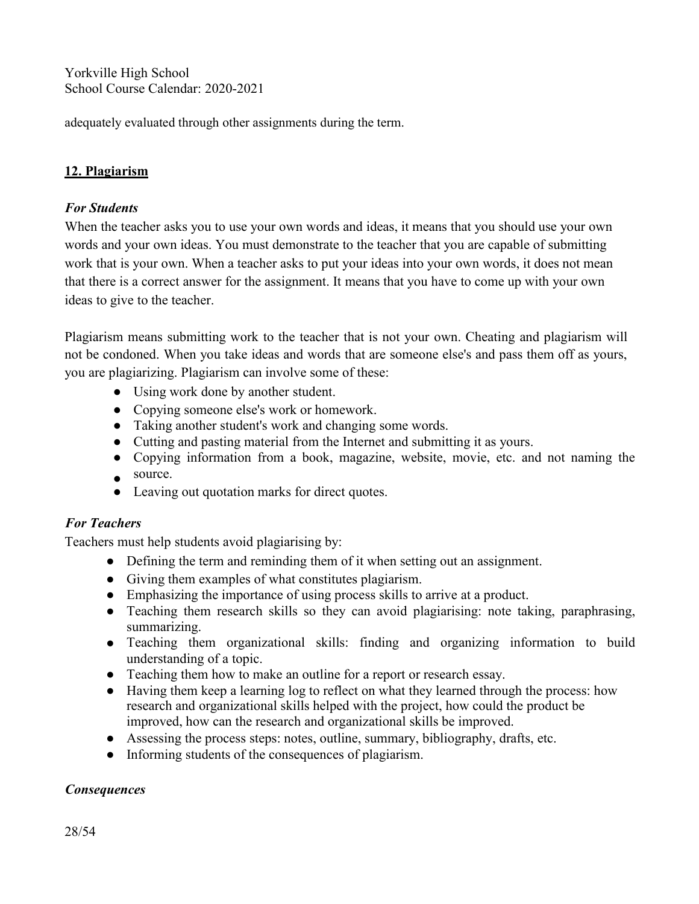adequately evaluated through other assignments during the term.

## 12. Plagiarism

***For Students***

When the teacher asks you to use your own words and ideas, it means that you should use your own words and your own ideas. You must demonstrate to the teacher that you are capable of submitting work that is your own. When a teacher asks to put your ideas into your own words, it does not mean that there is a correct answer for the assignment. It means that you have to come up with your own ideas to give to the teacher.

Plagiarism means submitting work to the teacher that is not your own. Cheating and plagiarism will not be condoned. When you take ideas and words that are someone else's and pass them off as yours, you are plagiarizing. Plagiarism can involve some of these:

- Using work done by another student.
- Copying someone else's work or homework.
- Taking another student's work and changing some words.
- Cutting and pasting material from the Internet and submitting it as yours.
- Copying information from a book, magazine, website, movie, etc. and not naming the source.
- Leaving out quotation marks for direct quotes.

***For Teachers***

Teachers must help students avoid plagiarising by:

- Defining the term and reminding them of it when setting out an assignment.
- Giving them examples of what constitutes plagiarism.
- Emphasizing the importance of using process skills to arrive at a product.
- Teaching them research skills so they can avoid plagiarising: note taking, paraphrasing, summarizing.
- Teaching them organizational skills: finding and organizing information to build understanding of a topic.
- Teaching them how to make an outline for a report or research essay.
- Having them keep a learning log to reflect on what they learned through the process: how research and organizational skills helped with the project, how could the product be improved, how can the research and organizational skills be improved.
- Assessing the process steps: notes, outline, summary, bibliography, drafts, etc.
- Informing students of the consequences of plagiarism.

***Consequences***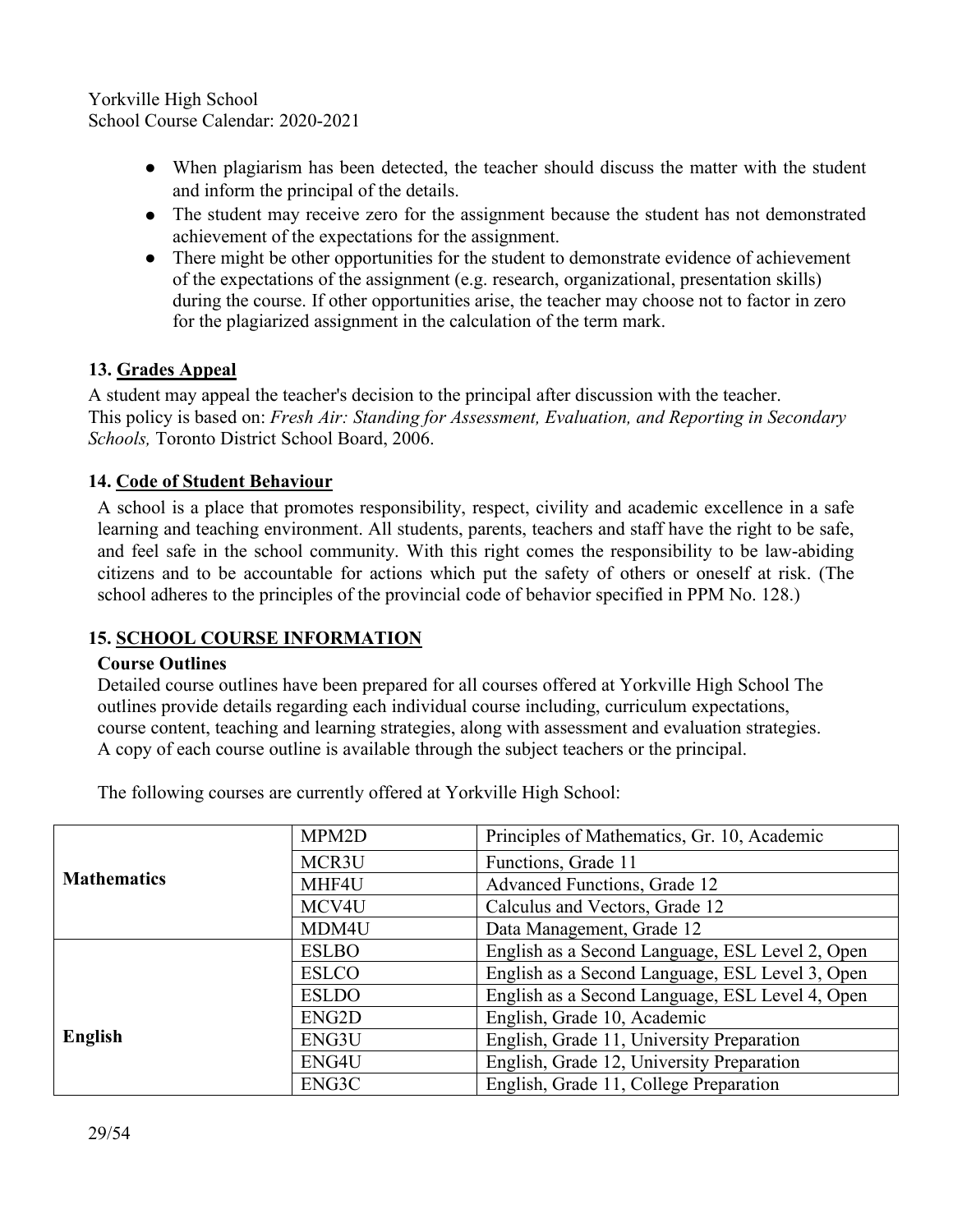- When plagiarism has been detected, the teacher should discuss the matter with the student and inform the principal of the details.
- The student may receive zero for the assignment because the student has not demonstrated achievement of the expectations for the assignment.
- There might be other opportunities for the student to demonstrate evidence of achievement of the expectations of the assignment (e.g. research, organizational, presentation skills) during the course. If other opportunities arise, the teacher may choose not to factor in zero for the plagiarized assignment in the calculation of the term mark.

### 13. Grades Appeal

A student may appeal the teacher's decision to the principal after discussion with the teacher.
This policy is based on: *Fresh Air: Standing for Assessment, Evaluation, and Reporting in Secondary Schools,* Toronto District School Board, 2006.

### 14. Code of Student Behaviour

A school is a place that promotes responsibility, respect, civility and academic excellence in a safe learning and teaching environment. All students, parents, teachers and staff have the right to be safe, and feel safe in the school community. With this right comes the responsibility to be law-abiding citizens and to be accountable for actions which put the safety of others or oneself at risk. (The school adheres to the principles of the provincial code of behavior specified in PPM No. 128.)

### 15. SCHOOL COURSE INFORMATION

**Course Outlines**

Detailed course outlines have been prepared for all courses offered at Yorkville High School The outlines provide details regarding each individual course including, curriculum expectations, course content, teaching and learning strategies, along with assessment and evaluation strategies. A copy of each course outline is available through the subject teachers or the principal.

The following courses are currently offered at Yorkville High School:

| | | |
|---|---|---|
| **Mathematics** | MPM2D | Principles of Mathematics, Gr. 10, Academic |
| | MCR3U | Functions, Grade 11 |
| | MHF4U | Advanced Functions, Grade 12 |
| | MCV4U | Calculus and Vectors, Grade 12 |
| | MDM4U | Data Management, Grade 12 |
| **English** | ESLBO | English as a Second Language, ESL Level 2, Open |
| | ESLCO | English as a Second Language, ESL Level 3, Open |
| | ESLDO | English as a Second Language, ESL Level 4, Open |
| | ENG2D | English, Grade 10, Academic |
| | ENG3U | English, Grade 11, University Preparation |
| | ENG4U | English, Grade 12, University Preparation |
| | ENG3C | English, Grade 11, College Preparation |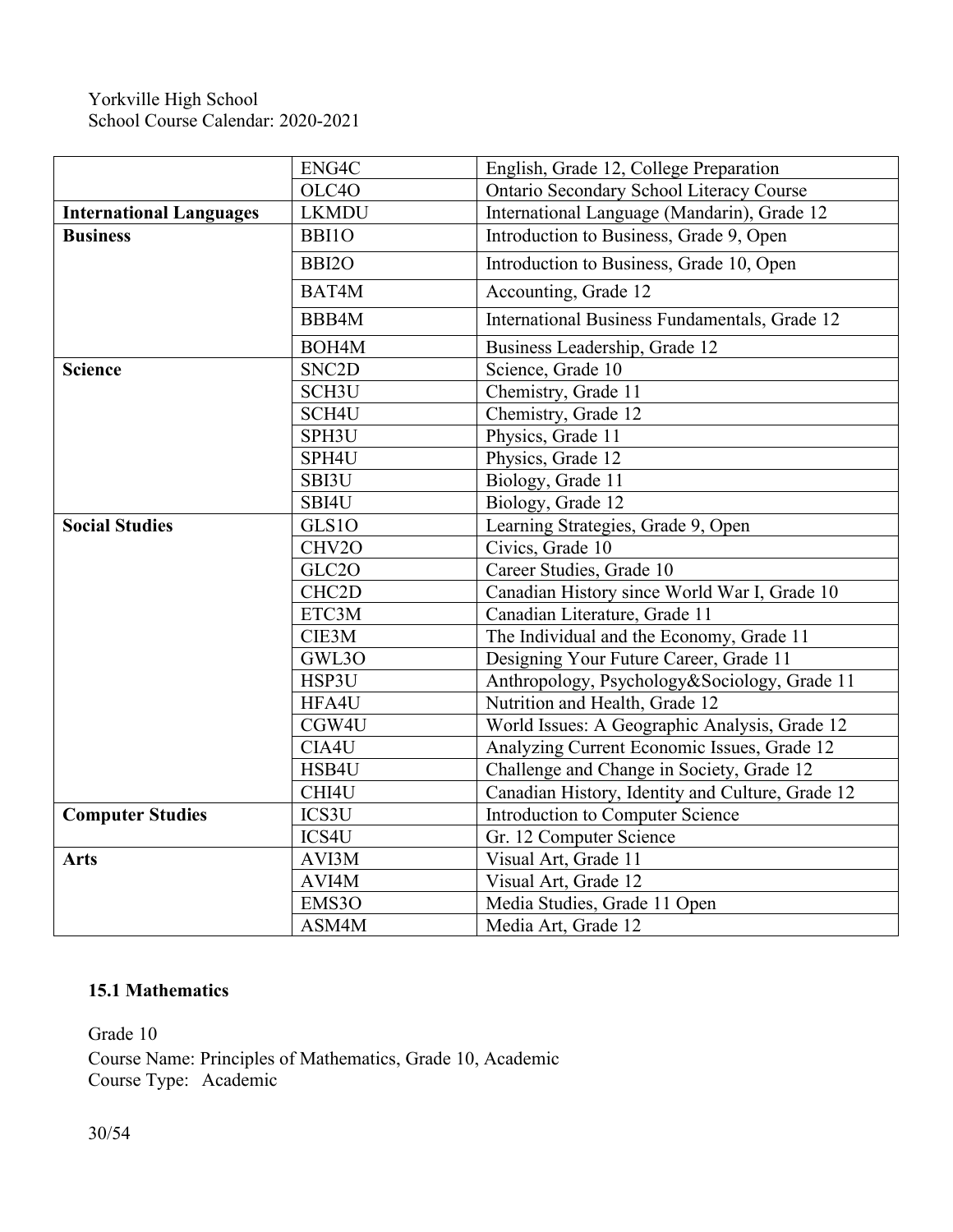| | | |
|---|---|---|
| | ENG4C | English, Grade 12, College Preparation |
| | OLC4O | Ontario Secondary School Literacy Course |
| **International Languages** | LKMDU | International Language (Mandarin), Grade 12 |
| **Business** | BBI1O | Introduction to Business, Grade 9, Open |
| | BBI2O | Introduction to Business, Grade 10, Open |
| | BAT4M | Accounting, Grade 12 |
| | BBB4M | International Business Fundamentals, Grade 12 |
| | BOH4M | Business Leadership, Grade 12 |
| **Science** | SNC2D | Science, Grade 10 |
| | SCH3U | Chemistry, Grade 11 |
| | SCH4U | Chemistry, Grade 12 |
| | SPH3U | Physics, Grade 11 |
| | SPH4U | Physics, Grade 12 |
| | SBI3U | Biology, Grade 11 |
| | SBI4U | Biology, Grade 12 |
| **Social Studies** | GLS1O | Learning Strategies, Grade 9, Open |
| | CHV2O | Civics, Grade 10 |
| | GLC2O | Career Studies, Grade 10 |
| | CHC2D | Canadian History since World War I, Grade 10 |
| | ETC3M | Canadian Literature, Grade 11 |
| | CIE3M | The Individual and the Economy, Grade 11 |
| | GWL3O | Designing Your Future Career, Grade 11 |
| | HSP3U | Anthropology, Psychology&Sociology, Grade 11 |
| | HFA4U | Nutrition and Health, Grade 12 |
| | CGW4U | World Issues: A Geographic Analysis, Grade 12 |
| | CIA4U | Analyzing Current Economic Issues, Grade 12 |
| | HSB4U | Challenge and Change in Society, Grade 12 |
| | CHI4U | Canadian History, Identity and Culture, Grade 12 |
| **Computer Studies** | ICS3U | Introduction to Computer Science |
| | ICS4U | Gr. 12 Computer Science |
| **Arts** | AVI3M | Visual Art, Grade 11 |
| | AVI4M | Visual Art, Grade 12 |
| | EMS3O | Media Studies, Grade 11 Open |
| | ASM4M | Media Art, Grade 12 |

### 15.1 Mathematics

Grade 10

Course Name: Principles of Mathematics, Grade 10, Academic

Course Type: Academic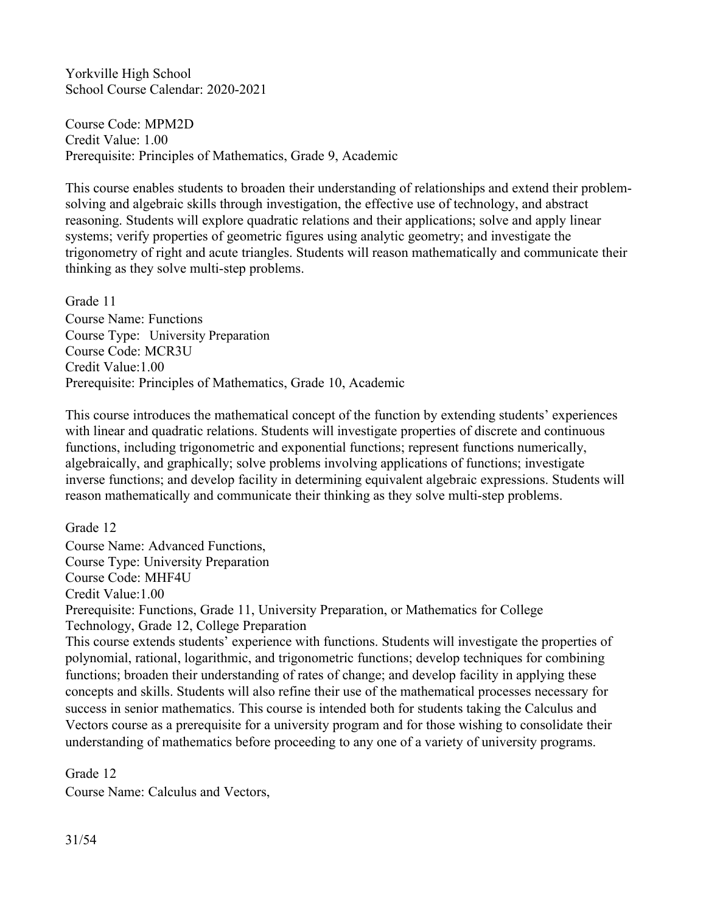Yorkville High School
School Course Calendar: 2020-2021

Course Code: MPM2D
Credit Value: 1.00
Prerequisite: Principles of Mathematics, Grade 9, Academic

This course enables students to broaden their understanding of relationships and extend their problem-solving and algebraic skills through investigation, the effective use of technology, and abstract reasoning. Students will explore quadratic relations and their applications; solve and apply linear systems; verify properties of geometric figures using analytic geometry; and investigate the trigonometry of right and acute triangles. Students will reason mathematically and communicate their thinking as they solve multi-step problems.

Grade 11
Course Name: Functions
Course Type: University Preparation
Course Code: MCR3U
Credit Value:1.00
Prerequisite: Principles of Mathematics, Grade 10, Academic

This course introduces the mathematical concept of the function by extending students' experiences with linear and quadratic relations. Students will investigate properties of discrete and continuous functions, including trigonometric and exponential functions; represent functions numerically, algebraically, and graphically; solve problems involving applications of functions; investigate inverse functions; and develop facility in determining equivalent algebraic expressions. Students will reason mathematically and communicate their thinking as they solve multi-step problems.

Grade 12
Course Name: Advanced Functions,
Course Type: University Preparation
Course Code: MHF4U
Credit Value:1.00
Prerequisite: Functions, Grade 11, University Preparation, or Mathematics for College Technology, Grade 12, College Preparation
This course extends students' experience with functions. Students will investigate the properties of polynomial, rational, logarithmic, and trigonometric functions; develop techniques for combining functions; broaden their understanding of rates of change; and develop facility in applying these concepts and skills. Students will also refine their use of the mathematical processes necessary for success in senior mathematics. This course is intended both for students taking the Calculus and Vectors course as a prerequisite for a university program and for those wishing to consolidate their understanding of mathematics before proceeding to any one of a variety of university programs.

Grade 12
Course Name: Calculus and Vectors,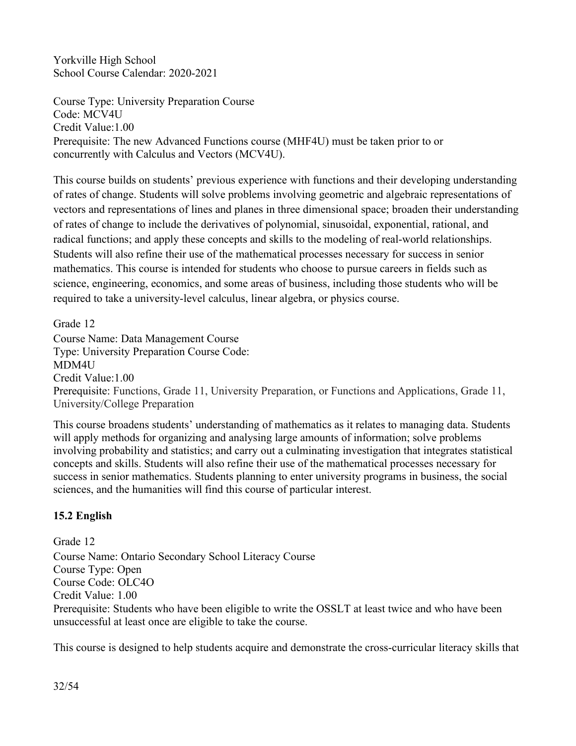Yorkville High School
School Course Calendar: 2020-2021

Course Type: University Preparation Course
Code: MCV4U
Credit Value:1.00
Prerequisite: The new Advanced Functions course (MHF4U) must be taken prior to or concurrently with Calculus and Vectors (MCV4U).

This course builds on students' previous experience with functions and their developing understanding of rates of change. Students will solve problems involving geometric and algebraic representations of vectors and representations of lines and planes in three dimensional space; broaden their understanding of rates of change to include the derivatives of polynomial, sinusoidal, exponential, rational, and radical functions; and apply these concepts and skills to the modeling of real-world relationships. Students will also refine their use of the mathematical processes necessary for success in senior mathematics. This course is intended for students who choose to pursue careers in fields such as science, engineering, economics, and some areas of business, including those students who will be required to take a university-level calculus, linear algebra, or physics course.

Grade 12
Course Name: Data Management Course
Type: University Preparation Course Code:
MDM4U
Credit Value:1.00
Prerequisite: Functions, Grade 11, University Preparation, or Functions and Applications, Grade 11, University/College Preparation

This course broadens students' understanding of mathematics as it relates to managing data. Students will apply methods for organizing and analysing large amounts of information; solve problems involving probability and statistics; and carry out a culminating investigation that integrates statistical concepts and skills. Students will also refine their use of the mathematical processes necessary for success in senior mathematics. Students planning to enter university programs in business, the social sciences, and the humanities will find this course of particular interest.

## 15.2 English

Grade 12
Course Name: Ontario Secondary School Literacy Course
Course Type: Open
Course Code: OLC4O
Credit Value: 1.00
Prerequisite: Students who have been eligible to write the OSSLT at least twice and who have been unsuccessful at least once are eligible to take the course.

This course is designed to help students acquire and demonstrate the cross-curricular literacy skills that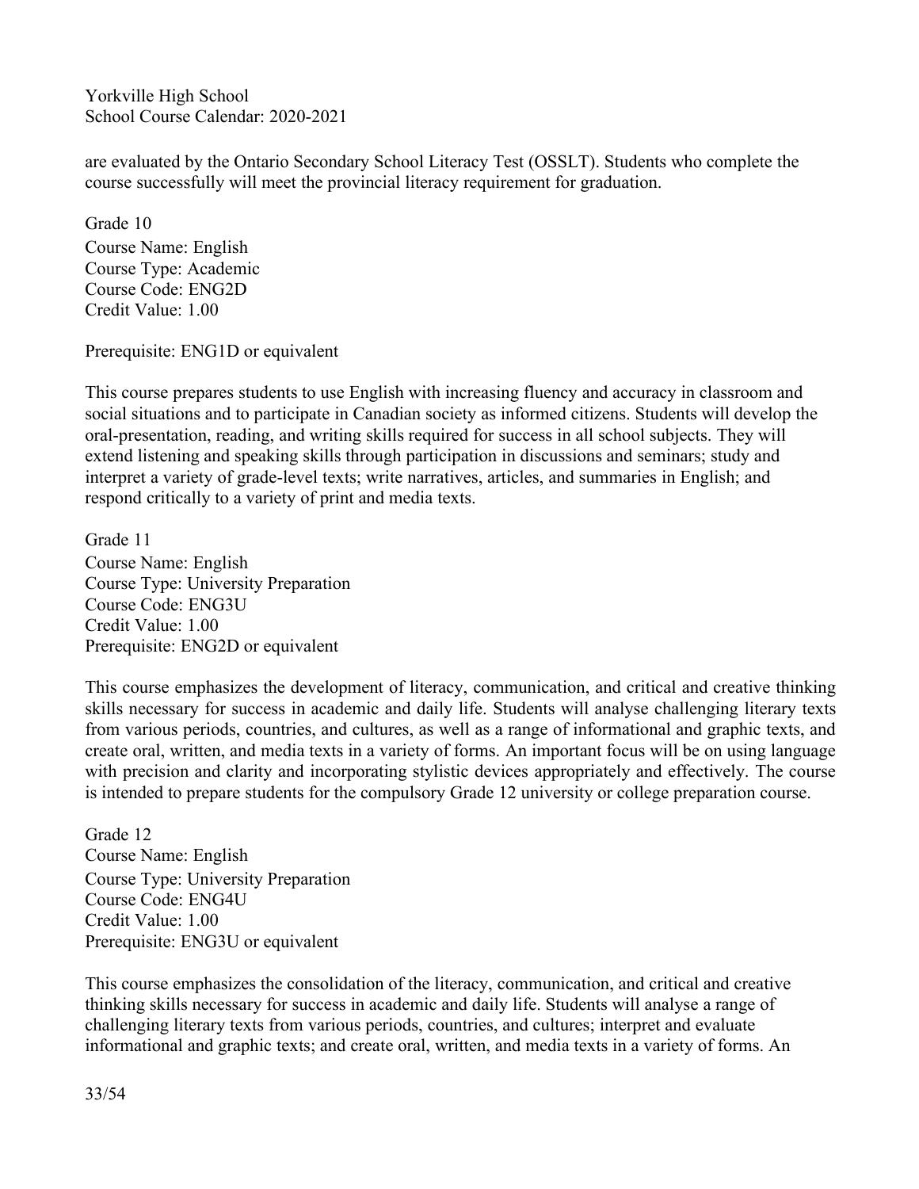are evaluated by the Ontario Secondary School Literacy Test (OSSLT). Students who complete the course successfully will meet the provincial literacy requirement for graduation.

Grade 10
Course Name: English
Course Type: Academic
Course Code: ENG2D
Credit Value: 1.00

Prerequisite: ENG1D or equivalent

This course prepares students to use English with increasing fluency and accuracy in classroom and social situations and to participate in Canadian society as informed citizens. Students will develop the oral-presentation, reading, and writing skills required for success in all school subjects. They will extend listening and speaking skills through participation in discussions and seminars; study and interpret a variety of grade-level texts; write narratives, articles, and summaries in English; and respond critically to a variety of print and media texts.

Grade 11
Course Name: English
Course Type: University Preparation
Course Code: ENG3U
Credit Value: 1.00
Prerequisite: ENG2D or equivalent

This course emphasizes the development of literacy, communication, and critical and creative thinking skills necessary for success in academic and daily life. Students will analyse challenging literary texts from various periods, countries, and cultures, as well as a range of informational and graphic texts, and create oral, written, and media texts in a variety of forms. An important focus will be on using language with precision and clarity and incorporating stylistic devices appropriately and effectively. The course is intended to prepare students for the compulsory Grade 12 university or college preparation course.

Grade 12
Course Name: English
Course Type: University Preparation
Course Code: ENG4U
Credit Value: 1.00
Prerequisite: ENG3U or equivalent

This course emphasizes the consolidation of the literacy, communication, and critical and creative thinking skills necessary for success in academic and daily life. Students will analyse a range of challenging literary texts from various periods, countries, and cultures; interpret and evaluate informational and graphic texts; and create oral, written, and media texts in a variety of forms. An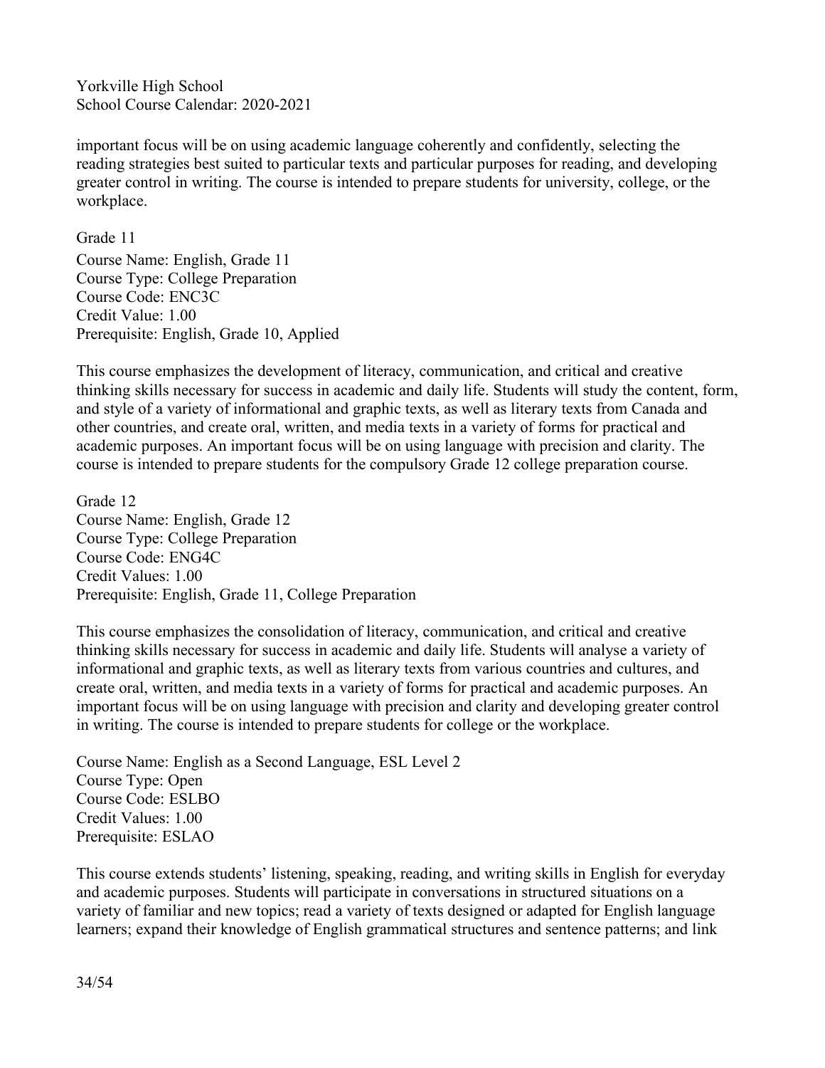important focus will be on using academic language coherently and confidently, selecting the reading strategies best suited to particular texts and particular purposes for reading, and developing greater control in writing. The course is intended to prepare students for university, college, or the workplace.

Grade 11

Course Name: English, Grade 11
Course Type: College Preparation
Course Code: ENC3C
Credit Value: 1.00
Prerequisite: English, Grade 10, Applied

This course emphasizes the development of literacy, communication, and critical and creative thinking skills necessary for success in academic and daily life. Students will study the content, form, and style of a variety of informational and graphic texts, as well as literary texts from Canada and other countries, and create oral, written, and media texts in a variety of forms for practical and academic purposes. An important focus will be on using language with precision and clarity. The course is intended to prepare students for the compulsory Grade 12 college preparation course.

Grade 12

Course Name: English, Grade 12
Course Type: College Preparation
Course Code: ENG4C
Credit Values: 1.00
Prerequisite: English, Grade 11, College Preparation

This course emphasizes the consolidation of literacy, communication, and critical and creative thinking skills necessary for success in academic and daily life. Students will analyse a variety of informational and graphic texts, as well as literary texts from various countries and cultures, and create oral, written, and media texts in a variety of forms for practical and academic purposes. An important focus will be on using language with precision and clarity and developing greater control in writing. The course is intended to prepare students for college or the workplace.

Course Name: English as a Second Language, ESL Level 2
Course Type: Open
Course Code: ESLBO
Credit Values: 1.00
Prerequisite: ESLAO

This course extends students' listening, speaking, reading, and writing skills in English for everyday and academic purposes. Students will participate in conversations in structured situations on a variety of familiar and new topics; read a variety of texts designed or adapted for English language learners; expand their knowledge of English grammatical structures and sentence patterns; and link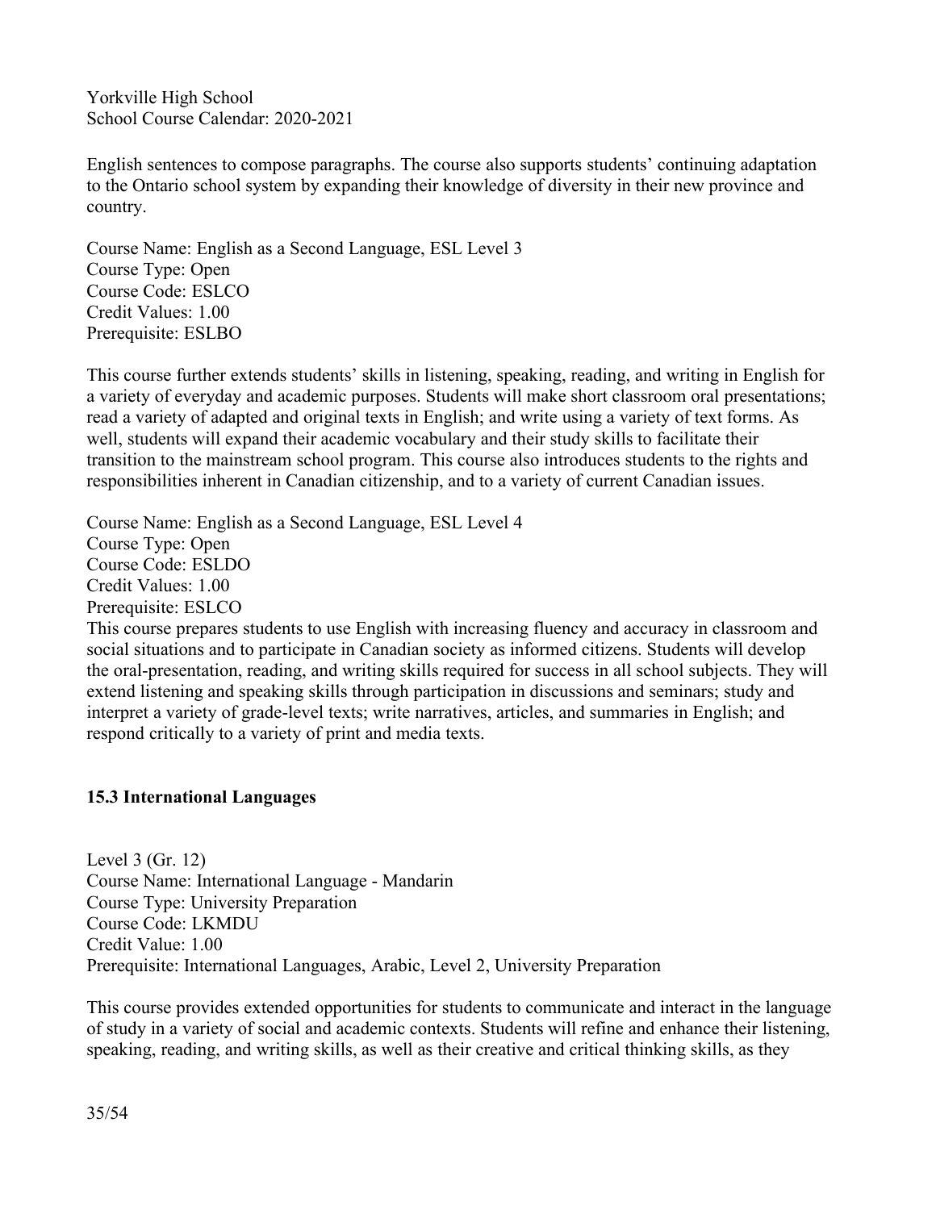English sentences to compose paragraphs. The course also supports students' continuing adaptation to the Ontario school system by expanding their knowledge of diversity in their new province and country.

Course Name: English as a Second Language, ESL Level 3
Course Type: Open
Course Code: ESLCO
Credit Values: 1.00
Prerequisite: ESLBO

This course further extends students' skills in listening, speaking, reading, and writing in English for a variety of everyday and academic purposes. Students will make short classroom oral presentations; read a variety of adapted and original texts in English; and write using a variety of text forms. As well, students will expand their academic vocabulary and their study skills to facilitate their transition to the mainstream school program. This course also introduces students to the rights and responsibilities inherent in Canadian citizenship, and to a variety of current Canadian issues.

Course Name: English as a Second Language, ESL Level 4
Course Type: Open
Course Code: ESLDO
Credit Values: 1.00
Prerequisite: ESLCO
This course prepares students to use English with increasing fluency and accuracy in classroom and social situations and to participate in Canadian society as informed citizens. Students will develop the oral-presentation, reading, and writing skills required for success in all school subjects. They will extend listening and speaking skills through participation in discussions and seminars; study and interpret a variety of grade-level texts; write narratives, articles, and summaries in English; and respond critically to a variety of print and media texts.

### 15.3 International Languages

Level 3 (Gr. 12)
Course Name: International Language - Mandarin
Course Type: University Preparation
Course Code: LKMDU
Credit Value: 1.00
Prerequisite: International Languages, Arabic, Level 2, University Preparation

This course provides extended opportunities for students to communicate and interact in the language of study in a variety of social and academic contexts. Students will refine and enhance their listening, speaking, reading, and writing skills, as well as their creative and critical thinking skills, as they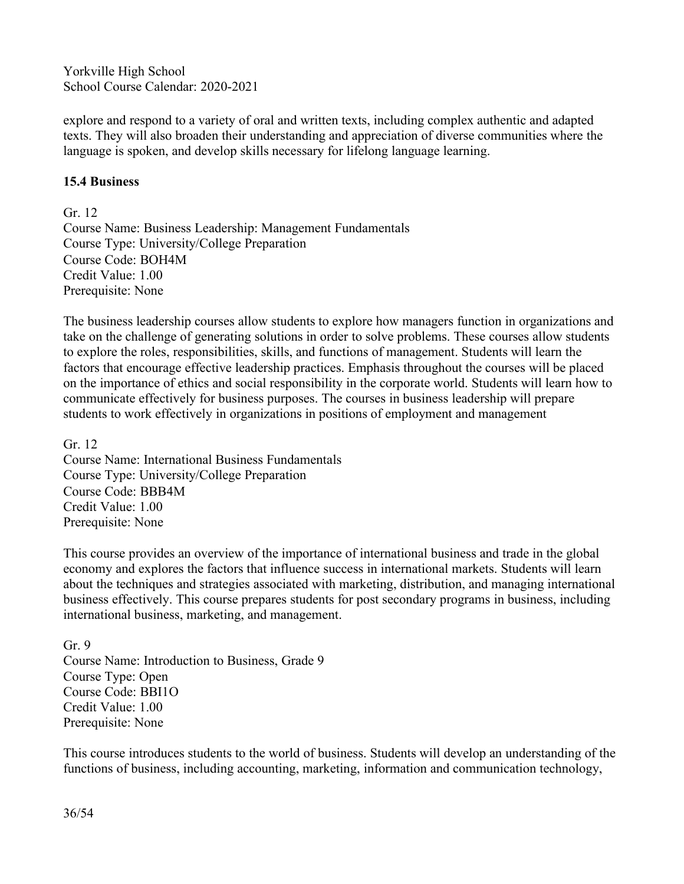explore and respond to a variety of oral and written texts, including complex authentic and adapted texts. They will also broaden their understanding and appreciation of diverse communities where the language is spoken, and develop skills necessary for lifelong language learning.

### 15.4 Business

Gr. 12
Course Name: Business Leadership: Management Fundamentals
Course Type: University/College Preparation
Course Code: BOH4M
Credit Value: 1.00
Prerequisite: None

The business leadership courses allow students to explore how managers function in organizations and take on the challenge of generating solutions in order to solve problems. These courses allow students to explore the roles, responsibilities, skills, and functions of management. Students will learn the factors that encourage effective leadership practices. Emphasis throughout the courses will be placed on the importance of ethics and social responsibility in the corporate world. Students will learn how to communicate effectively for business purposes. The courses in business leadership will prepare students to work effectively in organizations in positions of employment and management

Gr. 12
Course Name: International Business Fundamentals
Course Type: University/College Preparation
Course Code: BBB4M
Credit Value: 1.00
Prerequisite: None

This course provides an overview of the importance of international business and trade in the global economy and explores the factors that influence success in international markets. Students will learn about the techniques and strategies associated with marketing, distribution, and managing international business effectively. This course prepares students for post secondary programs in business, including international business, marketing, and management.

Gr. 9
Course Name: Introduction to Business, Grade 9
Course Type: Open
Course Code: BBI1O
Credit Value: 1.00
Prerequisite: None

This course introduces students to the world of business. Students will develop an understanding of the functions of business, including accounting, marketing, information and communication technology,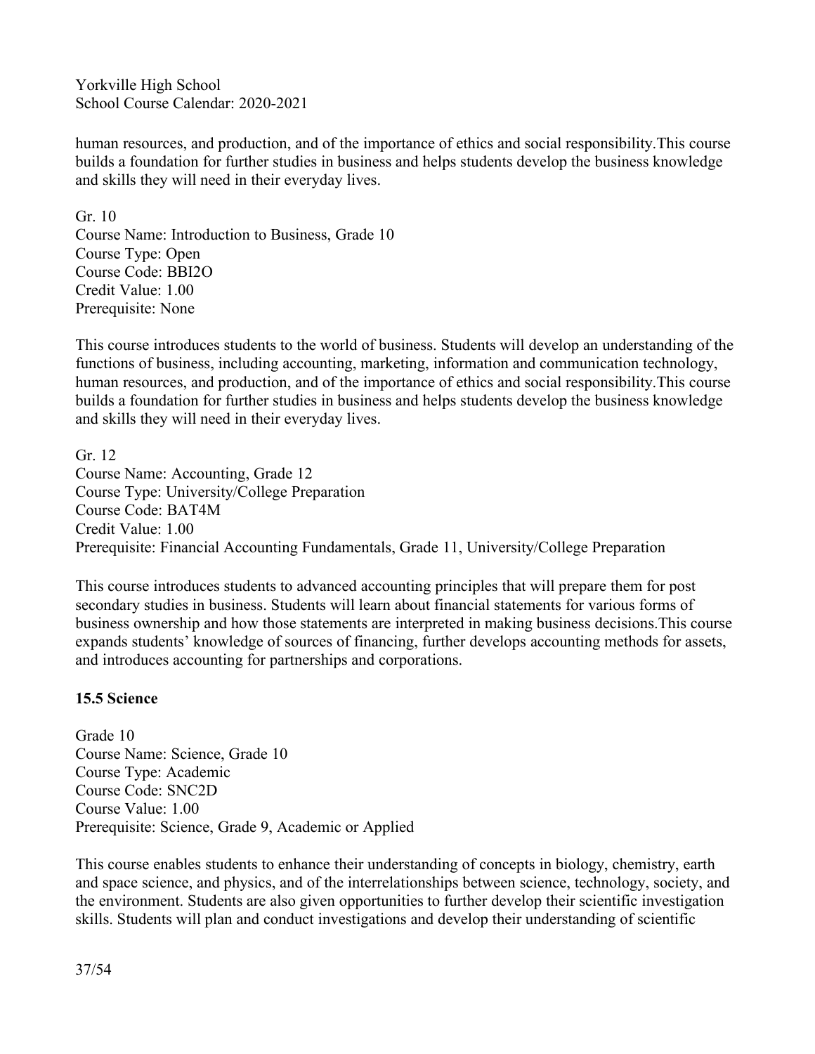human resources, and production, and of the importance of ethics and social responsibility.This course builds a foundation for further studies in business and helps students develop the business knowledge and skills they will need in their everyday lives.

Gr. 10
Course Name: Introduction to Business, Grade 10
Course Type: Open
Course Code: BBI2O
Credit Value: 1.00
Prerequisite: None

This course introduces students to the world of business. Students will develop an understanding of the functions of business, including accounting, marketing, information and communication technology, human resources, and production, and of the importance of ethics and social responsibility.This course builds a foundation for further studies in business and helps students develop the business knowledge and skills they will need in their everyday lives.

Gr. 12
Course Name: Accounting, Grade 12
Course Type: University/College Preparation
Course Code: BAT4M
Credit Value: 1.00
Prerequisite: Financial Accounting Fundamentals, Grade 11, University/College Preparation

This course introduces students to advanced accounting principles that will prepare them for post secondary studies in business. Students will learn about financial statements for various forms of business ownership and how those statements are interpreted in making business decisions.This course expands students' knowledge of sources of financing, further develops accounting methods for assets, and introduces accounting for partnerships and corporations.

### 15.5 Science

Grade 10
Course Name: Science, Grade 10
Course Type: Academic
Course Code: SNC2D
Course Value: 1.00
Prerequisite: Science, Grade 9, Academic or Applied

This course enables students to enhance their understanding of concepts in biology, chemistry, earth and space science, and physics, and of the interrelationships between science, technology, society, and the environment. Students are also given opportunities to further develop their scientific investigation skills. Students will plan and conduct investigations and develop their understanding of scientific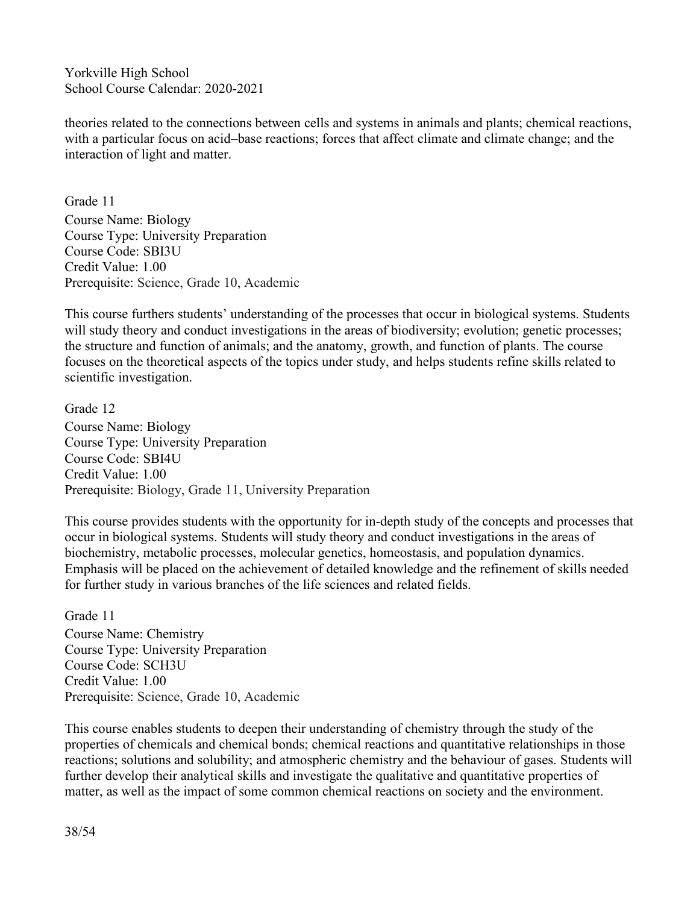theories related to the connections between cells and systems in animals and plants; chemical reactions, with a particular focus on acid–base reactions; forces that affect climate and climate change; and the interaction of light and matter.

Grade 11
Course Name: Biology
Course Type: University Preparation
Course Code: SBI3U
Credit Value: 1.00
Prerequisite: Science, Grade 10, Academic

This course furthers students' understanding of the processes that occur in biological systems. Students will study theory and conduct investigations in the areas of biodiversity; evolution; genetic processes; the structure and function of animals; and the anatomy, growth, and function of plants. The course focuses on the theoretical aspects of the topics under study, and helps students refine skills related to scientific investigation.

Grade 12
Course Name: Biology
Course Type: University Preparation
Course Code: SBI4U
Credit Value: 1.00
Prerequisite: Biology, Grade 11, University Preparation

This course provides students with the opportunity for in-depth study of the concepts and processes that occur in biological systems. Students will study theory and conduct investigations in the areas of biochemistry, metabolic processes, molecular genetics, homeostasis, and population dynamics. Emphasis will be placed on the achievement of detailed knowledge and the refinement of skills needed for further study in various branches of the life sciences and related fields.

Grade 11
Course Name: Chemistry
Course Type: University Preparation
Course Code: SCH3U
Credit Value: 1.00
Prerequisite: Science, Grade 10, Academic

This course enables students to deepen their understanding of chemistry through the study of the properties of chemicals and chemical bonds; chemical reactions and quantitative relationships in those reactions; solutions and solubility; and atmospheric chemistry and the behaviour of gases. Students will further develop their analytical skills and investigate the qualitative and quantitative properties of matter, as well as the impact of some common chemical reactions on society and the environment.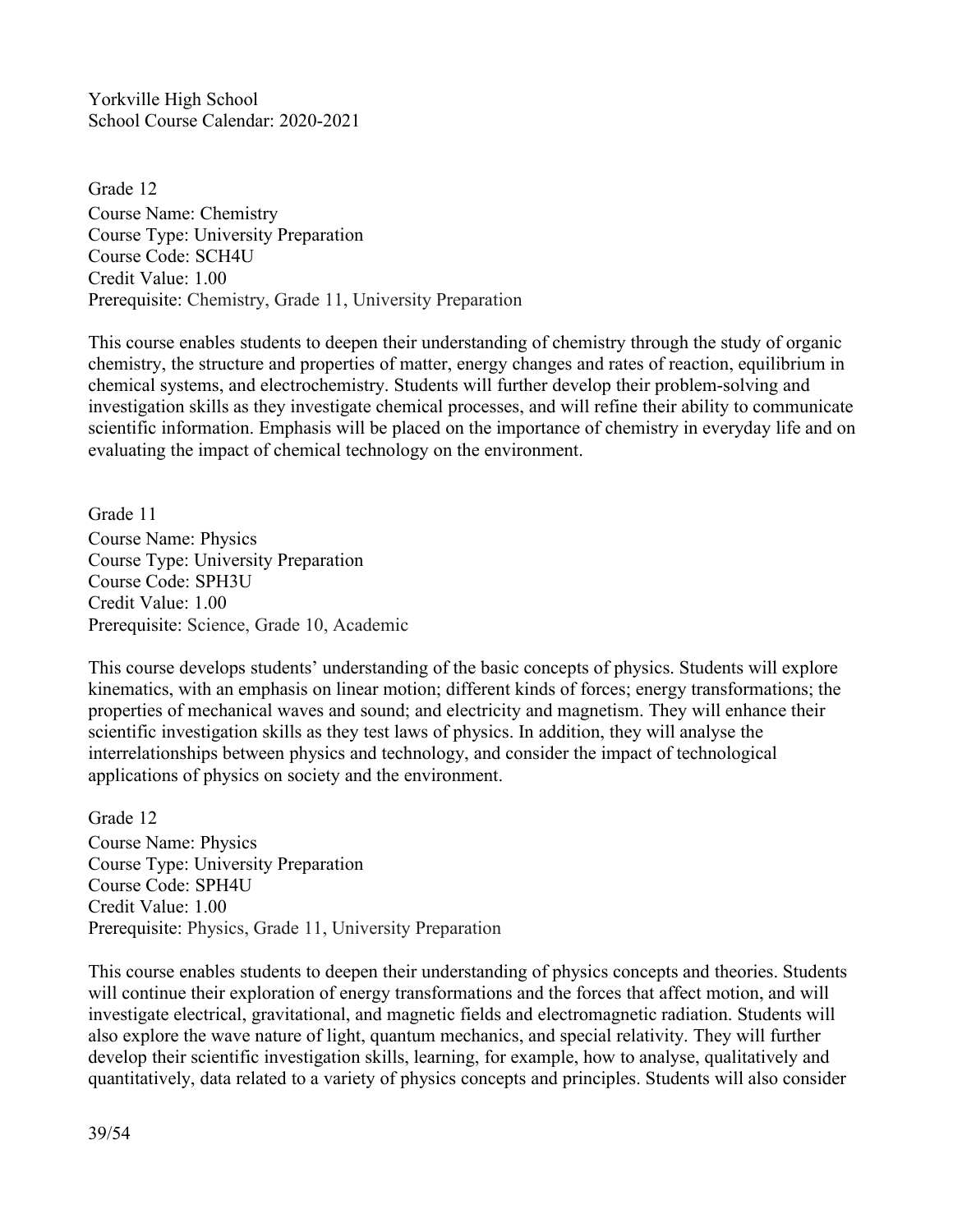Yorkville High School
School Course Calendar: 2020-2021

Grade 12
Course Name: Chemistry
Course Type: University Preparation
Course Code: SCH4U
Credit Value: 1.00
Prerequisite: Chemistry, Grade 11, University Preparation

This course enables students to deepen their understanding of chemistry through the study of organic chemistry, the structure and properties of matter, energy changes and rates of reaction, equilibrium in chemical systems, and electrochemistry. Students will further develop their problem-solving and investigation skills as they investigate chemical processes, and will refine their ability to communicate scientific information. Emphasis will be placed on the importance of chemistry in everyday life and on evaluating the impact of chemical technology on the environment.

Grade 11
Course Name: Physics
Course Type: University Preparation
Course Code: SPH3U
Credit Value: 1.00
Prerequisite: Science, Grade 10, Academic

This course develops students' understanding of the basic concepts of physics. Students will explore kinematics, with an emphasis on linear motion; different kinds of forces; energy transformations; the properties of mechanical waves and sound; and electricity and magnetism. They will enhance their scientific investigation skills as they test laws of physics. In addition, they will analyse the interrelationships between physics and technology, and consider the impact of technological applications of physics on society and the environment.

Grade 12
Course Name: Physics
Course Type: University Preparation
Course Code: SPH4U
Credit Value: 1.00
Prerequisite: Physics, Grade 11, University Preparation

This course enables students to deepen their understanding of physics concepts and theories. Students will continue their exploration of energy transformations and the forces that affect motion, and will investigate electrical, gravitational, and magnetic fields and electromagnetic radiation. Students will also explore the wave nature of light, quantum mechanics, and special relativity. They will further develop their scientific investigation skills, learning, for example, how to analyse, qualitatively and quantitatively, data related to a variety of physics concepts and principles. Students will also consider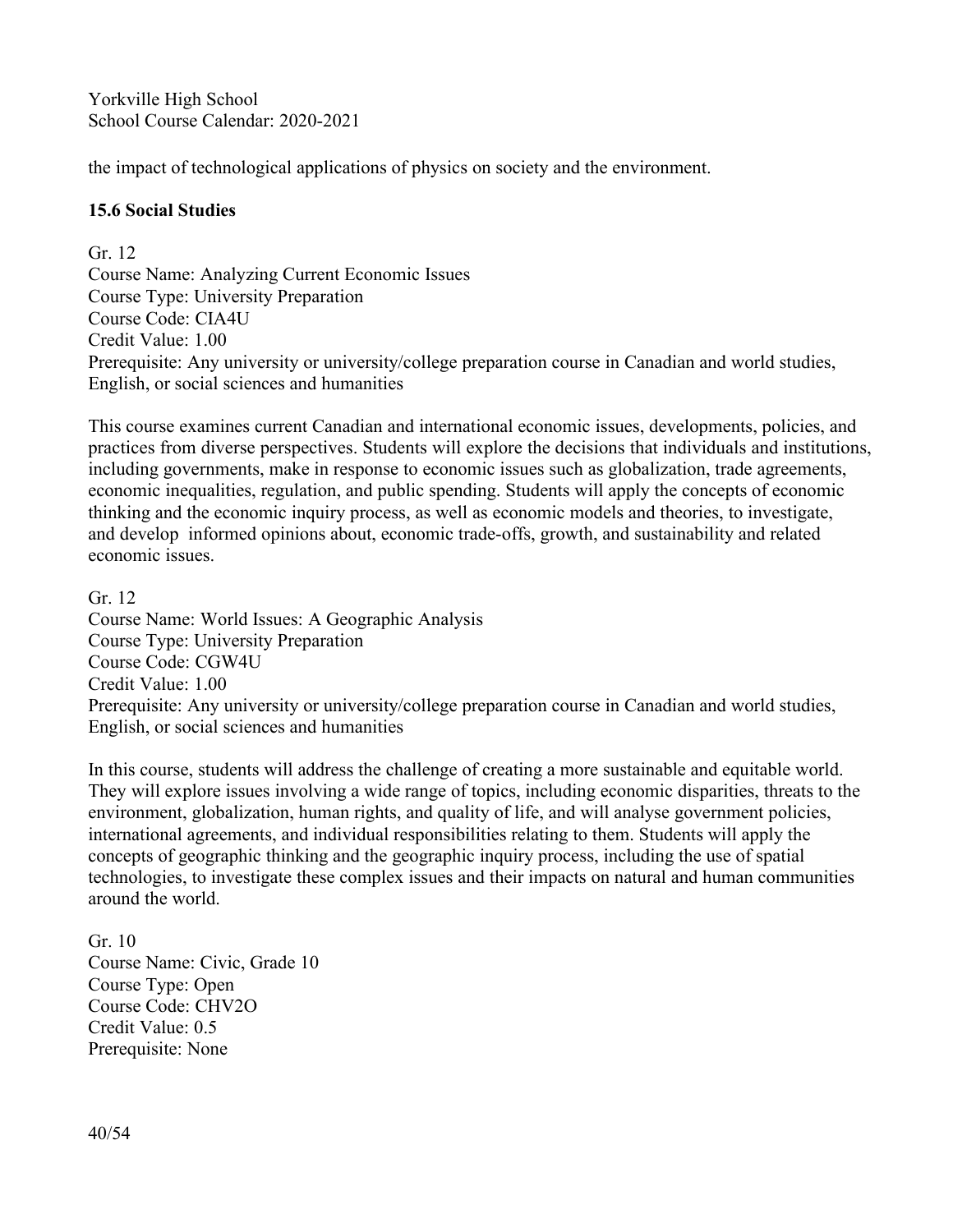the impact of technological applications of physics on society and the environment.

## 15.6 Social Studies

Gr. 12
Course Name: Analyzing Current Economic Issues
Course Type: University Preparation
Course Code: CIA4U
Credit Value: 1.00
Prerequisite: Any university or university/college preparation course in Canadian and world studies, English, or social sciences and humanities

This course examines current Canadian and international economic issues, developments, policies, and practices from diverse perspectives. Students will explore the decisions that individuals and institutions, including governments, make in response to economic issues such as globalization, trade agreements, economic inequalities, regulation, and public spending. Students will apply the concepts of economic thinking and the economic inquiry process, as well as economic models and theories, to investigate, and develop informed opinions about, economic trade-offs, growth, and sustainability and related economic issues.

Gr. 12
Course Name: World Issues: A Geographic Analysis
Course Type: University Preparation
Course Code: CGW4U
Credit Value: 1.00
Prerequisite: Any university or university/college preparation course in Canadian and world studies, English, or social sciences and humanities

In this course, students will address the challenge of creating a more sustainable and equitable world. They will explore issues involving a wide range of topics, including economic disparities, threats to the environment, globalization, human rights, and quality of life, and will analyse government policies, international agreements, and individual responsibilities relating to them. Students will apply the concepts of geographic thinking and the geographic inquiry process, including the use of spatial technologies, to investigate these complex issues and their impacts on natural and human communities around the world.

Gr. 10
Course Name: Civic, Grade 10
Course Type: Open
Course Code: CHV2O
Credit Value: 0.5
Prerequisite: None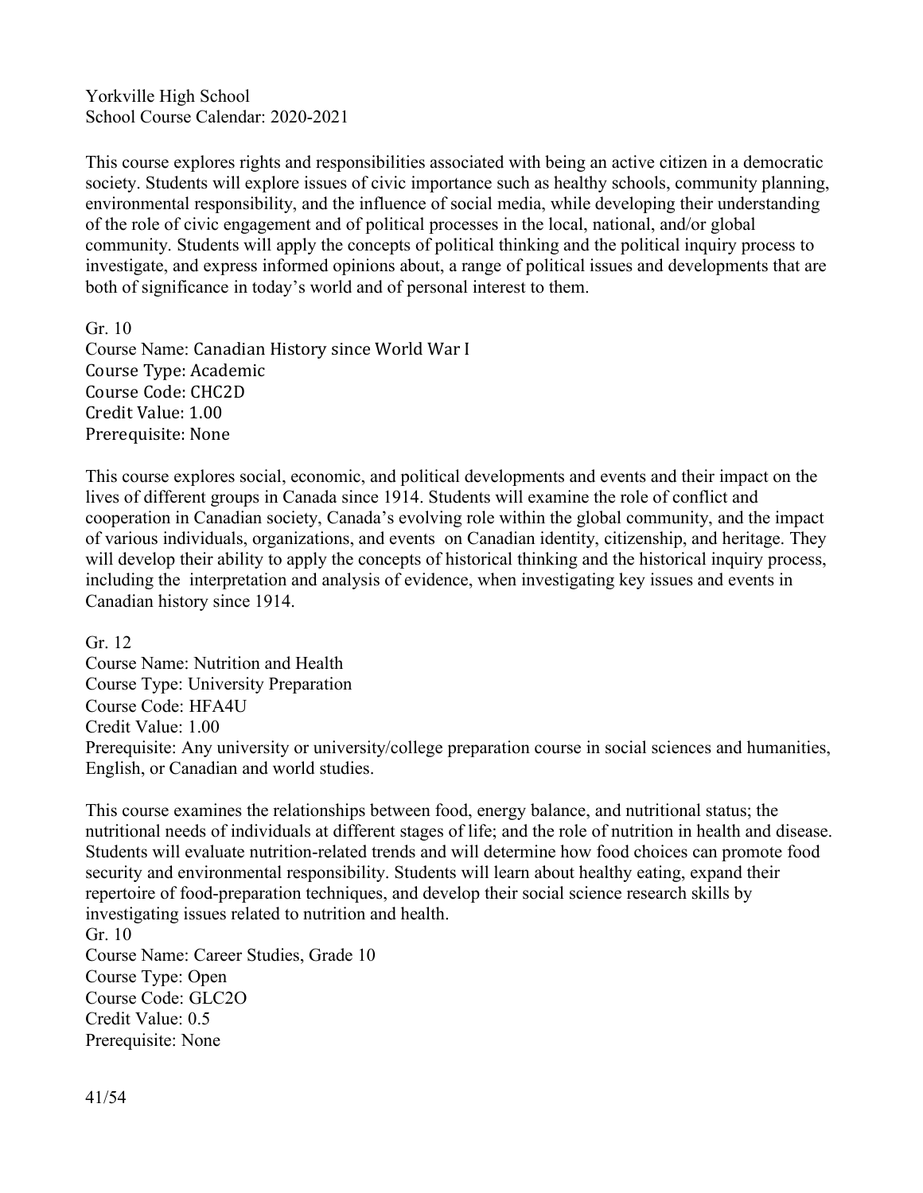Yorkville High School
School Course Calendar: 2020-2021

This course explores rights and responsibilities associated with being an active citizen in a democratic society. Students will explore issues of civic importance such as healthy schools, community planning, environmental responsibility, and the influence of social media, while developing their understanding of the role of civic engagement and of political processes in the local, national, and/or global community. Students will apply the concepts of political thinking and the political inquiry process to investigate, and express informed opinions about, a range of political issues and developments that are both of significance in today's world and of personal interest to them.

Gr. 10
Course Name: Canadian History since World War I
Course Type: Academic
Course Code: CHC2D
Credit Value: 1.00
Prerequisite: None

This course explores social, economic, and political developments and events and their impact on the lives of different groups in Canada since 1914. Students will examine the role of conflict and cooperation in Canadian society, Canada's evolving role within the global community, and the impact of various individuals, organizations, and events on Canadian identity, citizenship, and heritage. They will develop their ability to apply the concepts of historical thinking and the historical inquiry process, including the interpretation and analysis of evidence, when investigating key issues and events in Canadian history since 1914.

Gr. 12
Course Name: Nutrition and Health
Course Type: University Preparation
Course Code: HFA4U
Credit Value: 1.00
Prerequisite: Any university or university/college preparation course in social sciences and humanities, English, or Canadian and world studies.

This course examines the relationships between food, energy balance, and nutritional status; the nutritional needs of individuals at different stages of life; and the role of nutrition in health and disease. Students will evaluate nutrition-related trends and will determine how food choices can promote food security and environmental responsibility. Students will learn about healthy eating, expand their repertoire of food-preparation techniques, and develop their social science research skills by investigating issues related to nutrition and health.

Gr. 10
Course Name: Career Studies, Grade 10
Course Type: Open
Course Code: GLC2O
Credit Value: 0.5
Prerequisite: None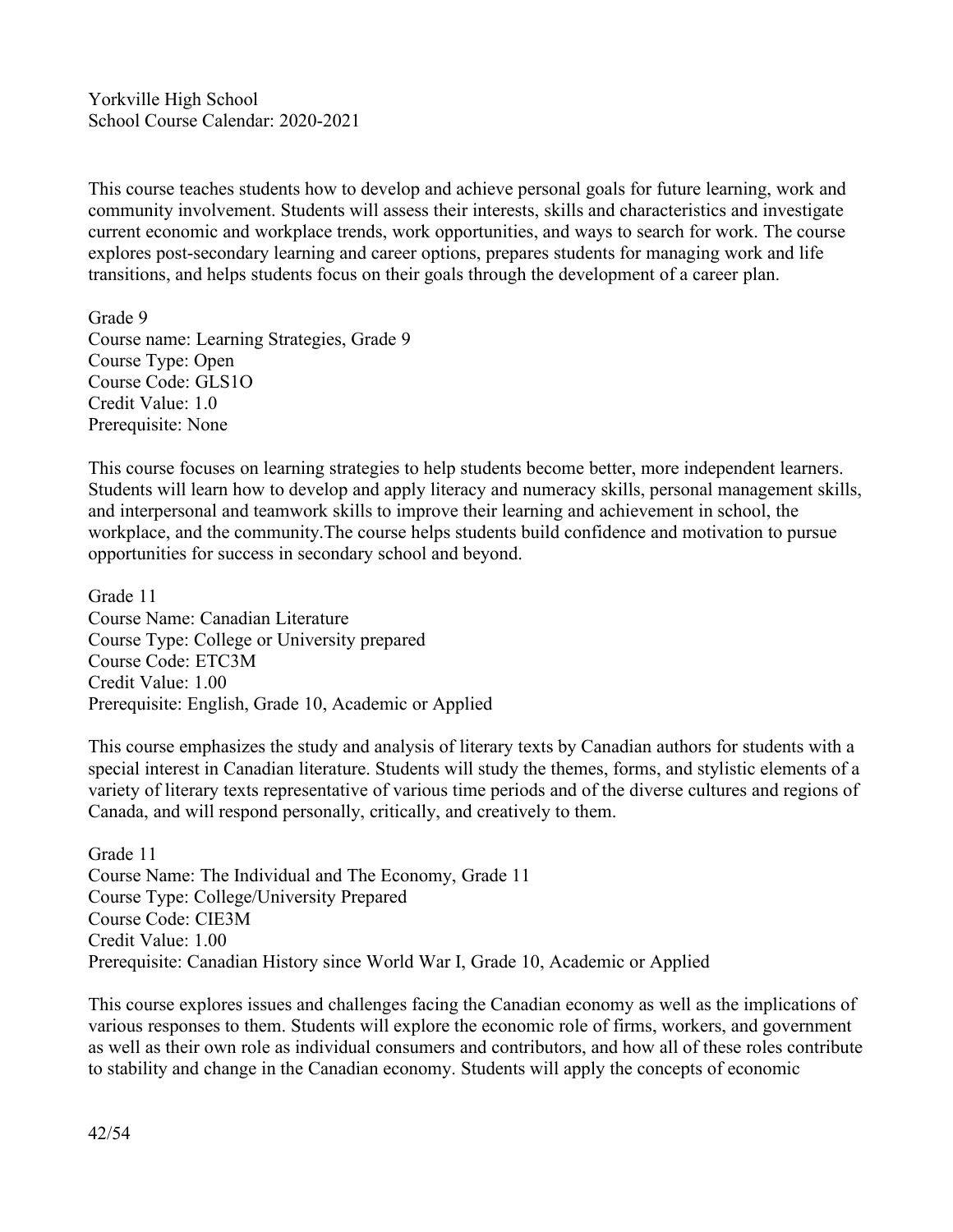Yorkville High School
School Course Calendar: 2020-2021

This course teaches students how to develop and achieve personal goals for future learning, work and community involvement. Students will assess their interests, skills and characteristics and investigate current economic and workplace trends, work opportunities, and ways to search for work. The course explores post-secondary learning and career options, prepares students for managing work and life transitions, and helps students focus on their goals through the development of a career plan.

Grade 9
Course name: Learning Strategies, Grade 9
Course Type: Open
Course Code: GLS1O
Credit Value: 1.0
Prerequisite: None

This course focuses on learning strategies to help students become better, more independent learners. Students will learn how to develop and apply literacy and numeracy skills, personal management skills, and interpersonal and teamwork skills to improve their learning and achievement in school, the workplace, and the community.The course helps students build confidence and motivation to pursue opportunities for success in secondary school and beyond.

Grade 11
Course Name: Canadian Literature
Course Type: College or University prepared
Course Code: ETC3M
Credit Value: 1.00
Prerequisite: English, Grade 10, Academic or Applied

This course emphasizes the study and analysis of literary texts by Canadian authors for students with a special interest in Canadian literature. Students will study the themes, forms, and stylistic elements of a variety of literary texts representative of various time periods and of the diverse cultures and regions of Canada, and will respond personally, critically, and creatively to them.

Grade 11
Course Name: The Individual and The Economy, Grade 11
Course Type: College/University Prepared
Course Code: CIE3M
Credit Value: 1.00
Prerequisite: Canadian History since World War I, Grade 10, Academic or Applied

This course explores issues and challenges facing the Canadian economy as well as the implications of various responses to them. Students will explore the economic role of firms, workers, and government as well as their own role as individual consumers and contributors, and how all of these roles contribute to stability and change in the Canadian economy. Students will apply the concepts of economic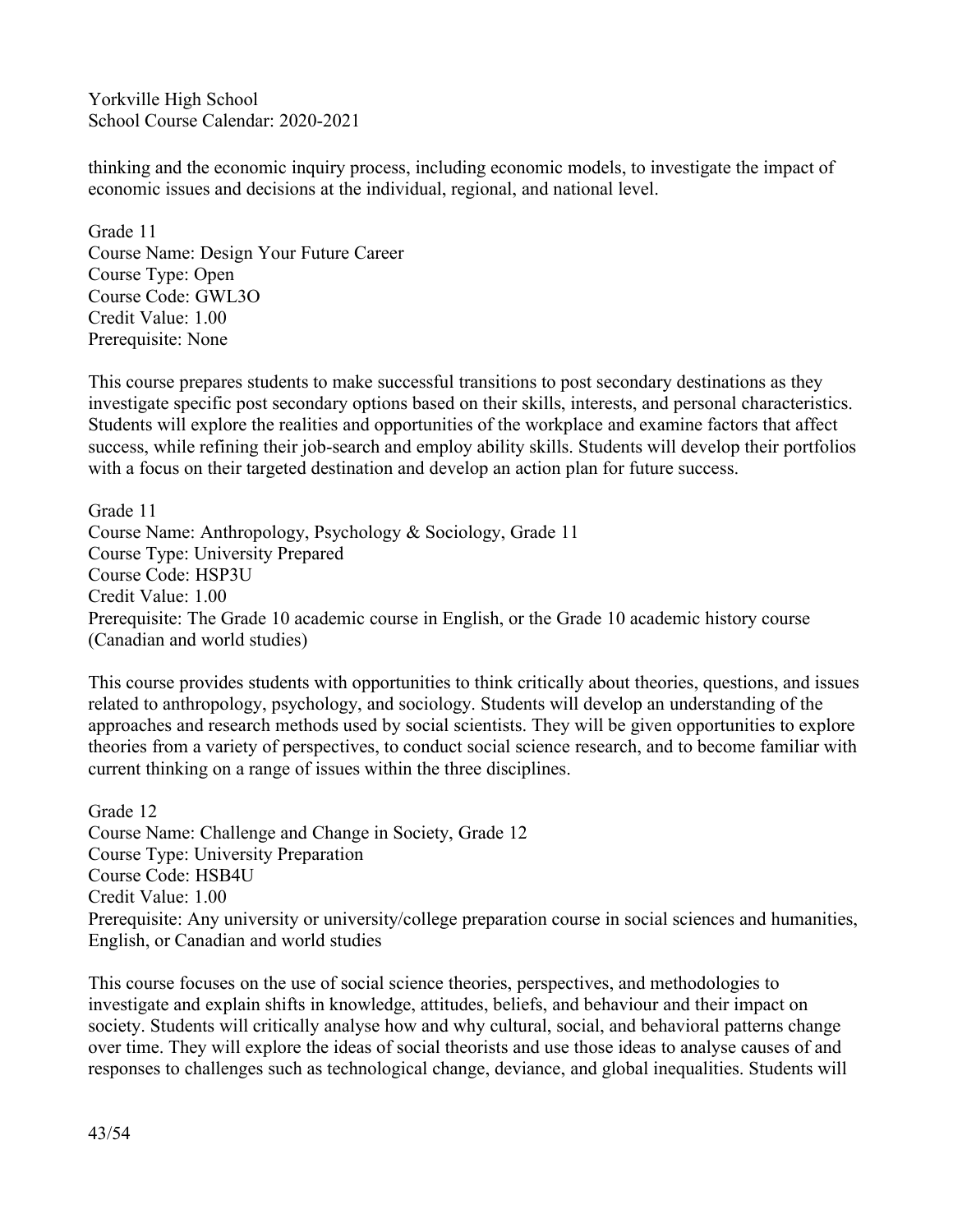thinking and the economic inquiry process, including economic models, to investigate the impact of economic issues and decisions at the individual, regional, and national level.

Grade 11
Course Name: Design Your Future Career
Course Type: Open
Course Code: GWL3O
Credit Value: 1.00
Prerequisite: None

This course prepares students to make successful transitions to post secondary destinations as they investigate specific post secondary options based on their skills, interests, and personal characteristics. Students will explore the realities and opportunities of the workplace and examine factors that affect success, while refining their job-search and employ ability skills. Students will develop their portfolios with a focus on their targeted destination and develop an action plan for future success.

Grade 11
Course Name: Anthropology, Psychology & Sociology, Grade 11
Course Type: University Prepared
Course Code: HSP3U
Credit Value: 1.00
Prerequisite: The Grade 10 academic course in English, or the Grade 10 academic history course (Canadian and world studies)

This course provides students with opportunities to think critically about theories, questions, and issues related to anthropology, psychology, and sociology. Students will develop an understanding of the approaches and research methods used by social scientists. They will be given opportunities to explore theories from a variety of perspectives, to conduct social science research, and to become familiar with current thinking on a range of issues within the three disciplines.

Grade 12
Course Name: Challenge and Change in Society, Grade 12
Course Type: University Preparation
Course Code: HSB4U
Credit Value: 1.00
Prerequisite: Any university or university/college preparation course in social sciences and humanities, English, or Canadian and world studies

This course focuses on the use of social science theories, perspectives, and methodologies to investigate and explain shifts in knowledge, attitudes, beliefs, and behaviour and their impact on society. Students will critically analyse how and why cultural, social, and behavioral patterns change over time. They will explore the ideas of social theorists and use those ideas to analyse causes of and responses to challenges such as technological change, deviance, and global inequalities. Students will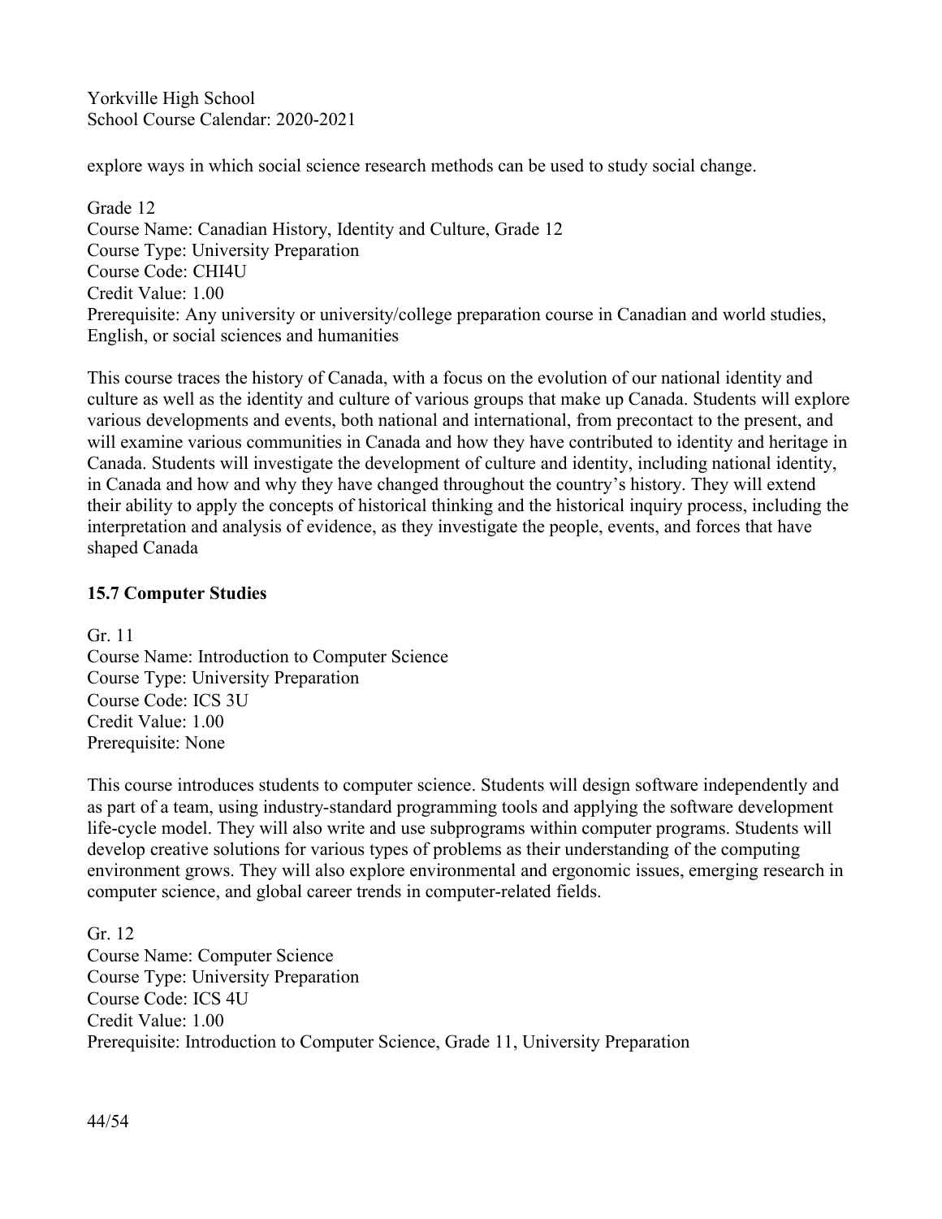explore ways in which social science research methods can be used to study social change.

Grade 12
Course Name: Canadian History, Identity and Culture, Grade 12
Course Type: University Preparation
Course Code: CHI4U
Credit Value: 1.00
Prerequisite: Any university or university/college preparation course in Canadian and world studies, English, or social sciences and humanities

This course traces the history of Canada, with a focus on the evolution of our national identity and culture as well as the identity and culture of various groups that make up Canada. Students will explore various developments and events, both national and international, from precontact to the present, and will examine various communities in Canada and how they have contributed to identity and heritage in Canada. Students will investigate the development of culture and identity, including national identity, in Canada and how and why they have changed throughout the country's history. They will extend their ability to apply the concepts of historical thinking and the historical inquiry process, including the interpretation and analysis of evidence, as they investigate the people, events, and forces that have shaped Canada

## 15.7 Computer Studies

Gr. 11
Course Name: Introduction to Computer Science
Course Type: University Preparation
Course Code: ICS 3U
Credit Value: 1.00
Prerequisite: None

This course introduces students to computer science. Students will design software independently and as part of a team, using industry-standard programming tools and applying the software development life-cycle model. They will also write and use subprograms within computer programs. Students will develop creative solutions for various types of problems as their understanding of the computing environment grows. They will also explore environmental and ergonomic issues, emerging research in computer science, and global career trends in computer-related fields.

Gr. 12
Course Name: Computer Science
Course Type: University Preparation
Course Code: ICS 4U
Credit Value: 1.00
Prerequisite: Introduction to Computer Science, Grade 11, University Preparation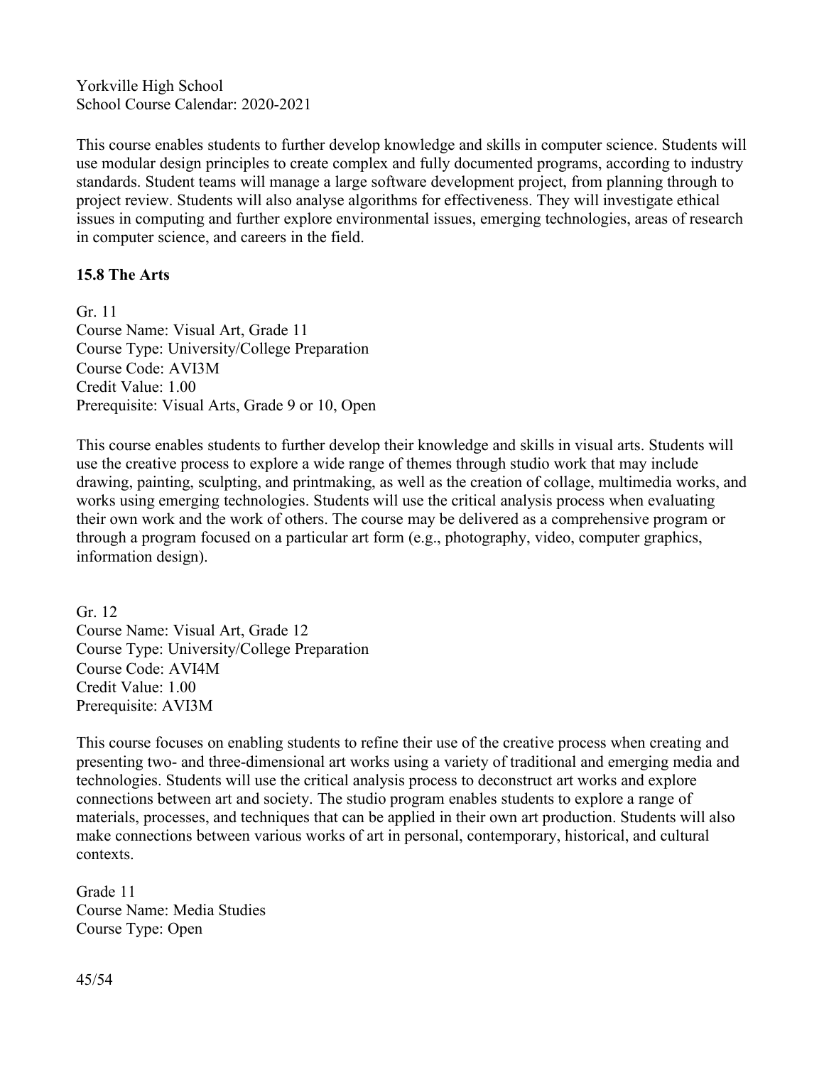This course enables students to further develop knowledge and skills in computer science. Students will use modular design principles to create complex and fully documented programs, according to industry standards. Student teams will manage a large software development project, from planning through to project review. Students will also analyse algorithms for effectiveness. They will investigate ethical issues in computing and further explore environmental issues, emerging technologies, areas of research in computer science, and careers in the field.

### 15.8 The Arts

Gr. 11
Course Name: Visual Art, Grade 11
Course Type: University/College Preparation
Course Code: AVI3M
Credit Value: 1.00
Prerequisite: Visual Arts, Grade 9 or 10, Open

This course enables students to further develop their knowledge and skills in visual arts. Students will use the creative process to explore a wide range of themes through studio work that may include drawing, painting, sculpting, and printmaking, as well as the creation of collage, multimedia works, and works using emerging technologies. Students will use the critical analysis process when evaluating their own work and the work of others. The course may be delivered as a comprehensive program or through a program focused on a particular art form (e.g., photography, video, computer graphics, information design).

Gr. 12
Course Name: Visual Art, Grade 12
Course Type: University/College Preparation
Course Code: AVI4M
Credit Value: 1.00
Prerequisite: AVI3M

This course focuses on enabling students to refine their use of the creative process when creating and presenting two- and three-dimensional art works using a variety of traditional and emerging media and technologies. Students will use the critical analysis process to deconstruct art works and explore connections between art and society. The studio program enables students to explore a range of materials, processes, and techniques that can be applied in their own art production. Students will also make connections between various works of art in personal, contemporary, historical, and cultural contexts.

Grade 11
Course Name: Media Studies
Course Type: Open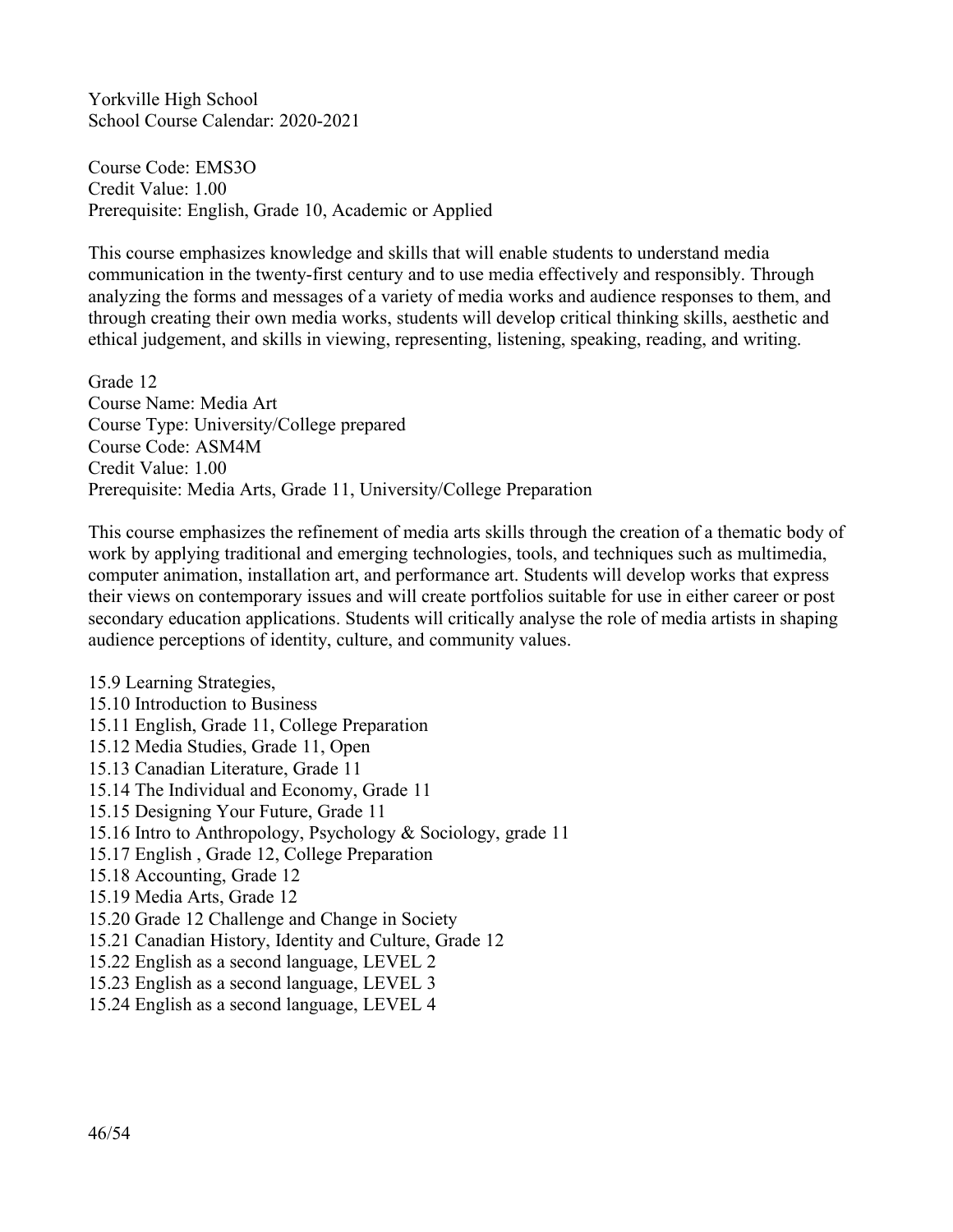Yorkville High School
School Course Calendar: 2020-2021

Course Code: EMS3O
Credit Value: 1.00
Prerequisite: English, Grade 10, Academic or Applied

This course emphasizes knowledge and skills that will enable students to understand media communication in the twenty-first century and to use media effectively and responsibly. Through analyzing the forms and messages of a variety of media works and audience responses to them, and through creating their own media works, students will develop critical thinking skills, aesthetic and ethical judgement, and skills in viewing, representing, listening, speaking, reading, and writing.

Grade 12
Course Name: Media Art
Course Type: University/College prepared
Course Code: ASM4M
Credit Value: 1.00
Prerequisite: Media Arts, Grade 11, University/College Preparation

This course emphasizes the refinement of media arts skills through the creation of a thematic body of work by applying traditional and emerging technologies, tools, and techniques such as multimedia, computer animation, installation art, and performance art. Students will develop works that express their views on contemporary issues and will create portfolios suitable for use in either career or post secondary education applications. Students will critically analyse the role of media artists in shaping audience perceptions of identity, culture, and community values.

15.9 Learning Strategies,
15.10 Introduction to Business
15.11 English, Grade 11, College Preparation
15.12 Media Studies, Grade 11, Open
15.13 Canadian Literature, Grade 11
15.14 The Individual and Economy, Grade 11
15.15 Designing Your Future, Grade 11
15.16 Intro to Anthropology, Psychology & Sociology, grade 11
15.17 English , Grade 12, College Preparation
15.18 Accounting, Grade 12
15.19 Media Arts, Grade 12
15.20 Grade 12 Challenge and Change in Society
15.21 Canadian History, Identity and Culture, Grade 12
15.22 English as a second language, LEVEL 2
15.23 English as a second language, LEVEL 3
15.24 English as a second language, LEVEL 4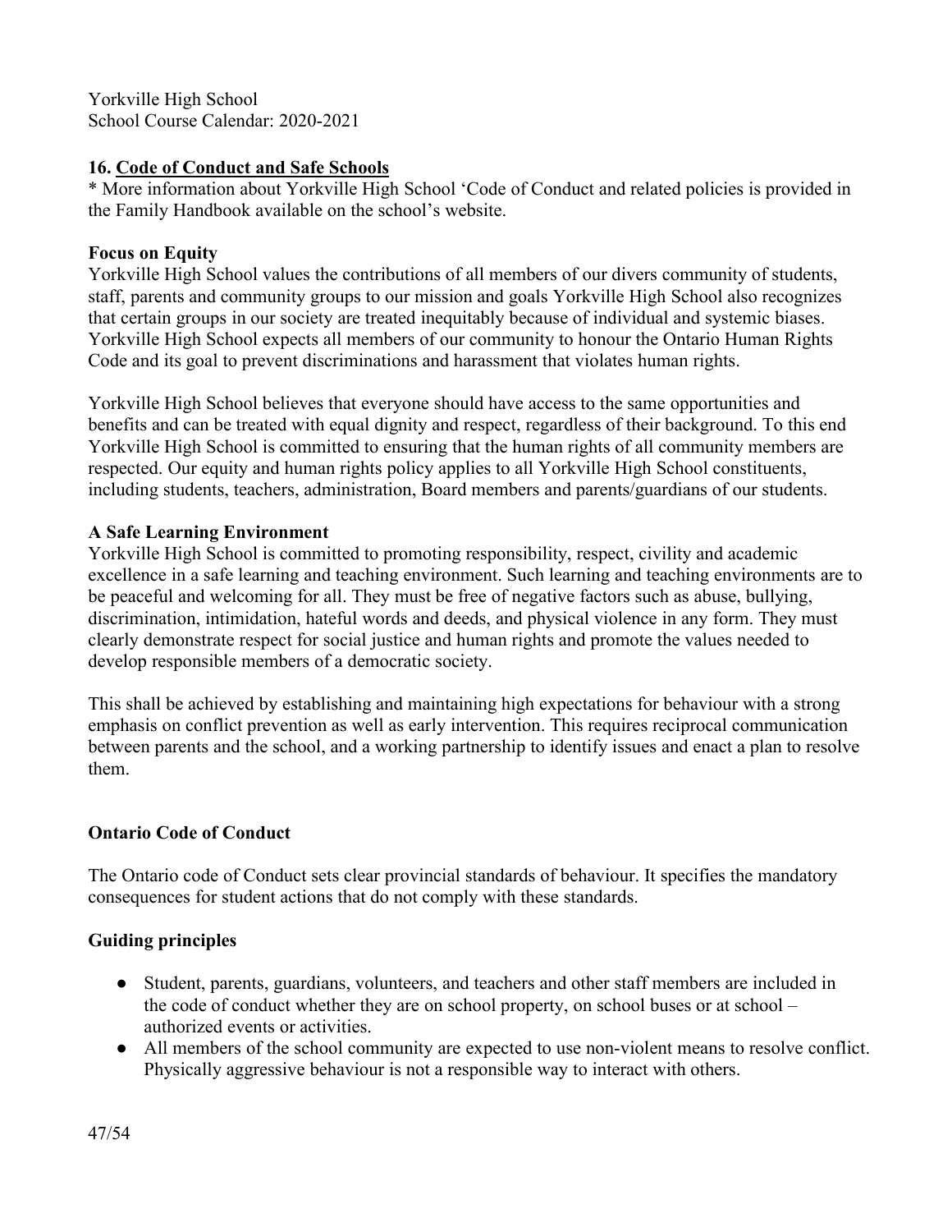Yorkville High School
School Course Calendar: 2020-2021

## 16. Code of Conduct and Safe Schools

* More information about Yorkville High School 'Code of Conduct and related policies is provided in the Family Handbook available on the school's website.

### Focus on Equity

Yorkville High School values the contributions of all members of our divers community of students, staff, parents and community groups to our mission and goals Yorkville High School also recognizes that certain groups in our society are treated inequitably because of individual and systemic biases. Yorkville High School expects all members of our community to honour the Ontario Human Rights Code and its goal to prevent discriminations and harassment that violates human rights.

Yorkville High School believes that everyone should have access to the same opportunities and benefits and can be treated with equal dignity and respect, regardless of their background. To this end Yorkville High School is committed to ensuring that the human rights of all community members are respected. Our equity and human rights policy applies to all Yorkville High School constituents, including students, teachers, administration, Board members and parents/guardians of our students.

### A Safe Learning Environment

Yorkville High School is committed to promoting responsibility, respect, civility and academic excellence in a safe learning and teaching environment. Such learning and teaching environments are to be peaceful and welcoming for all. They must be free of negative factors such as abuse, bullying, discrimination, intimidation, hateful words and deeds, and physical violence in any form. They must clearly demonstrate respect for social justice and human rights and promote the values needed to develop responsible members of a democratic society.

This shall be achieved by establishing and maintaining high expectations for behaviour with a strong emphasis on conflict prevention as well as early intervention. This requires reciprocal communication between parents and the school, and a working partnership to identify issues and enact a plan to resolve them.

### Ontario Code of Conduct

The Ontario code of Conduct sets clear provincial standards of behaviour. It specifies the mandatory consequences for student actions that do not comply with these standards.

### Guiding principles

- Student, parents, guardians, volunteers, and teachers and other staff members are included in the code of conduct whether they are on school property, on school buses or at school – authorized events or activities.
- All members of the school community are expected to use non-violent means to resolve conflict. Physically aggressive behaviour is not a responsible way to interact with others.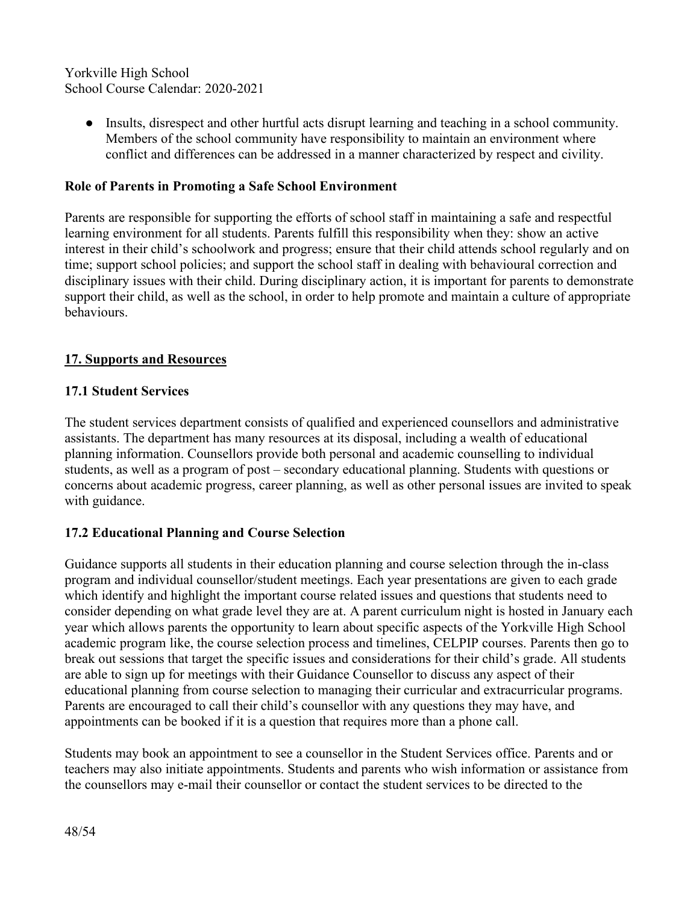- Insults, disrespect and other hurtful acts disrupt learning and teaching in a school community. Members of the school community have responsibility to maintain an environment where conflict and differences can be addressed in a manner characterized by respect and civility.

**Role of Parents in Promoting a Safe School Environment**

Parents are responsible for supporting the efforts of school staff in maintaining a safe and respectful learning environment for all students. Parents fulfill this responsibility when they: show an active interest in their child's schoolwork and progress; ensure that their child attends school regularly and on time; support school policies; and support the school staff in dealing with behavioural correction and disciplinary issues with their child. During disciplinary action, it is important for parents to demonstrate support their child, as well as the school, in order to help promote and maintain a culture of appropriate behaviours.

## 17. Supports and Resources

### 17.1 Student Services

The student services department consists of qualified and experienced counsellors and administrative assistants. The department has many resources at its disposal, including a wealth of educational planning information. Counsellors provide both personal and academic counselling to individual students, as well as a program of post – secondary educational planning. Students with questions or concerns about academic progress, career planning, as well as other personal issues are invited to speak with guidance.

### 17.2 Educational Planning and Course Selection

Guidance supports all students in their education planning and course selection through the in-class program and individual counsellor/student meetings. Each year presentations are given to each grade which identify and highlight the important course related issues and questions that students need to consider depending on what grade level they are at. A parent curriculum night is hosted in January each year which allows parents the opportunity to learn about specific aspects of the Yorkville High School academic program like, the course selection process and timelines, CELPIP courses. Parents then go to break out sessions that target the specific issues and considerations for their child's grade. All students are able to sign up for meetings with their Guidance Counsellor to discuss any aspect of their educational planning from course selection to managing their curricular and extracurricular programs. Parents are encouraged to call their child's counsellor with any questions they may have, and appointments can be booked if it is a question that requires more than a phone call.

Students may book an appointment to see a counsellor in the Student Services office. Parents and or teachers may also initiate appointments. Students and parents who wish information or assistance from the counsellors may e-mail their counsellor or contact the student services to be directed to the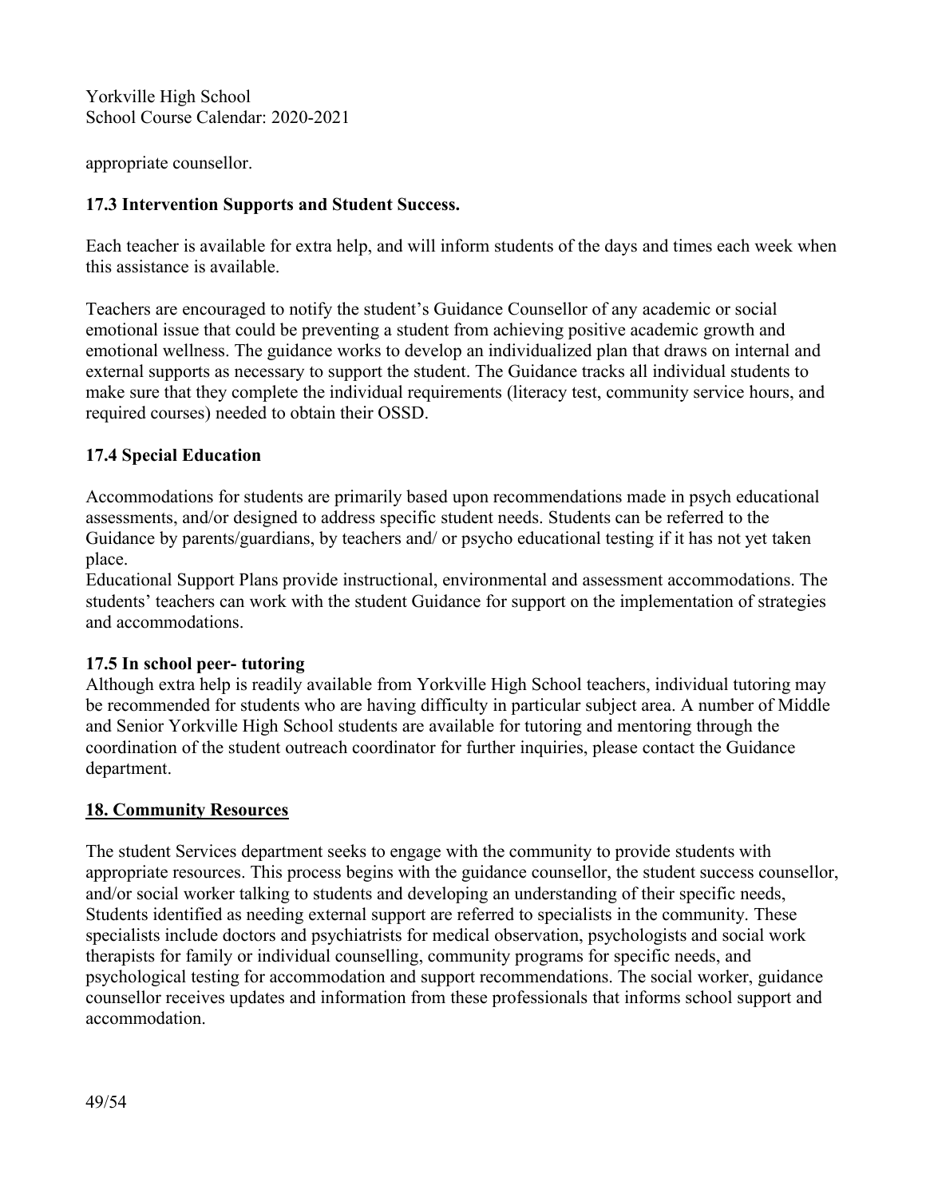appropriate counsellor.

### 17.3 Intervention Supports and Student Success.

Each teacher is available for extra help, and will inform students of the days and times each week when this assistance is available.

Teachers are encouraged to notify the student's Guidance Counsellor of any academic or social emotional issue that could be preventing a student from achieving positive academic growth and emotional wellness. The guidance works to develop an individualized plan that draws on internal and external supports as necessary to support the student. The Guidance tracks all individual students to make sure that they complete the individual requirements (literacy test, community service hours, and required courses) needed to obtain their OSSD.

### 17.4 Special Education

Accommodations for students are primarily based upon recommendations made in psych educational assessments, and/or designed to address specific student needs. Students can be referred to the Guidance by parents/guardians, by teachers and/ or psycho educational testing if it has not yet taken place.

Educational Support Plans provide instructional, environmental and assessment accommodations. The students' teachers can work with the student Guidance for support on the implementation of strategies and accommodations.

### 17.5 In school peer- tutoring

Although extra help is readily available from Yorkville High School teachers, individual tutoring may be recommended for students who are having difficulty in particular subject area. A number of Middle and Senior Yorkville High School students are available for tutoring and mentoring through the coordination of the student outreach coordinator for further inquiries, please contact the Guidance department.

## 18. Community Resources

The student Services department seeks to engage with the community to provide students with appropriate resources. This process begins with the guidance counsellor, the student success counsellor, and/or social worker talking to students and developing an understanding of their specific needs, Students identified as needing external support are referred to specialists in the community. These specialists include doctors and psychiatrists for medical observation, psychologists and social work therapists for family or individual counselling, community programs for specific needs, and psychological testing for accommodation and support recommendations. The social worker, guidance counsellor receives updates and information from these professionals that informs school support and accommodation.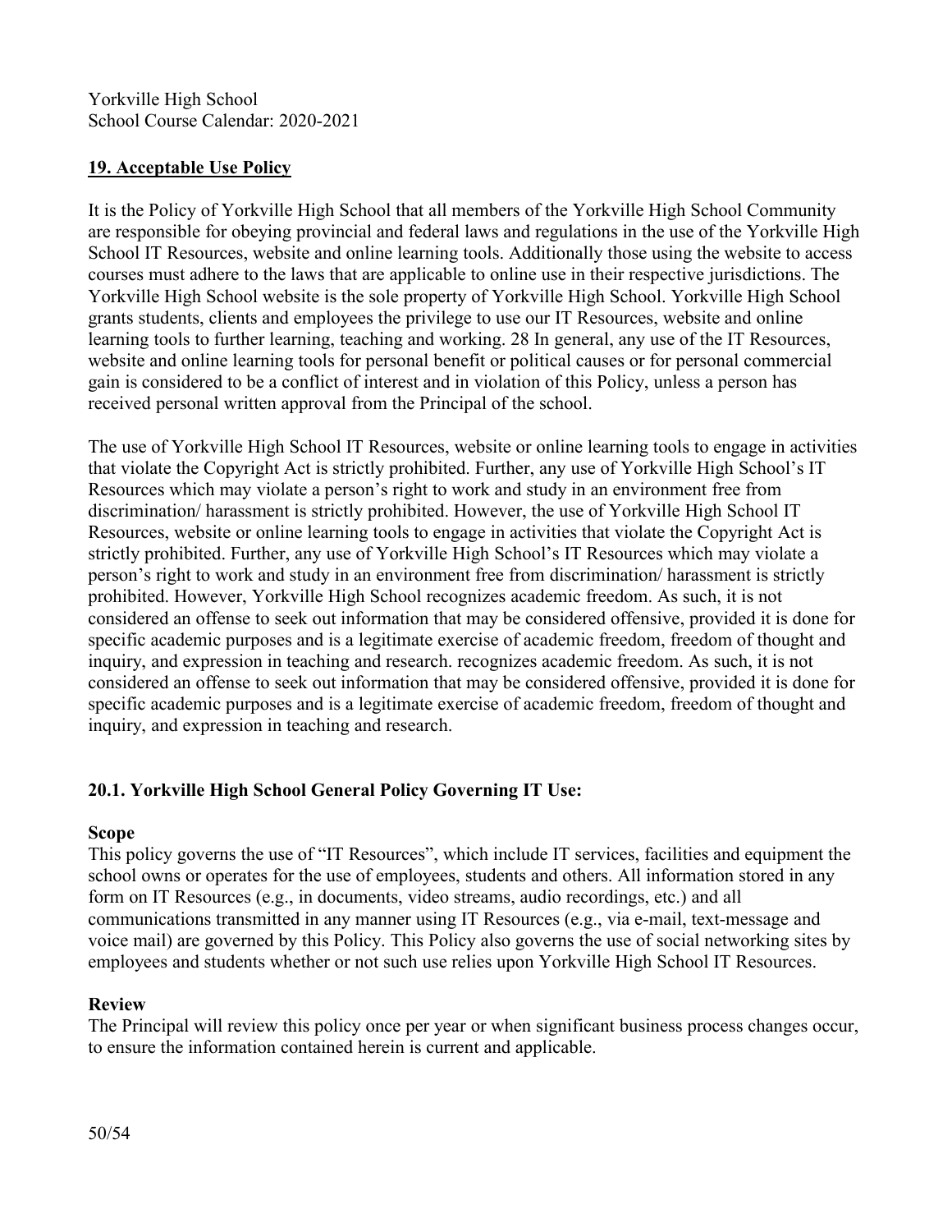## 19. Acceptable Use Policy

It is the Policy of Yorkville High School that all members of the Yorkville High School Community are responsible for obeying provincial and federal laws and regulations in the use of the Yorkville High School IT Resources, website and online learning tools. Additionally those using the website to access courses must adhere to the laws that are applicable to online use in their respective jurisdictions. The Yorkville High School website is the sole property of Yorkville High School. Yorkville High School grants students, clients and employees the privilege to use our IT Resources, website and online learning tools to further learning, teaching and working. 28 In general, any use of the IT Resources, website and online learning tools for personal benefit or political causes or for personal commercial gain is considered to be a conflict of interest and in violation of this Policy, unless a person has received personal written approval from the Principal of the school.

The use of Yorkville High School IT Resources, website or online learning tools to engage in activities that violate the Copyright Act is strictly prohibited. Further, any use of Yorkville High School's IT Resources which may violate a person's right to work and study in an environment free from discrimination/ harassment is strictly prohibited. However, the use of Yorkville High School IT Resources, website or online learning tools to engage in activities that violate the Copyright Act is strictly prohibited. Further, any use of Yorkville High School's IT Resources which may violate a person's right to work and study in an environment free from discrimination/ harassment is strictly prohibited. However, Yorkville High School recognizes academic freedom. As such, it is not considered an offense to seek out information that may be considered offensive, provided it is done for specific academic purposes and is a legitimate exercise of academic freedom, freedom of thought and inquiry, and expression in teaching and research. recognizes academic freedom. As such, it is not considered an offense to seek out information that may be considered offensive, provided it is done for specific academic purposes and is a legitimate exercise of academic freedom, freedom of thought and inquiry, and expression in teaching and research.

### 20.1. Yorkville High School General Policy Governing IT Use:

**Scope**
This policy governs the use of "IT Resources", which include IT services, facilities and equipment the school owns or operates for the use of employees, students and others. All information stored in any form on IT Resources (e.g., in documents, video streams, audio recordings, etc.) and all communications transmitted in any manner using IT Resources (e.g., via e-mail, text-message and voice mail) are governed by this Policy. This Policy also governs the use of social networking sites by employees and students whether or not such use relies upon Yorkville High School IT Resources.

**Review**
The Principal will review this policy once per year or when significant business process changes occur, to ensure the information contained herein is current and applicable.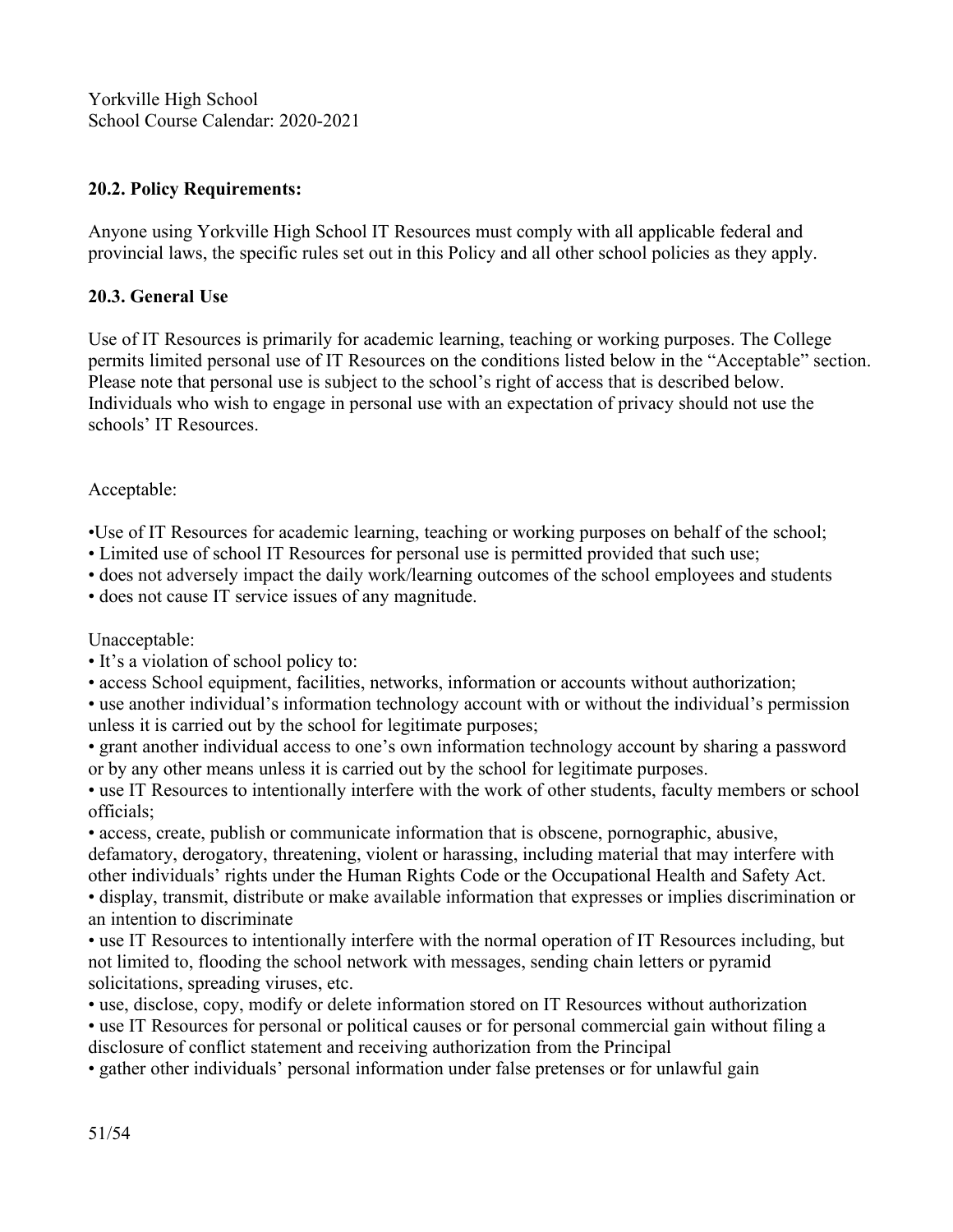Yorkville High School
School Course Calendar: 2020-2021

### 20.2. Policy Requirements:

Anyone using Yorkville High School IT Resources must comply with all applicable federal and provincial laws, the specific rules set out in this Policy and all other school policies as they apply.

### 20.3. General Use

Use of IT Resources is primarily for academic learning, teaching or working purposes. The College permits limited personal use of IT Resources on the conditions listed below in the "Acceptable" section. Please note that personal use is subject to the school's right of access that is described below. Individuals who wish to engage in personal use with an expectation of privacy should not use the schools' IT Resources.

Acceptable:

- Use of IT Resources for academic learning, teaching or working purposes on behalf of the school;
- Limited use of school IT Resources for personal use is permitted provided that such use;
- does not adversely impact the daily work/learning outcomes of the school employees and students
- does not cause IT service issues of any magnitude.

Unacceptable:

- It's a violation of school policy to:
- access School equipment, facilities, networks, information or accounts without authorization;
- use another individual's information technology account with or without the individual's permission unless it is carried out by the school for legitimate purposes;
- grant another individual access to one's own information technology account by sharing a password or by any other means unless it is carried out by the school for legitimate purposes.
- use IT Resources to intentionally interfere with the work of other students, faculty members or school officials;
- access, create, publish or communicate information that is obscene, pornographic, abusive, defamatory, derogatory, threatening, violent or harassing, including material that may interfere with other individuals' rights under the Human Rights Code or the Occupational Health and Safety Act.
- display, transmit, distribute or make available information that expresses or implies discrimination or an intention to discriminate
- use IT Resources to intentionally interfere with the normal operation of IT Resources including, but not limited to, flooding the school network with messages, sending chain letters or pyramid solicitations, spreading viruses, etc.
- use, disclose, copy, modify or delete information stored on IT Resources without authorization
- use IT Resources for personal or political causes or for personal commercial gain without filing a disclosure of conflict statement and receiving authorization from the Principal
- gather other individuals' personal information under false pretenses or for unlawful gain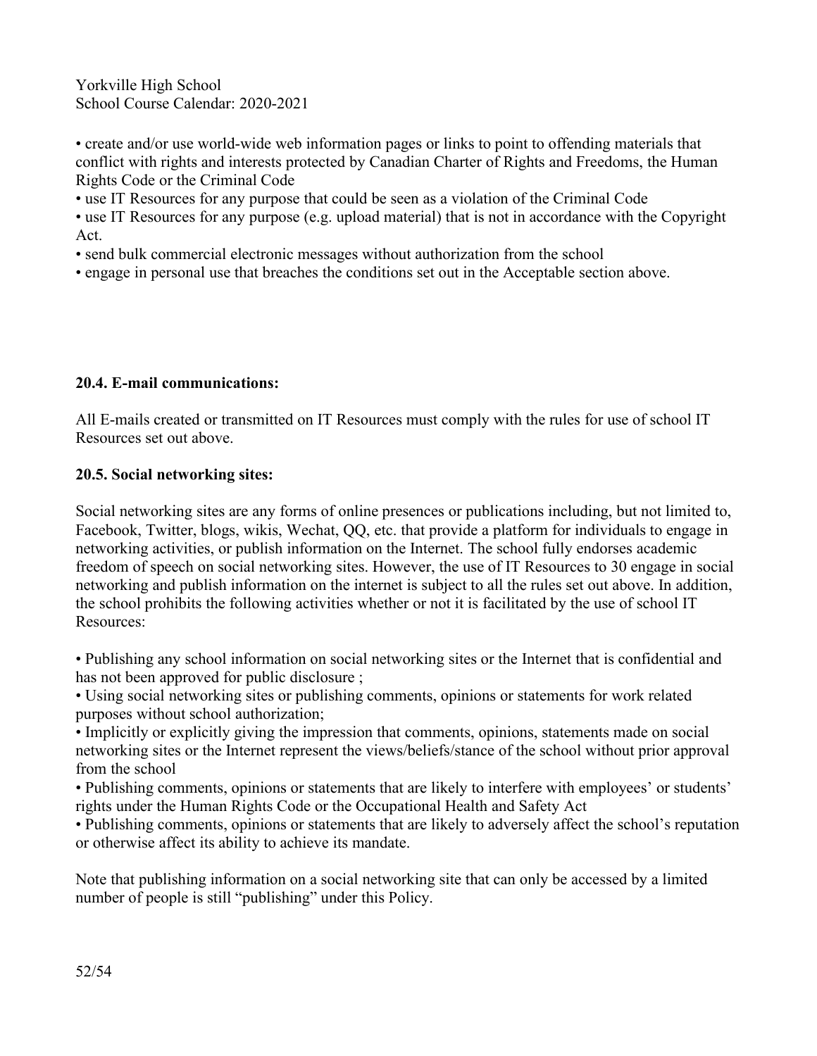• create and/or use world-wide web information pages or links to point to offending materials that conflict with rights and interests protected by Canadian Charter of Rights and Freedoms, the Human Rights Code or the Criminal Code
• use IT Resources for any purpose that could be seen as a violation of the Criminal Code
• use IT Resources for any purpose (e.g. upload material) that is not in accordance with the Copyright Act.
• send bulk commercial electronic messages without authorization from the school
• engage in personal use that breaches the conditions set out in the Acceptable section above.

**20.4. E-mail communications:**

All E-mails created or transmitted on IT Resources must comply with the rules for use of school IT Resources set out above.

**20.5. Social networking sites:**

Social networking sites are any forms of online presences or publications including, but not limited to, Facebook, Twitter, blogs, wikis, Wechat, QQ, etc. that provide a platform for individuals to engage in networking activities, or publish information on the Internet. The school fully endorses academic freedom of speech on social networking sites. However, the use of IT Resources to 30 engage in social networking and publish information on the internet is subject to all the rules set out above. In addition, the school prohibits the following activities whether or not it is facilitated by the use of school IT Resources:

• Publishing any school information on social networking sites or the Internet that is confidential and has not been approved for public disclosure ;
• Using social networking sites or publishing comments, opinions or statements for work related purposes without school authorization;
• Implicitly or explicitly giving the impression that comments, opinions, statements made on social networking sites or the Internet represent the views/beliefs/stance of the school without prior approval from the school
• Publishing comments, opinions or statements that are likely to interfere with employees' or students' rights under the Human Rights Code or the Occupational Health and Safety Act
• Publishing comments, opinions or statements that are likely to adversely affect the school's reputation or otherwise affect its ability to achieve its mandate.

Note that publishing information on a social networking site that can only be accessed by a limited number of people is still "publishing" under this Policy.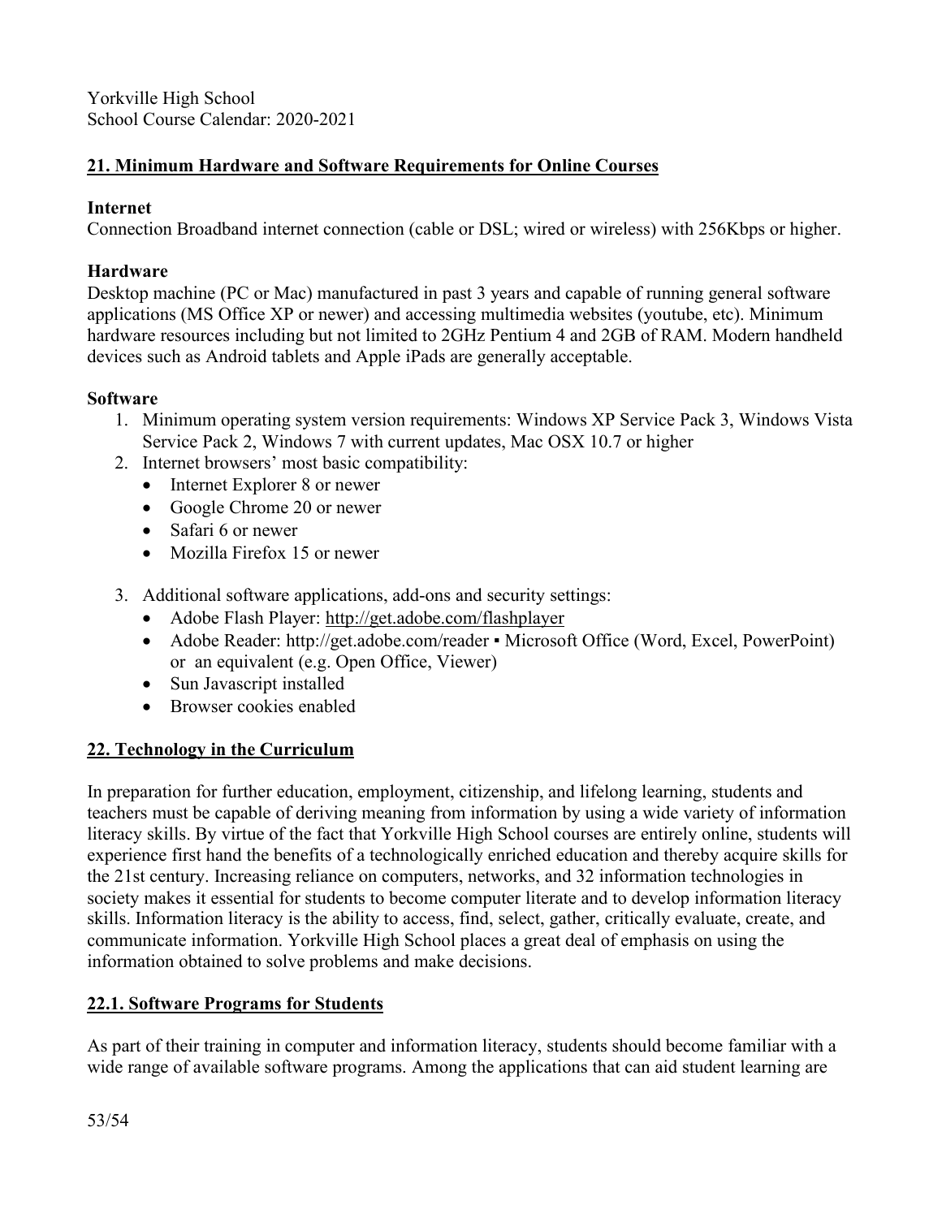Yorkville High School
School Course Calendar: 2020-2021

## 21. Minimum Hardware and Software Requirements for Online Courses

**Internet**
Connection Broadband internet connection (cable or DSL; wired or wireless) with 256Kbps or higher.

**Hardware**
Desktop machine (PC or Mac) manufactured in past 3 years and capable of running general software applications (MS Office XP or newer) and accessing multimedia websites (youtube, etc). Minimum hardware resources including but not limited to 2GHz Pentium 4 and 2GB of RAM. Modern handheld devices such as Android tablets and Apple iPads are generally acceptable.

**Software**

1. Minimum operating system version requirements: Windows XP Service Pack 3, Windows Vista Service Pack 2, Windows 7 with current updates, Mac OSX 10.7 or higher
2. Internet browsers' most basic compatibility:
   - Internet Explorer 8 or newer
   - Google Chrome 20 or newer
   - Safari 6 or newer
   - Mozilla Firefox 15 or newer
3. Additional software applications, add-ons and security settings:
   - Adobe Flash Player: http://get.adobe.com/flashplayer
   - Adobe Reader: http://get.adobe.com/reader ▪ Microsoft Office (Word, Excel, PowerPoint) or an equivalent (e.g. Open Office, Viewer)
   - Sun Javascript installed
   - Browser cookies enabled

## 22. Technology in the Curriculum

In preparation for further education, employment, citizenship, and lifelong learning, students and teachers must be capable of deriving meaning from information by using a wide variety of information literacy skills. By virtue of the fact that Yorkville High School courses are entirely online, students will experience first hand the benefits of a technologically enriched education and thereby acquire skills for the 21st century. Increasing reliance on computers, networks, and 32 information technologies in society makes it essential for students to become computer literate and to develop information literacy skills. Information literacy is the ability to access, find, select, gather, critically evaluate, create, and communicate information. Yorkville High School places a great deal of emphasis on using the information obtained to solve problems and make decisions.

## 22.1. Software Programs for Students

As part of their training in computer and information literacy, students should become familiar with a wide range of available software programs. Among the applications that can aid student learning are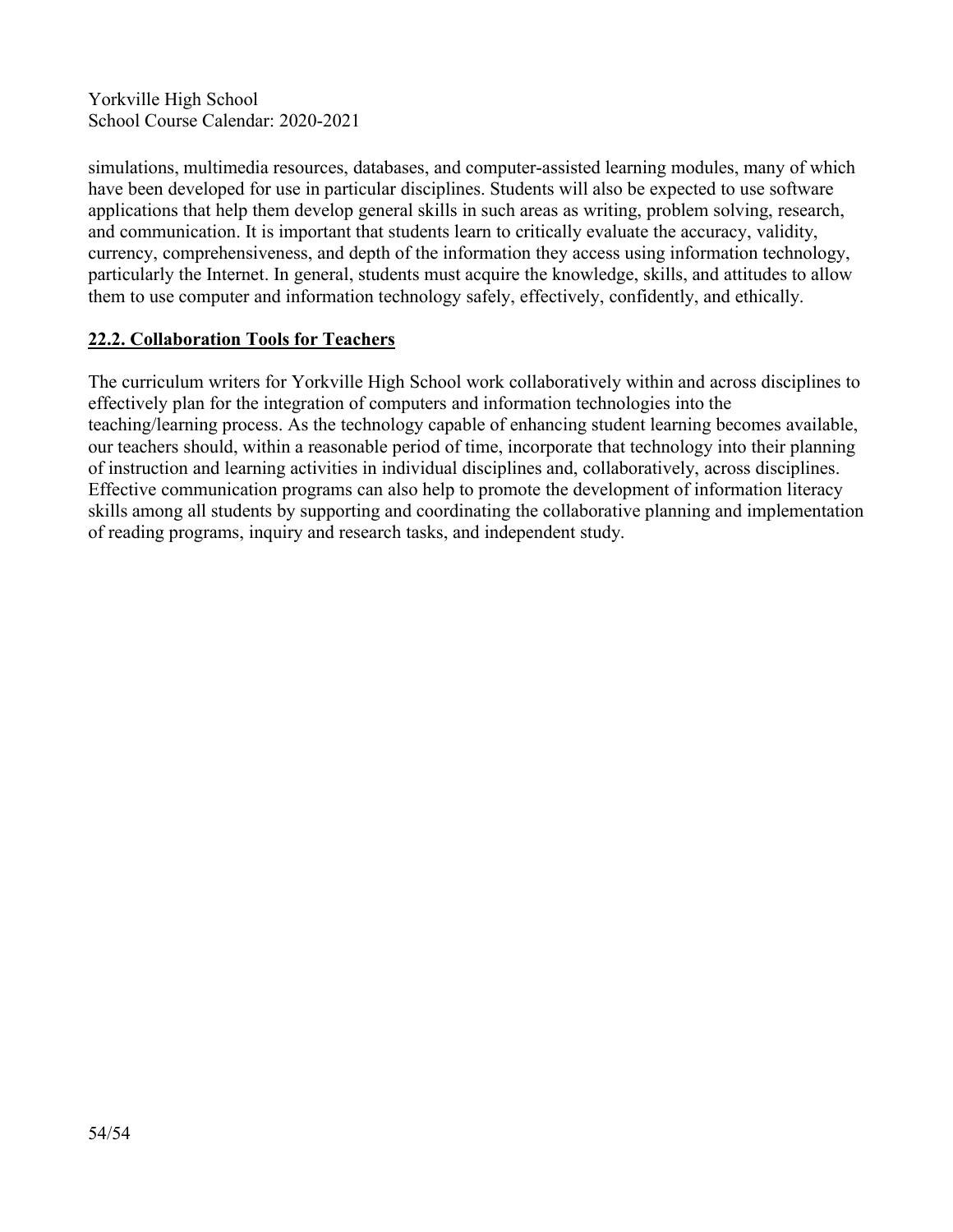simulations, multimedia resources, databases, and computer-assisted learning modules, many of which have been developed for use in particular disciplines. Students will also be expected to use software applications that help them develop general skills in such areas as writing, problem solving, research, and communication. It is important that students learn to critically evaluate the accuracy, validity, currency, comprehensiveness, and depth of the information they access using information technology, particularly the Internet. In general, students must acquire the knowledge, skills, and attitudes to allow them to use computer and information technology safely, effectively, confidently, and ethically.

## 22.2. Collaboration Tools for Teachers

The curriculum writers for Yorkville High School work collaboratively within and across disciplines to effectively plan for the integration of computers and information technologies into the teaching/learning process. As the technology capable of enhancing student learning becomes available, our teachers should, within a reasonable period of time, incorporate that technology into their planning of instruction and learning activities in individual disciplines and, collaboratively, across disciplines. Effective communication programs can also help to promote the development of information literacy skills among all students by supporting and coordinating the collaborative planning and implementation of reading programs, inquiry and research tasks, and independent study.